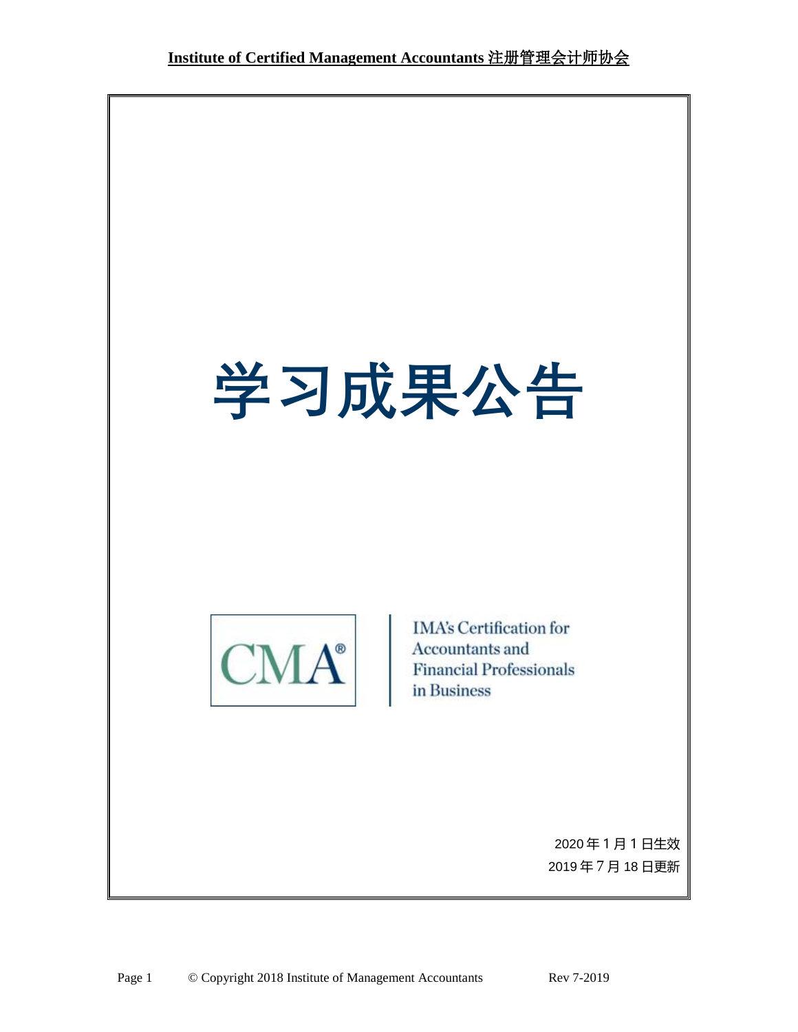**Institute of Certified Management Accountants 注册管理会计师协会**

# 学习成果公告

CMA®

IMA's Certification for Accountants and Financial Professionals in Business

2020 年 1 月 1 日生效

2019 年 7 月 18 日更新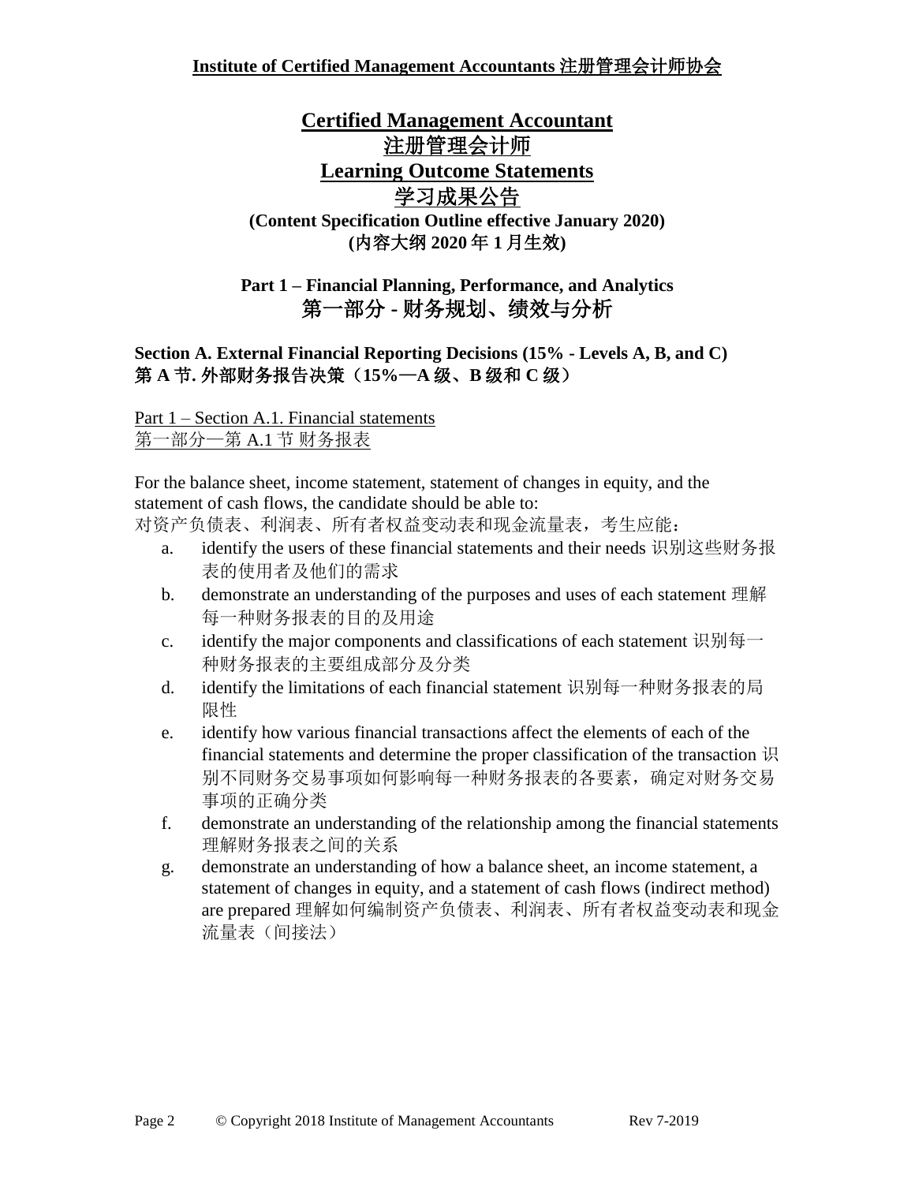**Institute of Certified Management Accountants 注册管理会计师协会**

# Certified Management Accountant
# 注册管理会计师
# Learning Outcome Statements
# 学习成果公告

**(Content Specification Outline effective January 2020)**
**(内容大纲 2020 年 1 月生效)**

## Part 1 – Financial Planning, Performance, and Analytics
## 第一部分 - 财务规划、绩效与分析

### Section A. External Financial Reporting Decisions (15% - Levels A, B, and C)
### 第 A 节. 外部财务报告决策（15%—A 级、B 级和 C 级）

Part 1 – Section A.1. Financial statements
第一部分—第 A.1 节 财务报表

For the balance sheet, income statement, statement of changes in equity, and the statement of cash flows, the candidate should be able to:
对资产负债表、利润表、所有者权益变动表和现金流量表，考生应能：

a. identify the users of these financial statements and their needs 识别这些财务报表的使用者及他们的需求
b. demonstrate an understanding of the purposes and uses of each statement 理解每一种财务报表的目的及用途
c. identify the major components and classifications of each statement 识别每一种财务报表的主要组成部分及分类
d. identify the limitations of each financial statement 识别每一种财务报表的局限性
e. identify how various financial transactions affect the elements of each of the financial statements and determine the proper classification of the transaction 识别不同财务交易事项如何影响每一种财务报表的各要素，确定对财务交易事项的正确分类
f. demonstrate an understanding of the relationship among the financial statements 理解财务报表之间的关系
g. demonstrate an understanding of how a balance sheet, an income statement, a statement of changes in equity, and a statement of cash flows (indirect method) are prepared 理解如何编制资产负债表、利润表、所有者权益变动表和现金流量表（间接法）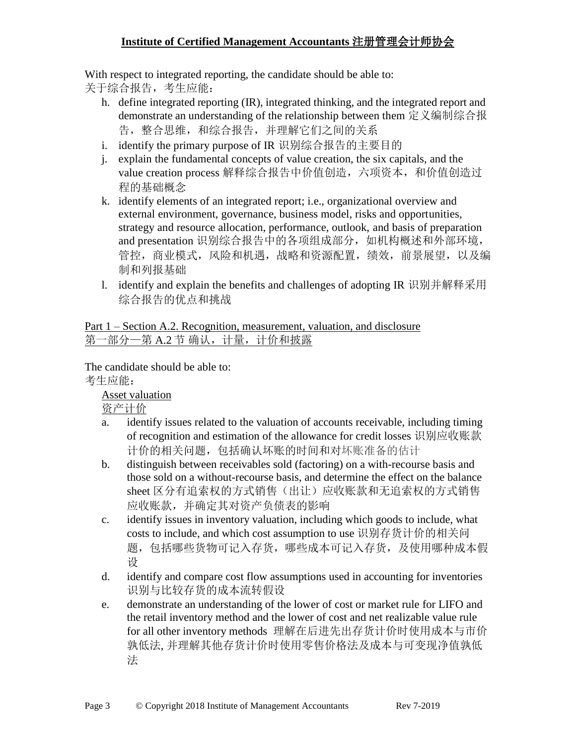With respect to integrated reporting, the candidate should be able to:
关于综合报告，考生应能：

h. define integrated reporting (IR), integrated thinking, and the integrated report and demonstrate an understanding of the relationship between them 定义编制综合报告，整合思维，和综合报告，并理解它们之间的关系
i. identify the primary purpose of IR 识别综合报告的主要目的
j. explain the fundamental concepts of value creation, the six capitals, and the value creation process 解释综合报告中价值创造，六项资本，和价值创造过程的基础概念
k. identify elements of an integrated report; i.e., organizational overview and external environment, governance, business model, risks and opportunities, strategy and resource allocation, performance, outlook, and basis of preparation and presentation 识别综合报告中的各项组成部分，如机构概述和外部环境，管控，商业模式，风险和机遇，战略和资源配置，绩效，前景展望，以及编制和列报基础
l. identify and explain the benefits and challenges of adopting IR 识别并解释采用综合报告的优点和挑战

Part 1 – Section A.2. Recognition, measurement, valuation, and disclosure
第一部分—第 A.2 节 确认，计量，计价和披露

The candidate should be able to:
考生应能：

Asset valuation
资产计价

a. identify issues related to the valuation of accounts receivable, including timing of recognition and estimation of the allowance for credit losses 识别应收账款计价的相关问题，包括确认坏账的时间和对坏账准备的估计
b. distinguish between receivables sold (factoring) on a with-recourse basis and those sold on a without-recourse basis, and determine the effect on the balance sheet 区分有追索权的方式销售（出让）应收账款和无追索权的方式销售应收账款，并确定其对资产负债表的影响
c. identify issues in inventory valuation, including which goods to include, what costs to include, and which cost assumption to use 识别存货计价的相关问题，包括哪些货物可记入存货，哪些成本可记入存货，及使用哪种成本假设
d. identify and compare cost flow assumptions used in accounting for inventories 识别与比较存货的成本流转假设
e. demonstrate an understanding of the lower of cost or market rule for LIFO and the retail inventory method and the lower of cost and net realizable value rule for all other inventory methods 理解在后进先出存货计价时使用成本与市价孰低法, 并理解其他存货计价时使用零售价格法及成本与可变现净值孰低法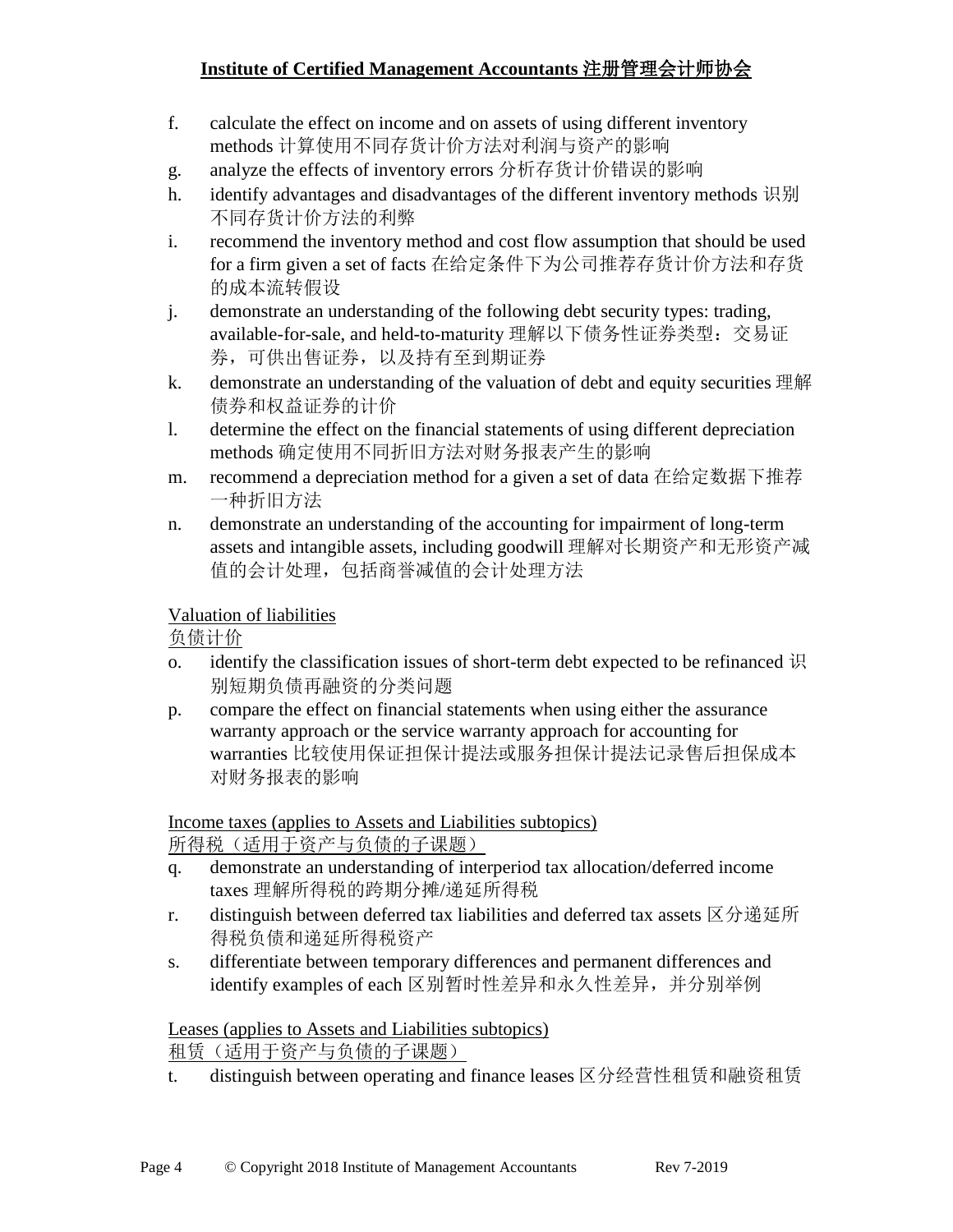f. calculate the effect on income and on assets of using different inventory methods 计算使用不同存货计价方法对利润与资产的影响

g. analyze the effects of inventory errors 分析存货计价错误的影响

h. identify advantages and disadvantages of the different inventory methods 识别不同存货计价方法的利弊

i. recommend the inventory method and cost flow assumption that should be used for a firm given a set of facts 在给定条件下为公司推荐存货计价方法和存货的成本流转假设

j. demonstrate an understanding of the following debt security types: trading, available-for-sale, and held-to-maturity 理解以下债务性证券类型：交易证券，可供出售证券，以及持有至到期证券

k. demonstrate an understanding of the valuation of debt and equity securities 理解债券和权益证券的计价

l. determine the effect on the financial statements of using different depreciation methods 确定使用不同折旧方法对财务报表产生的影响

m. recommend a depreciation method for a given a set of data 在给定数据下推荐一种折旧方法

n. demonstrate an understanding of the accounting for impairment of long-term assets and intangible assets, including goodwill 理解对长期资产和无形资产减值的会计处理，包括商誉减值的会计处理方法

<u>Valuation of liabilities</u>
<u>负债计价</u>

o. identify the classification issues of short-term debt expected to be refinanced 识别短期负债再融资的分类问题

p. compare the effect on financial statements when using either the assurance warranty approach or the service warranty approach for accounting for warranties 比较使用保证担保计提法或服务担保计提法记录售后担保成本对财务报表的影响

<u>Income taxes (applies to Assets and Liabilities subtopics)</u>
<u>所得税（适用于资产与负债的子课题）</u>

q. demonstrate an understanding of interperiod tax allocation/deferred income taxes 理解所得税的跨期分摊/递延所得税

r. distinguish between deferred tax liabilities and deferred tax assets 区分递延所得税负债和递延所得税资产

s. differentiate between temporary differences and permanent differences and identify examples of each 区别暂时性差异和永久性差异，并分别举例

<u>Leases (applies to Assets and Liabilities subtopics)</u>
<u>租赁（适用于资产与负债的子课题）</u>

t. distinguish between operating and finance leases 区分经营性租赁和融资租赁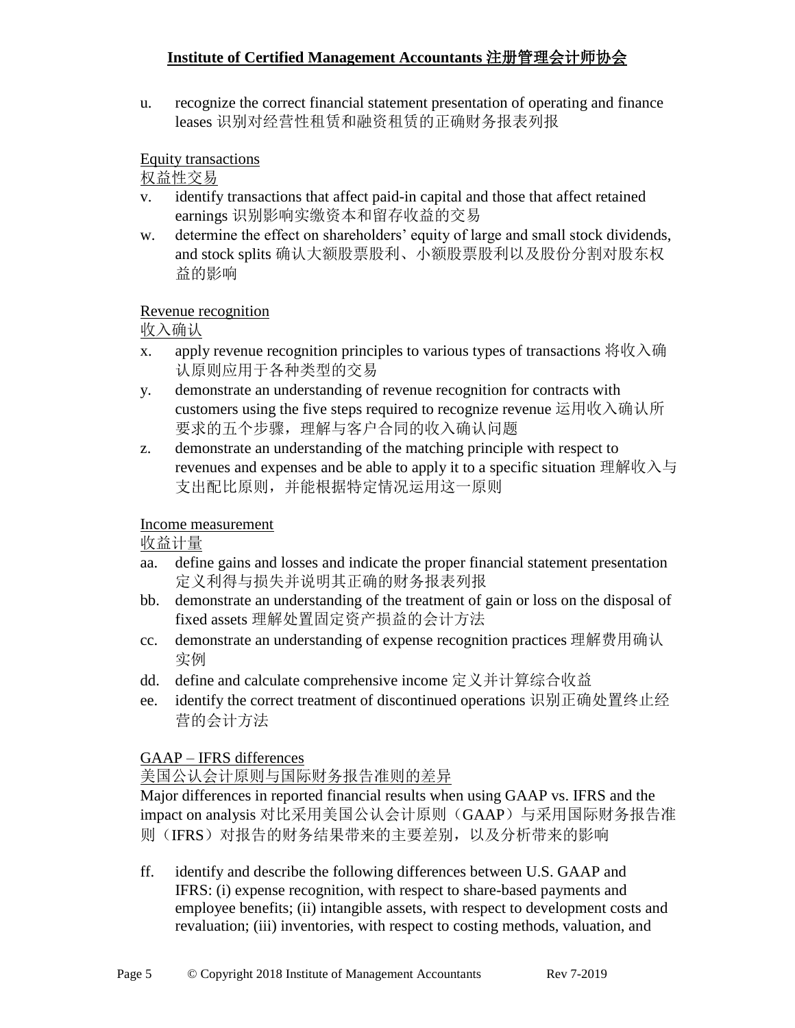u. recognize the correct financial statement presentation of operating and finance leases 识别对经营性租赁和融资租赁的正确财务报表列报

Equity transactions

权益性交易

v. identify transactions that affect paid-in capital and those that affect retained earnings 识别影响实缴资本和留存收益的交易

w. determine the effect on shareholders' equity of large and small stock dividends, and stock splits 确认大额股票股利、小额股票股利以及股份分割对股东权益的影响

Revenue recognition

收入确认

x. apply revenue recognition principles to various types of transactions 将收入确认原则应用于各种类型的交易

y. demonstrate an understanding of revenue recognition for contracts with customers using the five steps required to recognize revenue 运用收入确认所要求的五个步骤，理解与客户合同的收入确认问题

z. demonstrate an understanding of the matching principle with respect to revenues and expenses and be able to apply it to a specific situation 理解收入与支出配比原则，并能根据特定情况运用这一原则

Income measurement

收益计量

aa. define gains and losses and indicate the proper financial statement presentation 定义利得与损失并说明其正确的财务报表列报

bb. demonstrate an understanding of the treatment of gain or loss on the disposal of fixed assets 理解处置固定资产损益的会计方法

cc. demonstrate an understanding of expense recognition practices 理解费用确认实例

dd. define and calculate comprehensive income 定义并计算综合收益

ee. identify the correct treatment of discontinued operations 识别正确处置终止经营的会计方法

GAAP – IFRS differences

美国公认会计原则与国际财务报告准则的差异

Major differences in reported financial results when using GAAP vs. IFRS and the impact on analysis 对比采用美国公认会计原则（GAAP）与采用国际财务报告准则（IFRS）对报告的财务结果带来的主要差别，以及分析带来的影响

ff. identify and describe the following differences between U.S. GAAP and IFRS: (i) expense recognition, with respect to share-based payments and employee benefits; (ii) intangible assets, with respect to development costs and revaluation; (iii) inventories, with respect to costing methods, valuation, and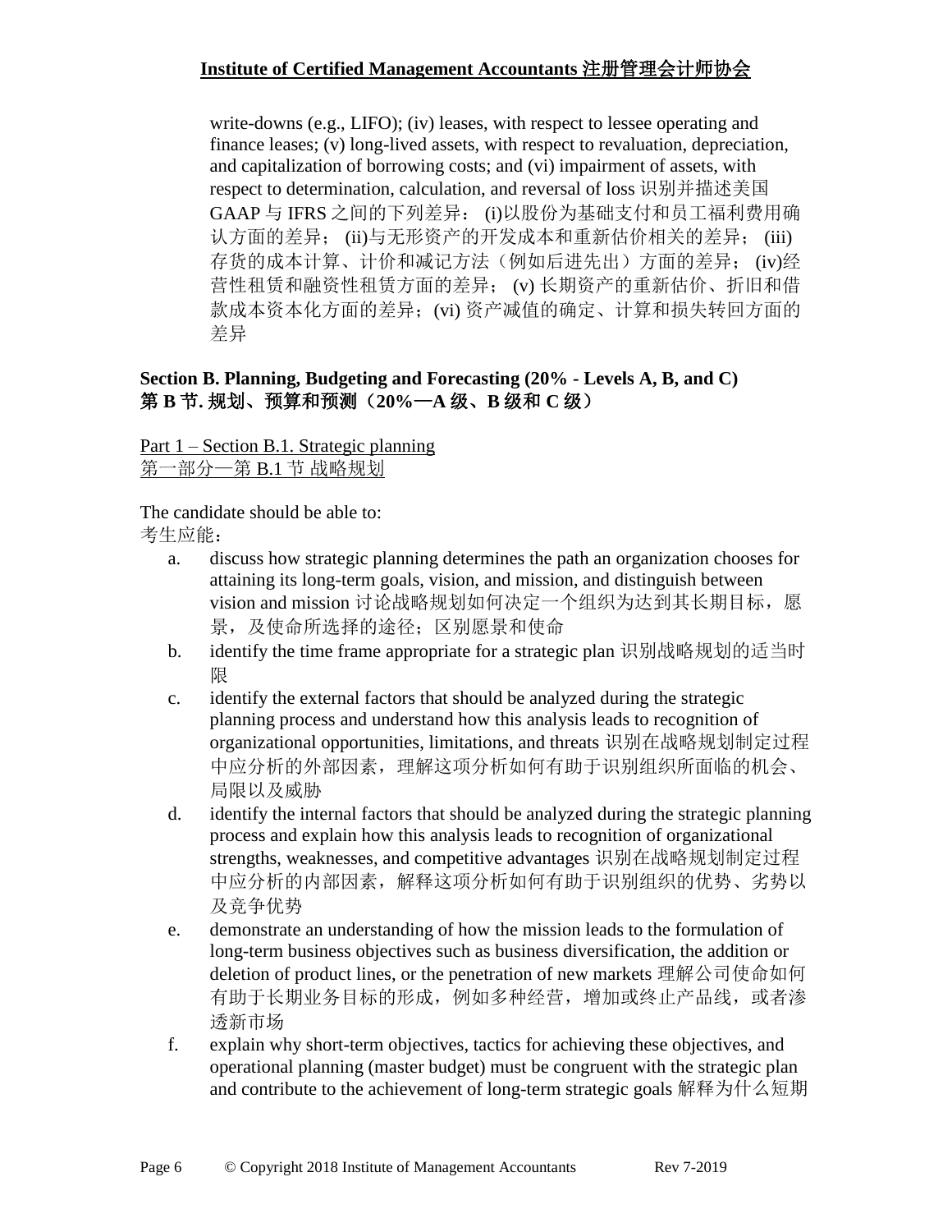write-downs (e.g., LIFO); (iv) leases, with respect to lessee operating and finance leases; (v) long-lived assets, with respect to revaluation, depreciation, and capitalization of borrowing costs; and (vi) impairment of assets, with respect to determination, calculation, and reversal of loss 识别并描述美国 GAAP 与 IFRS 之间的下列差异： (i)以股份为基础支付和员工福利费用确认方面的差异； (ii)与无形资产的开发成本和重新估价相关的差异； (iii) 存货的成本计算、计价和减记方法（例如后进先出）方面的差异； (iv)经营性租赁和融资性租赁方面的差异； (v) 长期资产的重新估价、折旧和借款成本资本化方面的差异；(vi) 资产减值的确定、计算和损失转回方面的差异

## Section B. Planning, Budgeting and Forecasting (20% - Levels A, B, and C)
## 第 B 节. 规划、预算和预测（20%—A 级、B 级和 C 级）

Part 1 – Section B.1. Strategic planning
第一部分—第 B.1 节 战略规划

The candidate should be able to:
考生应能：

a. discuss how strategic planning determines the path an organization chooses for attaining its long-term goals, vision, and mission, and distinguish between vision and mission 讨论战略规划如何决定一个组织为达到其长期目标，愿景，及使命所选择的途径；区别愿景和使命
b. identify the time frame appropriate for a strategic plan 识别战略规划的适当时限
c. identify the external factors that should be analyzed during the strategic planning process and understand how this analysis leads to recognition of organizational opportunities, limitations, and threats 识别在战略规划制定过程中应分析的外部因素，理解这项分析如何有助于识别组织所面临的机会、局限以及威胁
d. identify the internal factors that should be analyzed during the strategic planning process and explain how this analysis leads to recognition of organizational strengths, weaknesses, and competitive advantages 识别在战略规划制定过程中应分析的内部因素，解释这项分析如何有助于识别组织的优势、劣势以及竞争优势
e. demonstrate an understanding of how the mission leads to the formulation of long-term business objectives such as business diversification, the addition or deletion of product lines, or the penetration of new markets 理解公司使命如何有助于长期业务目标的形成，例如多种经营，增加或终止产品线，或者渗透新市场
f. explain why short-term objectives, tactics for achieving these objectives, and operational planning (master budget) must be congruent with the strategic plan and contribute to the achievement of long-term strategic goals 解释为什么短期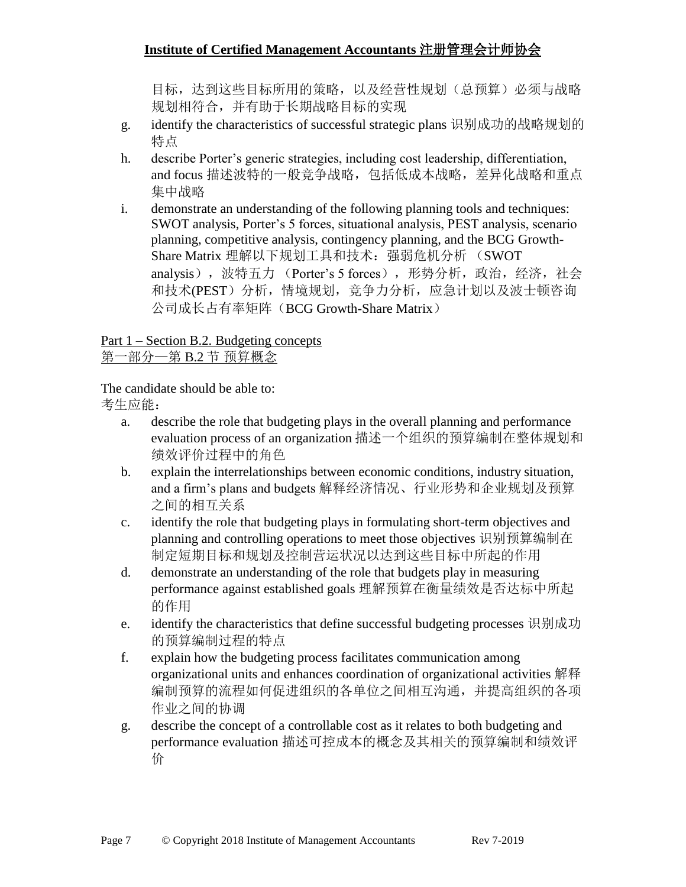目标，达到这些目标所用的策略，以及经营性规划（总预算）必须与战略规划相符合，并有助于长期战略目标的实现

g. identify the characteristics of successful strategic plans 识别成功的战略规划的特点
h. describe Porter's generic strategies, including cost leadership, differentiation, and focus 描述波特的一般竞争战略，包括低成本战略，差异化战略和重点集中战略
i. demonstrate an understanding of the following planning tools and techniques: SWOT analysis, Porter's 5 forces, situational analysis, PEST analysis, scenario planning, competitive analysis, contingency planning, and the BCG Growth-Share Matrix 理解以下规划工具和技术：强弱危机分析 （SWOT analysis），波特五力 （Porter's 5 forces），形势分析，政治，经济，社会和技术(PEST）分析，情境规划，竞争力分析，应急计划以及波士顿咨询公司成长占有率矩阵（BCG Growth-Share Matrix）

## Part 1 – Section B.2. Budgeting concepts
## 第一部分—第 B.2 节 预算概念

The candidate should be able to:
考生应能：

a. describe the role that budgeting plays in the overall planning and performance evaluation process of an organization 描述一个组织的预算编制在整体规划和绩效评价过程中的角色
b. explain the interrelationships between economic conditions, industry situation, and a firm's plans and budgets 解释经济情况、行业形势和企业规划及预算之间的相互关系
c. identify the role that budgeting plays in formulating short-term objectives and planning and controlling operations to meet those objectives 识别预算编制在制定短期目标和规划及控制营运状况以达到这些目标中所起的作用
d. demonstrate an understanding of the role that budgets play in measuring performance against established goals 理解预算在衡量绩效是否达标中所起的作用
e. identify the characteristics that define successful budgeting processes 识别成功的预算编制过程的特点
f. explain how the budgeting process facilitates communication among organizational units and enhances coordination of organizational activities 解释编制预算的流程如何促进组织的各单位之间相互沟通，并提高组织的各项作业之间的协调
g. describe the concept of a controllable cost as it relates to both budgeting and performance evaluation 描述可控成本的概念及其相关的预算编制和绩效评价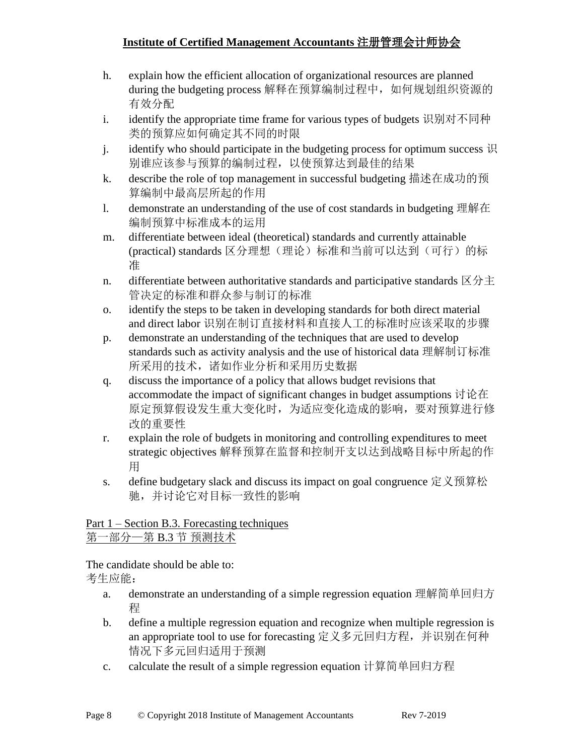h. explain how the efficient allocation of organizational resources are planned during the budgeting process 解释在预算编制过程中，如何规划组织资源的有效分配
i. identify the appropriate time frame for various types of budgets 识别对不同种类的预算应如何确定其不同的时限
j. identify who should participate in the budgeting process for optimum success 识别谁应该参与预算的编制过程，以使预算达到最佳的结果
k. describe the role of top management in successful budgeting 描述在成功的预算编制中最高层所起的作用
l. demonstrate an understanding of the use of cost standards in budgeting 理解在编制预算中标准成本的运用
m. differentiate between ideal (theoretical) standards and currently attainable (practical) standards 区分理想（理论）标准和当前可以达到（可行）的标准
n. differentiate between authoritative standards and participative standards 区分主管决定的标准和群众参与制订的标准
o. identify the steps to be taken in developing standards for both direct material and direct labor 识别在制订直接材料和直接人工的标准时应该采取的步骤
p. demonstrate an understanding of the techniques that are used to develop standards such as activity analysis and the use of historical data 理解制订标准所采用的技术，诸如作业分析和采用历史数据
q. discuss the importance of a policy that allows budget revisions that accommodate the impact of significant changes in budget assumptions 讨论在原定预算假设发生重大变化时，为适应变化造成的影响，要对预算进行修改的重要性
r. explain the role of budgets in monitoring and controlling expenditures to meet strategic objectives 解释预算在监督和控制开支以达到战略目标中所起的作用
s. define budgetary slack and discuss its impact on goal congruence 定义预算松驰，并讨论它对目标一致性的影响

Part 1 – Section B.3. Forecasting techniques
第一部分—第 B.3 节 预测技术

The candidate should be able to:
考生应能：

a. demonstrate an understanding of a simple regression equation 理解简单回归方程
b. define a multiple regression equation and recognize when multiple regression is an appropriate tool to use for forecasting 定义多元回归方程，并识别在何种情况下多元回归适用于预测
c. calculate the result of a simple regression equation 计算简单回归方程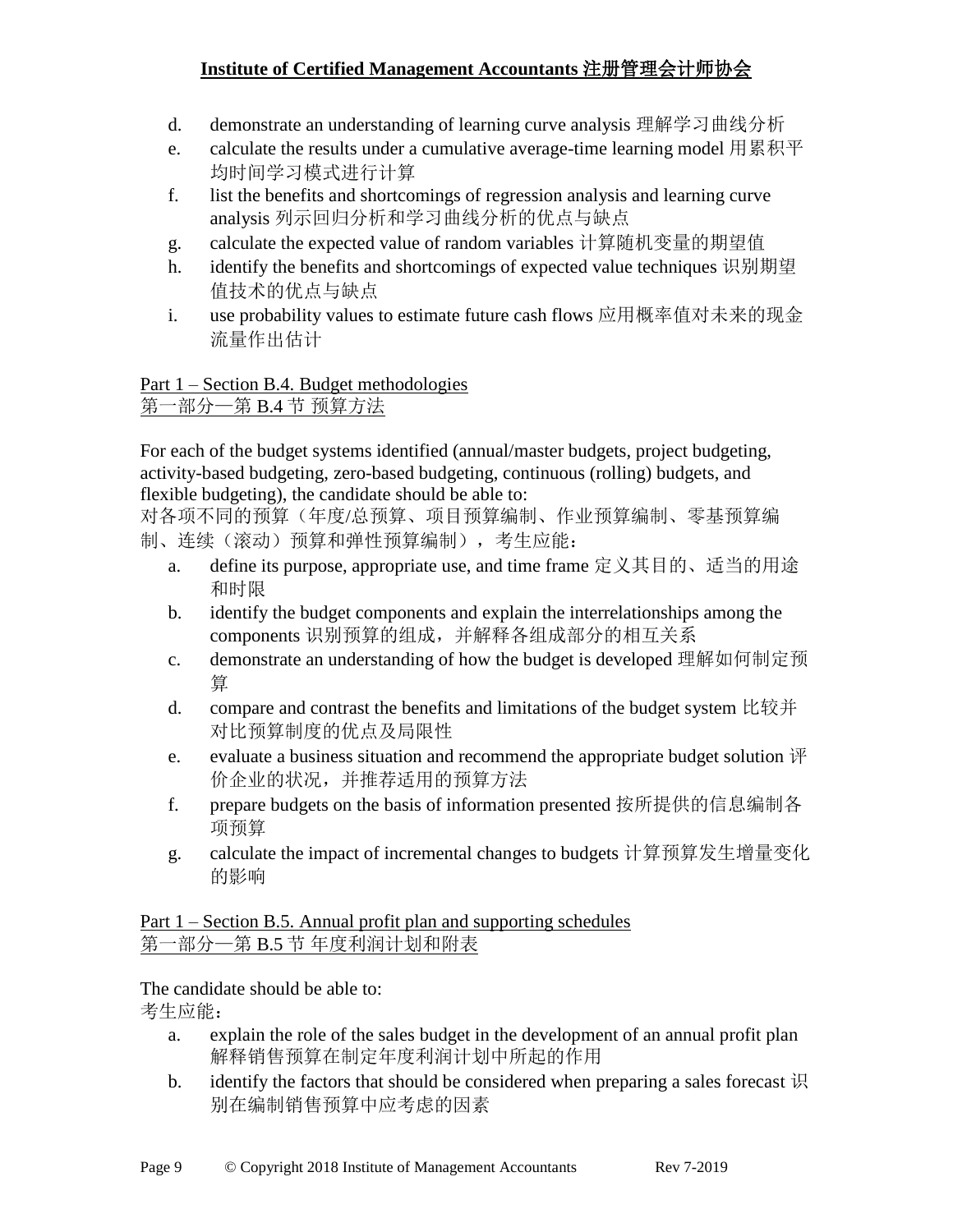d. demonstrate an understanding of learning curve analysis 理解学习曲线分析
e. calculate the results under a cumulative average-time learning model 用累积平均时间学习模式进行计算
f. list the benefits and shortcomings of regression analysis and learning curve analysis 列示回归分析和学习曲线分析的优点与缺点
g. calculate the expected value of random variables 计算随机变量的期望值
h. identify the benefits and shortcomings of expected value techniques 识别期望值技术的优点与缺点
i. use probability values to estimate future cash flows 应用概率值对未来的现金流量作出估计

Part 1 – Section B.4. Budget methodologies
第一部分—第 B.4 节 预算方法

For each of the budget systems identified (annual/master budgets, project budgeting, activity-based budgeting, zero-based budgeting, continuous (rolling) budgets, and flexible budgeting), the candidate should be able to:
对各项不同的预算（年度/总预算、项目预算编制、作业预算编制、零基预算编制、连续（滚动）预算和弹性预算编制），考生应能：

a. define its purpose, appropriate use, and time frame 定义其目的、适当的用途和时限
b. identify the budget components and explain the interrelationships among the components 识别预算的组成，并解释各组成部分的相互关系
c. demonstrate an understanding of how the budget is developed 理解如何制定预算
d. compare and contrast the benefits and limitations of the budget system 比较并对比预算制度的优点及局限性
e. evaluate a business situation and recommend the appropriate budget solution 评价企业的状况，并推荐适用的预算方法
f. prepare budgets on the basis of information presented 按所提供的信息编制各项预算
g. calculate the impact of incremental changes to budgets 计算预算发生增量变化的影响

Part 1 – Section B.5. Annual profit plan and supporting schedules
第一部分—第 B.5 节 年度利润计划和附表

The candidate should be able to:
考生应能：

a. explain the role of the sales budget in the development of an annual profit plan 解释销售预算在制定年度利润计划中所起的作用
b. identify the factors that should be considered when preparing a sales forecast 识别在编制销售预算中应考虑的因素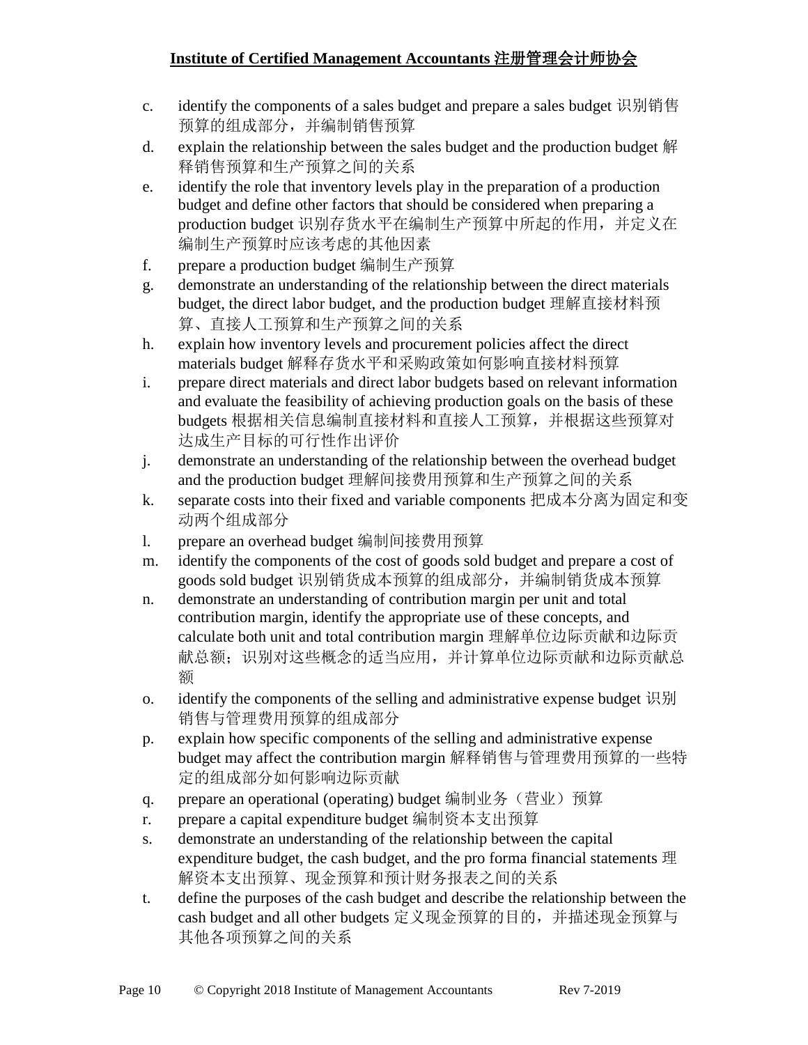c. identify the components of a sales budget and prepare a sales budget 识别销售预算的组成部分，并编制销售预算

d. explain the relationship between the sales budget and the production budget 解释销售预算和生产预算之间的关系

e. identify the role that inventory levels play in the preparation of a production budget and define other factors that should be considered when preparing a production budget 识别存货水平在编制生产预算中所起的作用，并定义在编制生产预算时应该考虑的其他因素

f. prepare a production budget 编制生产预算

g. demonstrate an understanding of the relationship between the direct materials budget, the direct labor budget, and the production budget 理解直接材料预算、直接人工预算和生产预算之间的关系

h. explain how inventory levels and procurement policies affect the direct materials budget 解释存货水平和采购政策如何影响直接材料预算

i. prepare direct materials and direct labor budgets based on relevant information and evaluate the feasibility of achieving production goals on the basis of these budgets 根据相关信息编制直接材料和直接人工预算，并根据这些预算对达成生产目标的可行性作出评价

j. demonstrate an understanding of the relationship between the overhead budget and the production budget 理解间接费用预算和生产预算之间的关系

k. separate costs into their fixed and variable components 把成本分离为固定和变动两个组成部分

l. prepare an overhead budget 编制间接费用预算

m. identify the components of the cost of goods sold budget and prepare a cost of goods sold budget 识别销货成本预算的组成部分，并编制销货成本预算

n. demonstrate an understanding of contribution margin per unit and total contribution margin, identify the appropriate use of these concepts, and calculate both unit and total contribution margin 理解单位边际贡献和边际贡献总额；识别对这些概念的适当应用，并计算单位边际贡献和边际贡献总额

o. identify the components of the selling and administrative expense budget 识别销售与管理费用预算的组成部分

p. explain how specific components of the selling and administrative expense budget may affect the contribution margin 解释销售与管理费用预算的一些特定的组成部分如何影响边际贡献

q. prepare an operational (operating) budget 编制业务（营业）预算

r. prepare a capital expenditure budget 编制资本支出预算

s. demonstrate an understanding of the relationship between the capital expenditure budget, the cash budget, and the pro forma financial statements 理解资本支出预算、现金预算和预计财务报表之间的关系

t. define the purposes of the cash budget and describe the relationship between the cash budget and all other budgets 定义现金预算的目的，并描述现金预算与其他各项预算之间的关系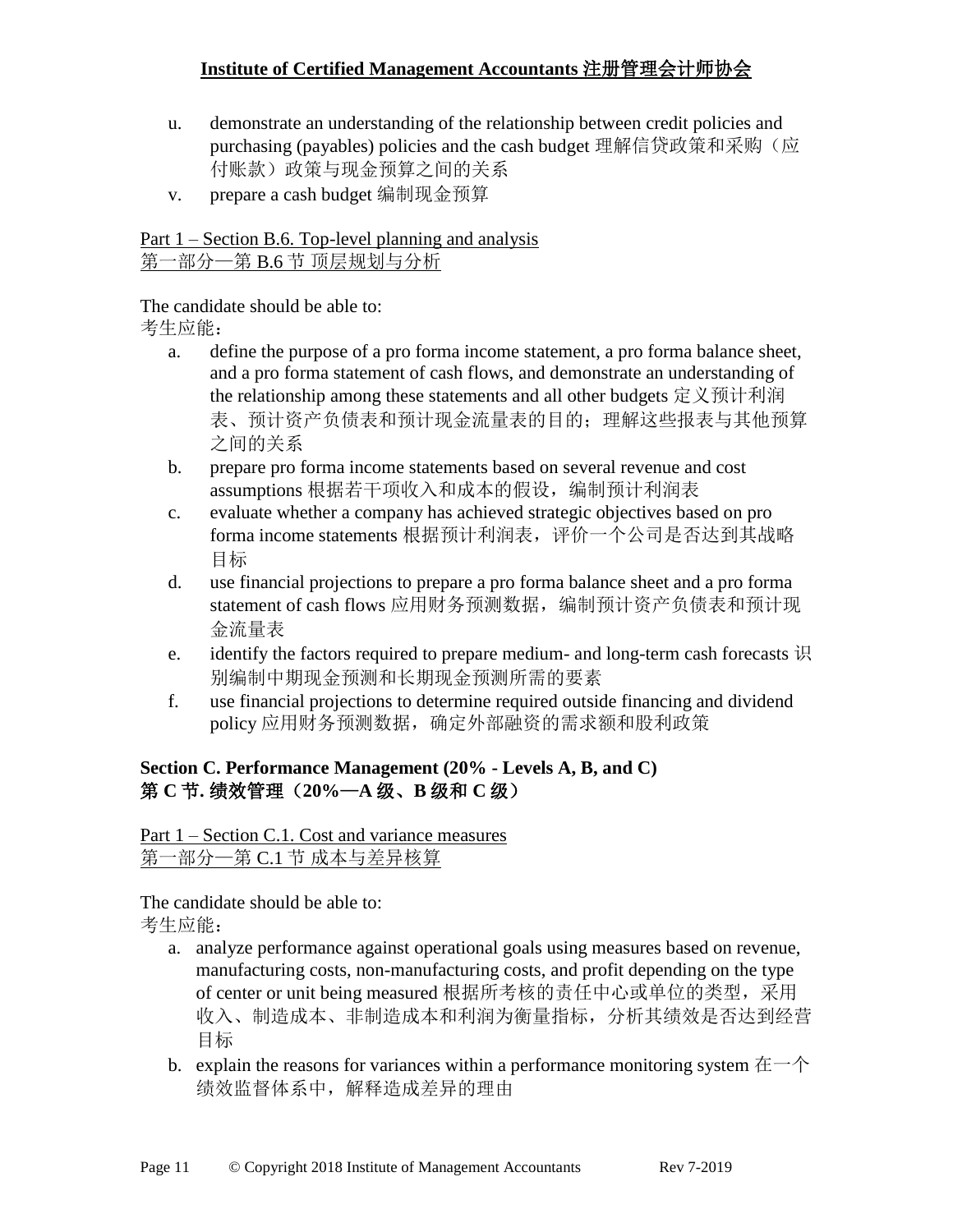u. demonstrate an understanding of the relationship between credit policies and purchasing (payables) policies and the cash budget 理解信贷政策和采购（应付账款）政策与现金预算之间的关系
v. prepare a cash budget 编制现金预算

Part 1 – Section B.6. Top-level planning and analysis
第一部分—第 B.6 节 顶层规划与分析

The candidate should be able to:
考生应能：

a. define the purpose of a pro forma income statement, a pro forma balance sheet, and a pro forma statement of cash flows, and demonstrate an understanding of the relationship among these statements and all other budgets 定义预计利润表、预计资产负债表和预计现金流量表的目的；理解这些报表与其他预算之间的关系
b. prepare pro forma income statements based on several revenue and cost assumptions 根据若干项收入和成本的假设，编制预计利润表
c. evaluate whether a company has achieved strategic objectives based on pro forma income statements 根据预计利润表，评价一个公司是否达到其战略目标
d. use financial projections to prepare a pro forma balance sheet and a pro forma statement of cash flows 应用财务预测数据，编制预计资产负债表和预计现金流量表
e. identify the factors required to prepare medium- and long-term cash forecasts 识别编制中期现金预测和长期现金预测所需的要素
f. use financial projections to determine required outside financing and dividend policy 应用财务预测数据，确定外部融资的需求额和股利政策

## Section C. Performance Management (20% - Levels A, B, and C)
## 第 C 节. 绩效管理（20%—A 级、B 级和 C 级）

Part 1 – Section C.1. Cost and variance measures
第一部分—第 C.1 节 成本与差异核算

The candidate should be able to:
考生应能：

a. analyze performance against operational goals using measures based on revenue, manufacturing costs, non-manufacturing costs, and profit depending on the type of center or unit being measured 根据所考核的责任中心或单位的类型，采用收入、制造成本、非制造成本和利润为衡量指标，分析其绩效是否达到经营目标
b. explain the reasons for variances within a performance monitoring system 在一个绩效监督体系中，解释造成差异的理由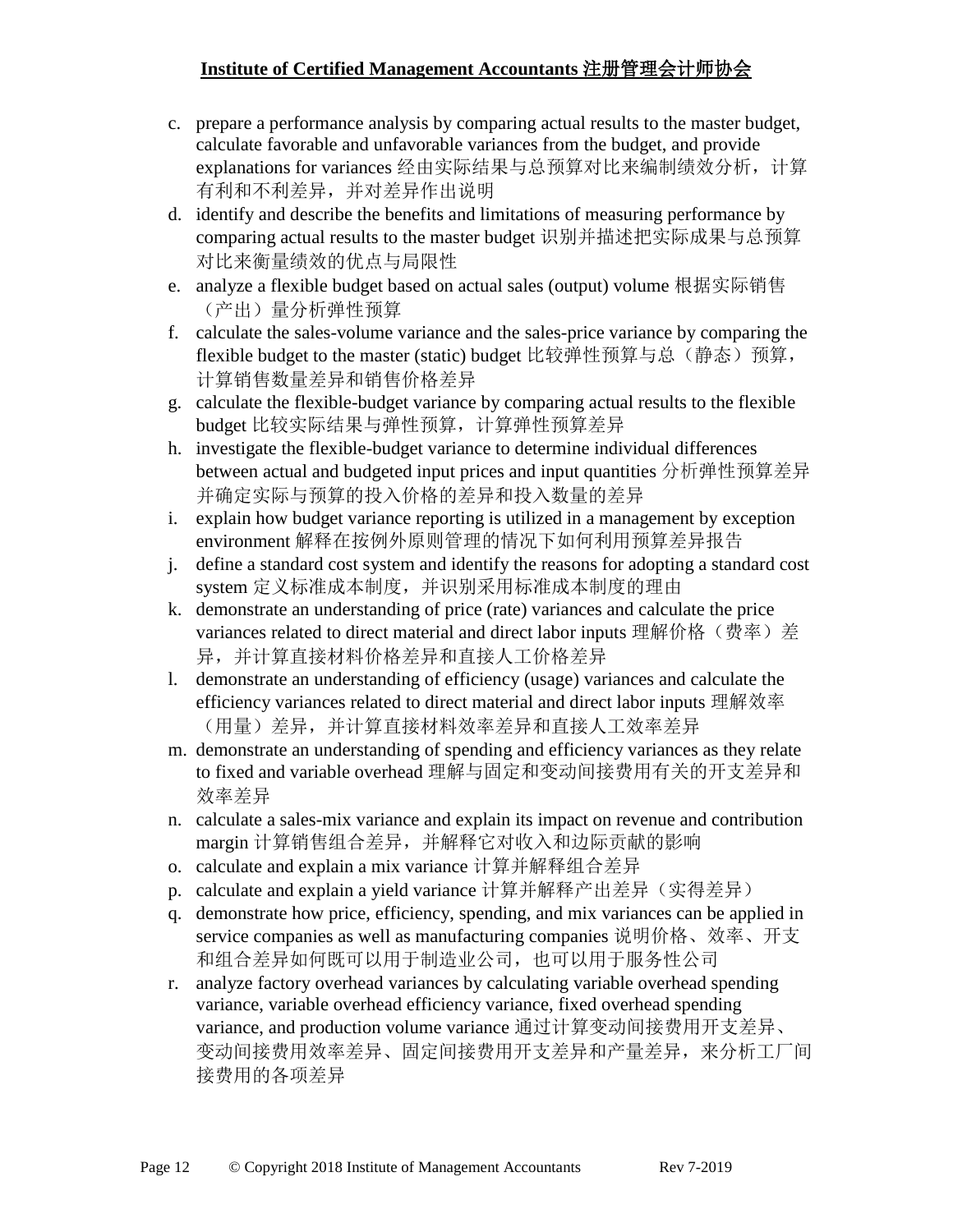c. prepare a performance analysis by comparing actual results to the master budget, calculate favorable and unfavorable variances from the budget, and provide explanations for variances 经由实际结果与总预算对比来编制绩效分析，计算有利和不利差异，并对差异作出说明
d. identify and describe the benefits and limitations of measuring performance by comparing actual results to the master budget 识别并描述把实际成果与总预算对比来衡量绩效的优点与局限性
e. analyze a flexible budget based on actual sales (output) volume 根据实际销售（产出）量分析弹性预算
f. calculate the sales-volume variance and the sales-price variance by comparing the flexible budget to the master (static) budget 比较弹性预算与总（静态）预算，计算销售数量差异和销售价格差异
g. calculate the flexible-budget variance by comparing actual results to the flexible budget 比较实际结果与弹性预算，计算弹性预算差异
h. investigate the flexible-budget variance to determine individual differences between actual and budgeted input prices and input quantities 分析弹性预算差异并确定实际与预算的投入价格的差异和投入数量的差异
i. explain how budget variance reporting is utilized in a management by exception environment 解释在按例外原则管理的情况下如何利用预算差异报告
j. define a standard cost system and identify the reasons for adopting a standard cost system 定义标准成本制度，并识别采用标准成本制度的理由
k. demonstrate an understanding of price (rate) variances and calculate the price variances related to direct material and direct labor inputs 理解价格（费率）差异，并计算直接材料价格差异和直接人工价格差异
l. demonstrate an understanding of efficiency (usage) variances and calculate the efficiency variances related to direct material and direct labor inputs 理解效率（用量）差异，并计算直接材料效率差异和直接人工效率差异
m. demonstrate an understanding of spending and efficiency variances as they relate to fixed and variable overhead 理解与固定和变动间接费用有关的开支差异和效率差异
n. calculate a sales-mix variance and explain its impact on revenue and contribution margin 计算销售组合差异，并解释它对收入和边际贡献的影响
o. calculate and explain a mix variance 计算并解释组合差异
p. calculate and explain a yield variance 计算并解释产出差异（实得差异）
q. demonstrate how price, efficiency, spending, and mix variances can be applied in service companies as well as manufacturing companies 说明价格、效率、开支和组合差异如何既可以用于制造业公司，也可以用于服务性公司
r. analyze factory overhead variances by calculating variable overhead spending variance, variable overhead efficiency variance, fixed overhead spending variance, and production volume variance 通过计算变动间接费用开支差异、变动间接费用效率差异、固定间接费用开支差异和产量差异，来分析工厂间接费用的各项差异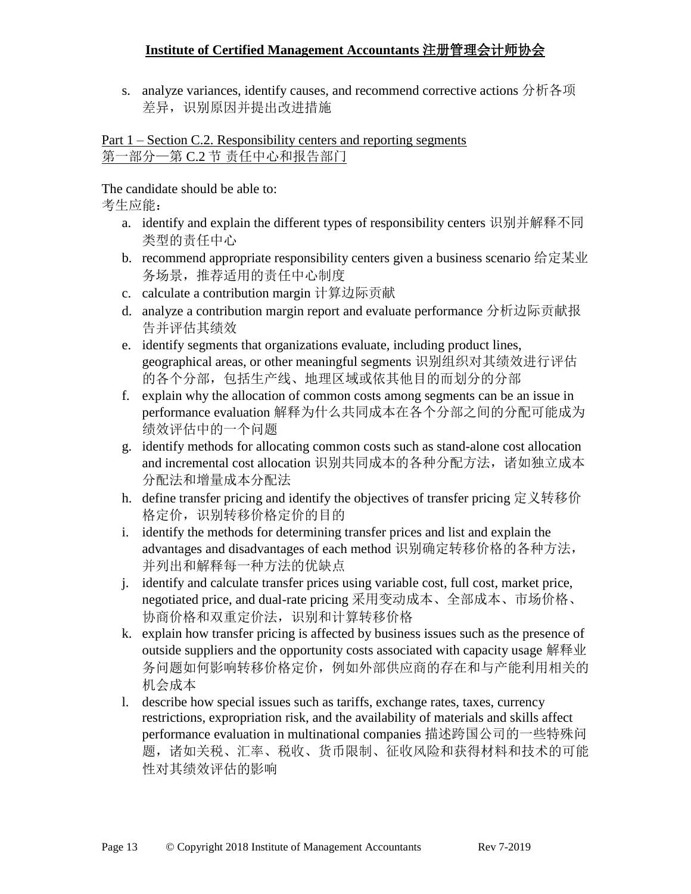s. analyze variances, identify causes, and recommend corrective actions 分析各项差异，识别原因并提出改进措施

Part 1 – Section C.2. Responsibility centers and reporting segments
第一部分—第 C.2 节 责任中心和报告部门

The candidate should be able to:
考生应能：

a. identify and explain the different types of responsibility centers 识别并解释不同类型的责任中心
b. recommend appropriate responsibility centers given a business scenario 给定某业务场景，推荐适用的责任中心制度
c. calculate a contribution margin 计算边际贡献
d. analyze a contribution margin report and evaluate performance 分析边际贡献报告并评估其绩效
e. identify segments that organizations evaluate, including product lines, geographical areas, or other meaningful segments 识别组织对其绩效进行评估的各个分部，包括生产线、地理区域或依其他目的而划分的分部
f. explain why the allocation of common costs among segments can be an issue in performance evaluation 解释为什么共同成本在各个分部之间的分配可能成为绩效评估中的一个问题
g. identify methods for allocating common costs such as stand-alone cost allocation and incremental cost allocation 识别共同成本的各种分配方法，诸如独立成本分配法和增量成本分配法
h. define transfer pricing and identify the objectives of transfer pricing 定义转移价格定价，识别转移价格定价的目的
i. identify the methods for determining transfer prices and list and explain the advantages and disadvantages of each method 识别确定转移价格的各种方法，并列出和解释每一种方法的优缺点
j. identify and calculate transfer prices using variable cost, full cost, market price, negotiated price, and dual-rate pricing 采用变动成本、全部成本、市场价格、协商价格和双重定价法，识别和计算转移价格
k. explain how transfer pricing is affected by business issues such as the presence of outside suppliers and the opportunity costs associated with capacity usage 解释业务问题如何影响转移价格定价，例如外部供应商的存在和与产能利用相关的机会成本
l. describe how special issues such as tariffs, exchange rates, taxes, currency restrictions, expropriation risk, and the availability of materials and skills affect performance evaluation in multinational companies 描述跨国公司的一些特殊问题，诸如关税、汇率、税收、货币限制、征收风险和获得材料和技术的可能性对其绩效评估的影响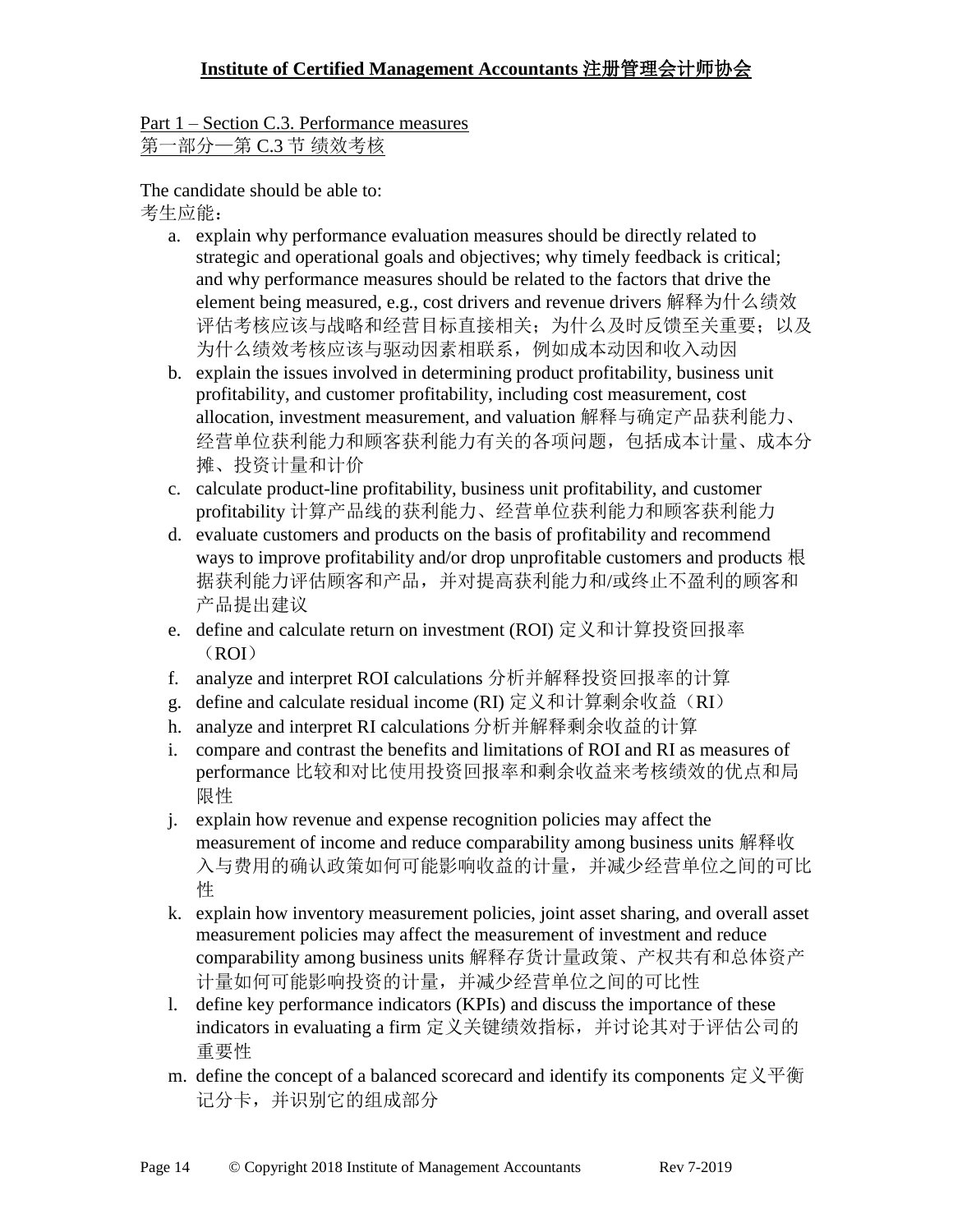Part 1 – Section C.3. Performance measures
第一部分—第 C.3 节 绩效考核

The candidate should be able to:
考生应能：

a. explain why performance evaluation measures should be directly related to strategic and operational goals and objectives; why timely feedback is critical; and why performance measures should be related to the factors that drive the element being measured, e.g., cost drivers and revenue drivers 解释为什么绩效评估考核应该与战略和经营目标直接相关；为什么及时反馈至关重要；以及为什么绩效考核应该与驱动因素相联系，例如成本动因和收入动因
b. explain the issues involved in determining product profitability, business unit profitability, and customer profitability, including cost measurement, cost allocation, investment measurement, and valuation 解释与确定产品获利能力、经营单位获利能力和顾客获利能力有关的各项问题，包括成本计量、成本分摊、投资计量和计价
c. calculate product-line profitability, business unit profitability, and customer profitability 计算产品线的获利能力、经营单位获利能力和顾客获利能力
d. evaluate customers and products on the basis of profitability and recommend ways to improve profitability and/or drop unprofitable customers and products 根据获利能力评估顾客和产品，并对提高获利能力和/或终止不盈利的顾客和产品提出建议
e. define and calculate return on investment (ROI) 定义和计算投资回报率（ROI）
f. analyze and interpret ROI calculations 分析并解释投资回报率的计算
g. define and calculate residual income (RI) 定义和计算剩余收益（RI）
h. analyze and interpret RI calculations 分析并解释剩余收益的计算
i. compare and contrast the benefits and limitations of ROI and RI as measures of performance 比较和对比使用投资回报率和剩余收益来考核绩效的优点和局限性
j. explain how revenue and expense recognition policies may affect the measurement of income and reduce comparability among business units 解释收入与费用的确认政策如何可能影响收益的计量，并减少经营单位之间的可比性
k. explain how inventory measurement policies, joint asset sharing, and overall asset measurement policies may affect the measurement of investment and reduce comparability among business units 解释存货计量政策、产权共有和总体资产计量如何可能影响投资的计量，并减少经营单位之间的可比性
l. define key performance indicators (KPIs) and discuss the importance of these indicators in evaluating a firm 定义关键绩效指标，并讨论其对于评估公司的重要性
m. define the concept of a balanced scorecard and identify its components 定义平衡记分卡，并识别它的组成部分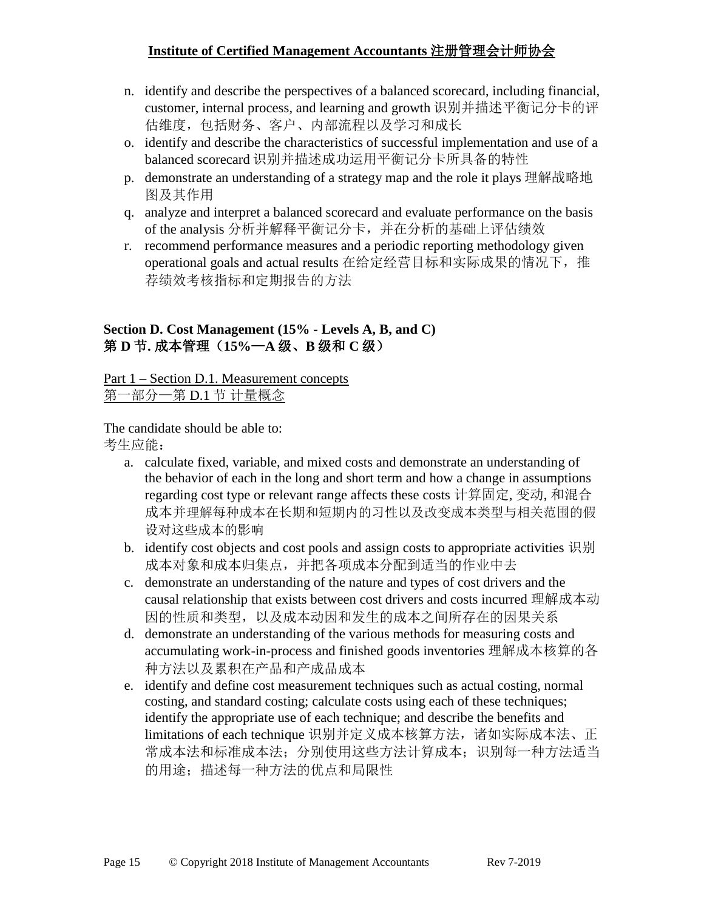n. identify and describe the perspectives of a balanced scorecard, including financial, customer, internal process, and learning and growth 识别并描述平衡记分卡的评估维度，包括财务、客户、内部流程以及学习和成长
o. identify and describe the characteristics of successful implementation and use of a balanced scorecard 识别并描述成功运用平衡记分卡所具备的特性
p. demonstrate an understanding of a strategy map and the role it plays 理解战略地图及其作用
q. analyze and interpret a balanced scorecard and evaluate performance on the basis of the analysis 分析并解释平衡记分卡，并在分析的基础上评估绩效
r. recommend performance measures and a periodic reporting methodology given operational goals and actual results 在给定经营目标和实际成果的情况下，推荐绩效考核指标和定期报告的方法

## Section D. Cost Management (15% - Levels A, B, and C)
## 第 D 节. 成本管理（15%—A 级、B 级和 C 级）

Part 1 – Section D.1. Measurement concepts
第一部分—第 D.1 节 计量概念

The candidate should be able to:
考生应能：

a. calculate fixed, variable, and mixed costs and demonstrate an understanding of the behavior of each in the long and short term and how a change in assumptions regarding cost type or relevant range affects these costs 计算固定, 变动, 和混合成本并理解每种成本在长期和短期内的习性以及改变成本类型与相关范围的假设对这些成本的影响
b. identify cost objects and cost pools and assign costs to appropriate activities 识别成本对象和成本归集点，并把各项成本分配到适当的作业中去
c. demonstrate an understanding of the nature and types of cost drivers and the causal relationship that exists between cost drivers and costs incurred 理解成本动因的性质和类型，以及成本动因和发生的成本之间所存在的因果关系
d. demonstrate an understanding of the various methods for measuring costs and accumulating work-in-process and finished goods inventories 理解成本核算的各种方法以及累积在产品和产成品成本
e. identify and define cost measurement techniques such as actual costing, normal costing, and standard costing; calculate costs using each of these techniques; identify the appropriate use of each technique; and describe the benefits and limitations of each technique 识别并定义成本核算方法，诸如实际成本法、正常成本法和标准成本法；分别使用这些方法计算成本；识别每一种方法适当的用途；描述每一种方法的优点和局限性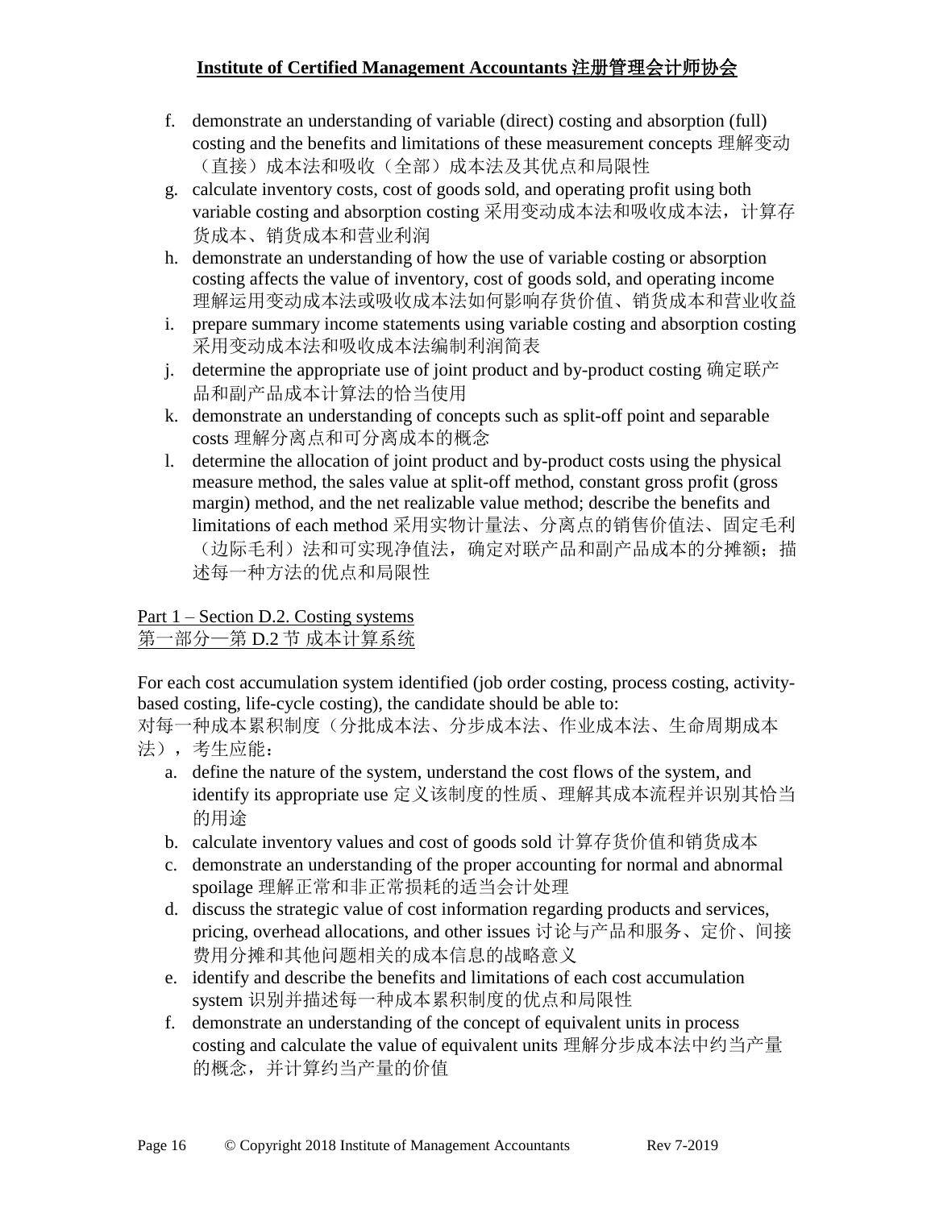f. demonstrate an understanding of variable (direct) costing and absorption (full) costing and the benefits and limitations of these measurement concepts 理解变动（直接）成本法和吸收（全部）成本法及其优点和局限性
g. calculate inventory costs, cost of goods sold, and operating profit using both variable costing and absorption costing 采用变动成本法和吸收成本法，计算存货成本、销货成本和营业利润
h. demonstrate an understanding of how the use of variable costing or absorption costing affects the value of inventory, cost of goods sold, and operating income 理解运用变动成本法或吸收成本法如何影响存货价值、销货成本和营业收益
i. prepare summary income statements using variable costing and absorption costing 采用变动成本法和吸收成本法编制利润简表
j. determine the appropriate use of joint product and by-product costing 确定联产品和副产品成本计算法的恰当使用
k. demonstrate an understanding of concepts such as split-off point and separable costs 理解分离点和可分离成本的概念
l. determine the allocation of joint product and by-product costs using the physical measure method, the sales value at split-off method, constant gross profit (gross margin) method, and the net realizable value method; describe the benefits and limitations of each method 采用实物计量法、分离点的销售价值法、固定毛利（边际毛利）法和可实现净值法，确定对联产品和副产品成本的分摊额；描述每一种方法的优点和局限性

## Part 1 – Section D.2. Costing systems
## 第一部分—第 D.2 节 成本计算系统

For each cost accumulation system identified (job order costing, process costing, activity-based costing, life-cycle costing), the candidate should be able to:
对每一种成本累积制度（分批成本法、分步成本法、作业成本法、生命周期成本法），考生应能：

a. define the nature of the system, understand the cost flows of the system, and identify its appropriate use 定义该制度的性质、理解其成本流程并识别其恰当的用途
b. calculate inventory values and cost of goods sold 计算存货价值和销货成本
c. demonstrate an understanding of the proper accounting for normal and abnormal spoilage 理解正常和非正常损耗的适当会计处理
d. discuss the strategic value of cost information regarding products and services, pricing, overhead allocations, and other issues 讨论与产品和服务、定价、间接费用分摊和其他问题相关的成本信息的战略意义
e. identify and describe the benefits and limitations of each cost accumulation system 识别并描述每一种成本累积制度的优点和局限性
f. demonstrate an understanding of the concept of equivalent units in process costing and calculate the value of equivalent units 理解分步成本法中约当产量的概念，并计算约当产量的价值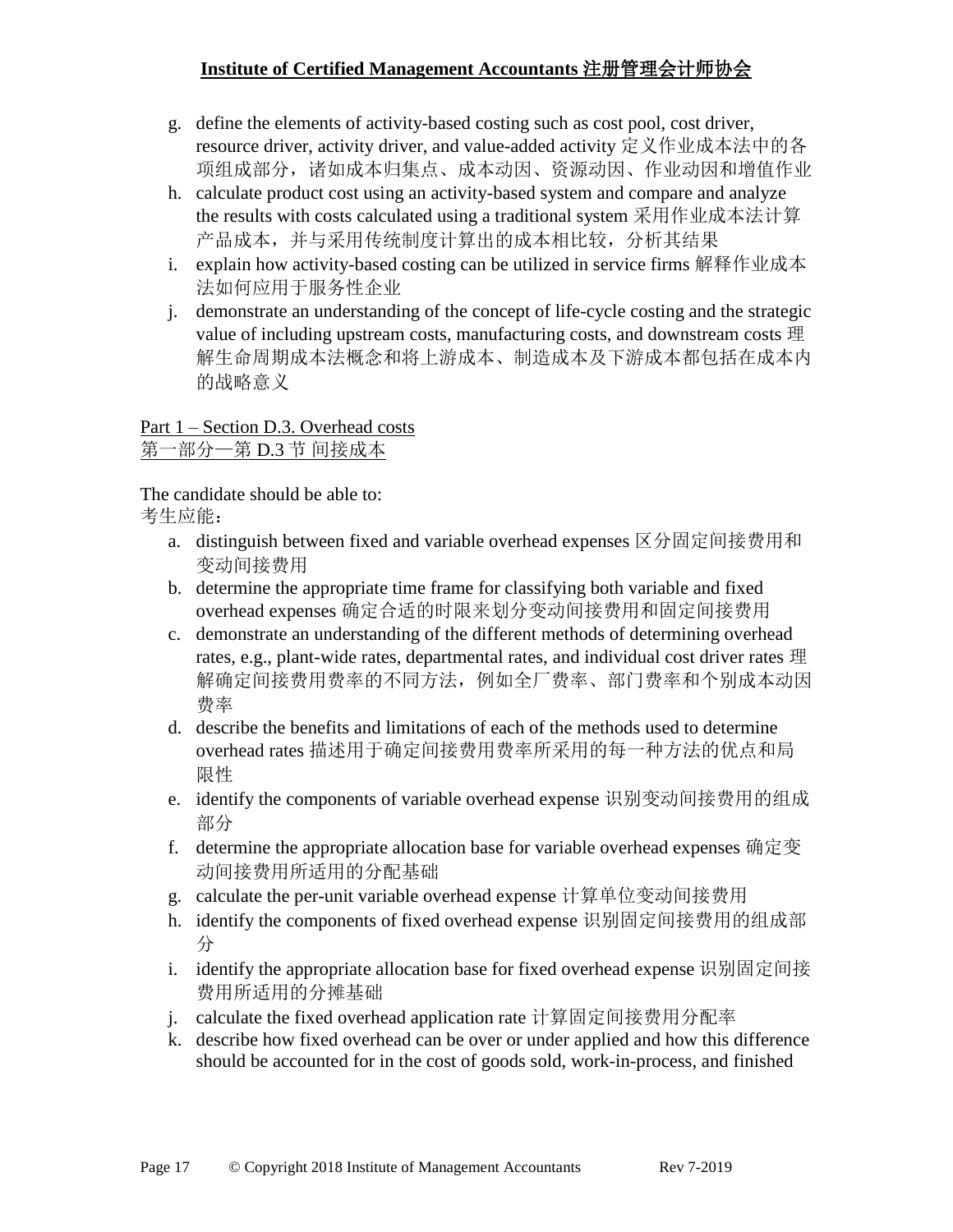g. define the elements of activity-based costing such as cost pool, cost driver, resource driver, activity driver, and value-added activity 定义作业成本法中的各项组成部分，诸如成本归集点、成本动因、资源动因、作业动因和增值作业
h. calculate product cost using an activity-based system and compare and analyze the results with costs calculated using a traditional system 采用作业成本法计算产品成本，并与采用传统制度计算出的成本相比较，分析其结果
i. explain how activity-based costing can be utilized in service firms 解释作业成本法如何应用于服务性企业
j. demonstrate an understanding of the concept of life-cycle costing and the strategic value of including upstream costs, manufacturing costs, and downstream costs 理解生命周期成本法概念和将上游成本、制造成本及下游成本都包括在成本内的战略意义

Part 1 – Section D.3. Overhead costs
第一部分—第 D.3 节 间接成本

The candidate should be able to:
考生应能：

a. distinguish between fixed and variable overhead expenses 区分固定间接费用和变动间接费用
b. determine the appropriate time frame for classifying both variable and fixed overhead expenses 确定合适的时限来划分变动间接费用和固定间接费用
c. demonstrate an understanding of the different methods of determining overhead rates, e.g., plant-wide rates, departmental rates, and individual cost driver rates 理解确定间接费用费率的不同方法，例如全厂费率、部门费率和个别成本动因费率
d. describe the benefits and limitations of each of the methods used to determine overhead rates 描述用于确定间接费用费率所采用的每一种方法的优点和局限性
e. identify the components of variable overhead expense 识别变动间接费用的组成部分
f. determine the appropriate allocation base for variable overhead expenses 确定变动间接费用所适用的分配基础
g. calculate the per-unit variable overhead expense 计算单位变动间接费用
h. identify the components of fixed overhead expense 识别固定间接费用的组成部分
i. identify the appropriate allocation base for fixed overhead expense 识别固定间接费用所适用的分摊基础
j. calculate the fixed overhead application rate 计算固定间接费用分配率
k. describe how fixed overhead can be over or under applied and how this difference should be accounted for in the cost of goods sold, work-in-process, and finished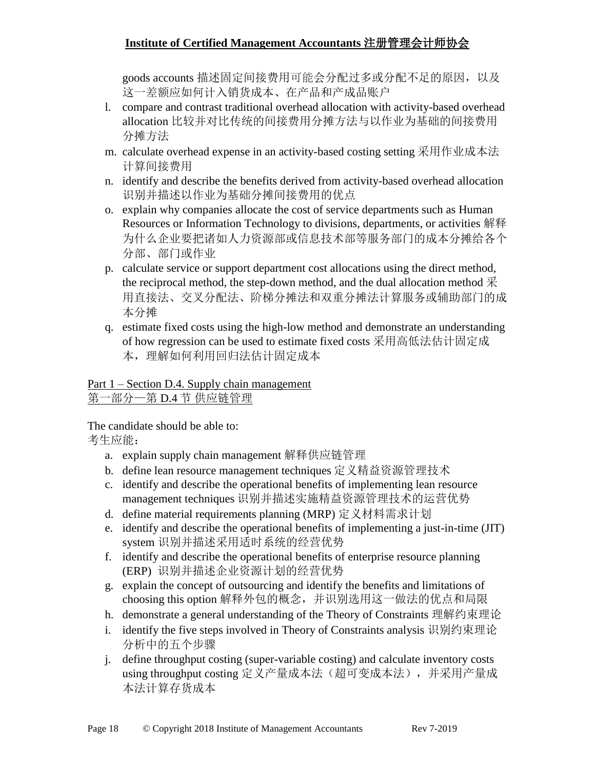goods accounts 描述固定间接费用可能会分配过多或分配不足的原因，以及这一差额应如何计入销货成本、在产品和产成品账户

l. compare and contrast traditional overhead allocation with activity-based overhead allocation 比较并对比传统的间接费用分摊方法与以作业为基础的间接费用分摊方法
m. calculate overhead expense in an activity-based costing setting 采用作业成本法计算间接费用
n. identify and describe the benefits derived from activity-based overhead allocation 识别并描述以作业为基础分摊间接费用的优点
o. explain why companies allocate the cost of service departments such as Human Resources or Information Technology to divisions, departments, or activities 解释为什么企业要把诸如人力资源部或信息技术部等服务部门的成本分摊给各个分部、部门或作业
p. calculate service or support department cost allocations using the direct method, the reciprocal method, the step-down method, and the dual allocation method 采用直接法、交叉分配法、阶梯分摊法和双重分摊法计算服务或辅助部门的成本分摊
q. estimate fixed costs using the high-low method and demonstrate an understanding of how regression can be used to estimate fixed costs 采用高低法估计固定成本，理解如何利用回归法估计固定成本

Part 1 – Section D.4. Supply chain management
第一部分—第 D.4 节 供应链管理

The candidate should be able to:
考生应能：

a. explain supply chain management 解释供应链管理
b. define lean resource management techniques 定义精益资源管理技术
c. identify and describe the operational benefits of implementing lean resource management techniques 识别并描述实施精益资源管理技术的运营优势
d. define material requirements planning (MRP) 定义材料需求计划
e. identify and describe the operational benefits of implementing a just-in-time (JIT) system 识别并描述采用适时系统的经营优势
f. identify and describe the operational benefits of enterprise resource planning (ERP) 识别并描述企业资源计划的经营优势
g. explain the concept of outsourcing and identify the benefits and limitations of choosing this option 解释外包的概念，并识别选用这一做法的优点和局限
h. demonstrate a general understanding of the Theory of Constraints 理解约束理论
i. identify the five steps involved in Theory of Constraints analysis 识别约束理论分析中的五个步骤
j. define throughput costing (super-variable costing) and calculate inventory costs using throughput costing 定义产量成本法（超可变成本法），并采用产量成本法计算存货成本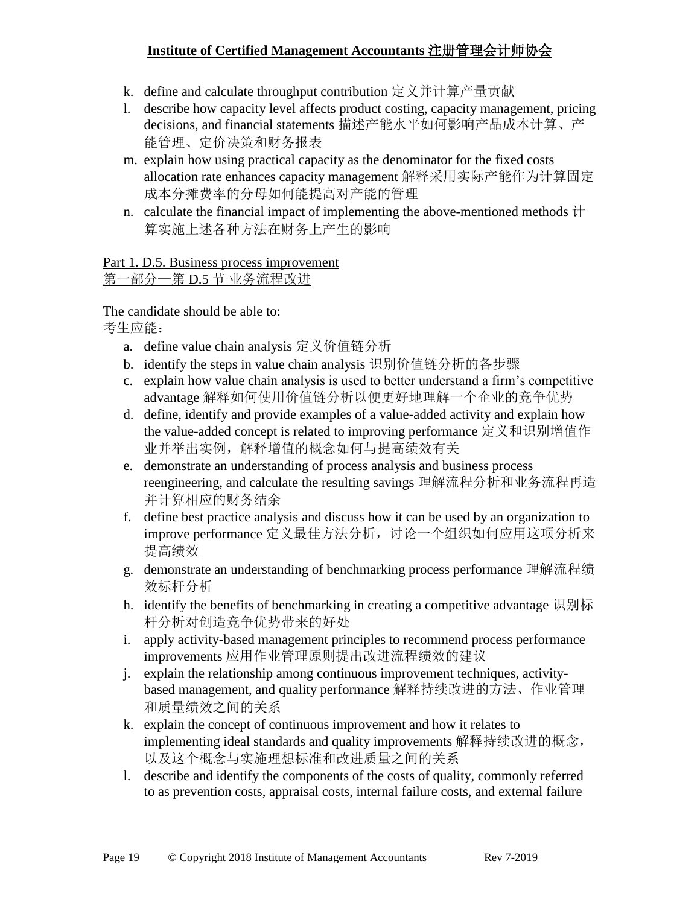k. define and calculate throughput contribution 定义并计算产量贡献
l. describe how capacity level affects product costing, capacity management, pricing decisions, and financial statements 描述产能水平如何影响产品成本计算、产能管理、定价决策和财务报表
m. explain how using practical capacity as the denominator for the fixed costs allocation rate enhances capacity management 解释采用实际产能作为计算固定成本分摊费率的分母如何能提高对产能的管理
n. calculate the financial impact of implementing the above-mentioned methods 计算实施上述各种方法在财务上产生的影响

Part 1. D.5. Business process improvement
第一部分—第 D.5 节 业务流程改进

The candidate should be able to:
考生应能：

a. define value chain analysis 定义价值链分析
b. identify the steps in value chain analysis 识别价值链分析的各步骤
c. explain how value chain analysis is used to better understand a firm's competitive advantage 解释如何使用价值链分析以便更好地理解一个企业的竞争优势
d. define, identify and provide examples of a value-added activity and explain how the value-added concept is related to improving performance 定义和识别增值作业并举出实例，解释增值的概念如何与提高绩效有关
e. demonstrate an understanding of process analysis and business process reengineering, and calculate the resulting savings 理解流程分析和业务流程再造并计算相应的财务结余
f. define best practice analysis and discuss how it can be used by an organization to improve performance 定义最佳方法分析，讨论一个组织如何应用这项分析来提高绩效
g. demonstrate an understanding of benchmarking process performance 理解流程绩效标杆分析
h. identify the benefits of benchmarking in creating a competitive advantage 识别标杆分析对创造竞争优势带来的好处
i. apply activity-based management principles to recommend process performance improvements 应用作业管理原则提出改进流程绩效的建议
j. explain the relationship among continuous improvement techniques, activity-based management, and quality performance 解释持续改进的方法、作业管理和质量绩效之间的关系
k. explain the concept of continuous improvement and how it relates to implementing ideal standards and quality improvements 解释持续改进的概念，以及这个概念与实施理想标准和改进质量之间的关系
l. describe and identify the components of the costs of quality, commonly referred to as prevention costs, appraisal costs, internal failure costs, and external failure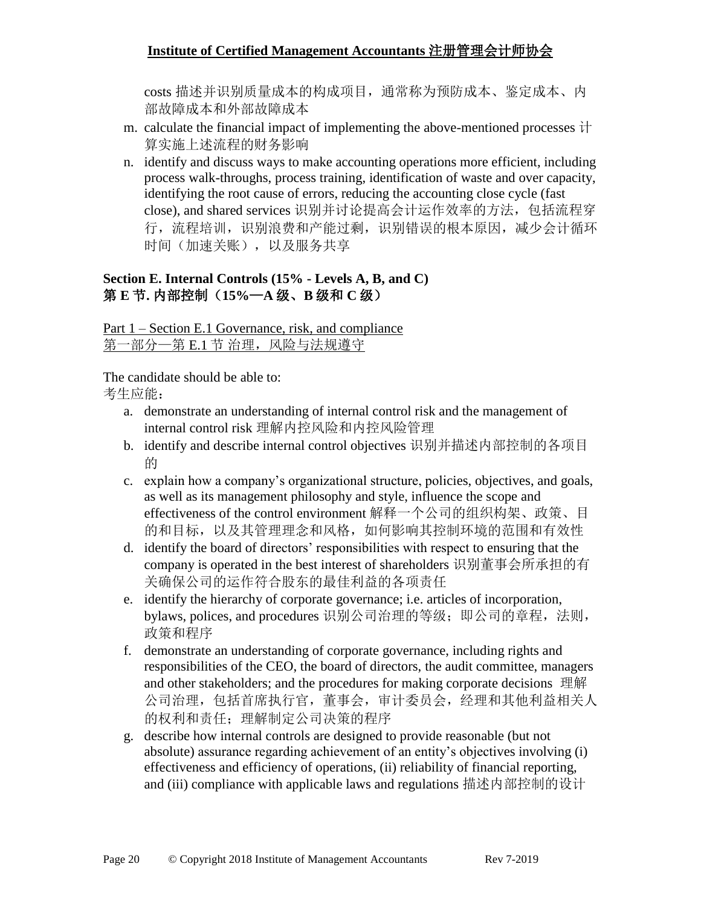costs 描述并识别质量成本的构成项目，通常称为预防成本、鉴定成本、内部故障成本和外部故障成本

m. calculate the financial impact of implementing the above-mentioned processes 计算实施上述流程的财务影响
n. identify and discuss ways to make accounting operations more efficient, including process walk-throughs, process training, identification of waste and over capacity, identifying the root cause of errors, reducing the accounting close cycle (fast close), and shared services 识别并讨论提高会计运作效率的方法，包括流程穿行，流程培训，识别浪费和产能过剩，识别错误的根本原因，减少会计循环时间（加速关账），以及服务共享

## Section E. Internal Controls (15% - Levels A, B, and C)
## 第 E 节. 内部控制（15%—A 级、B 级和 C 级）

Part 1 – Section E.1 Governance, risk, and compliance
第一部分—第 E.1 节 治理，风险与法规遵守

The candidate should be able to:
考生应能：

a. demonstrate an understanding of internal control risk and the management of internal control risk 理解内控风险和内控风险管理
b. identify and describe internal control objectives 识别并描述内部控制的各项目的
c. explain how a company's organizational structure, policies, objectives, and goals, as well as its management philosophy and style, influence the scope and effectiveness of the control environment 解释一个公司的组织构架、政策、目的和目标，以及其管理理念和风格，如何影响其控制环境的范围和有效性
d. identify the board of directors' responsibilities with respect to ensuring that the company is operated in the best interest of shareholders 识别董事会所承担的有关确保公司的运作符合股东的最佳利益的各项责任
e. identify the hierarchy of corporate governance; i.e. articles of incorporation, bylaws, polices, and procedures 识别公司治理的等级；即公司的章程，法则，政策和程序
f. demonstrate an understanding of corporate governance, including rights and responsibilities of the CEO, the board of directors, the audit committee, managers and other stakeholders; and the procedures for making corporate decisions 理解公司治理，包括首席执行官，董事会，审计委员会，经理和其他利益相关人的权利和责任；理解制定公司决策的程序
g. describe how internal controls are designed to provide reasonable (but not absolute) assurance regarding achievement of an entity's objectives involving (i) effectiveness and efficiency of operations, (ii) reliability of financial reporting, and (iii) compliance with applicable laws and regulations 描述内部控制的设计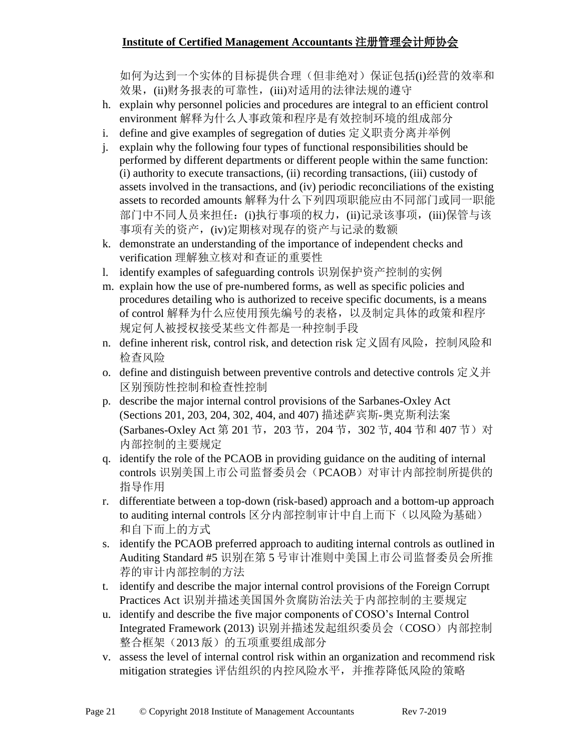如何为达到一个实体的目标提供合理（但非绝对）保证包括(i)经营的效率和效果，(ii)财务报表的可靠性，(iii)对适用的法律法规的遵守

h. explain why personnel policies and procedures are integral to an efficient control environment 解释为什么人事政策和程序是有效控制环境的组成部分
i. define and give examples of segregation of duties 定义职责分离并举例
j. explain why the following four types of functional responsibilities should be performed by different departments or different people within the same function: (i) authority to execute transactions, (ii) recording transactions, (iii) custody of assets involved in the transactions, and (iv) periodic reconciliations of the existing assets to recorded amounts 解释为什么下列四项职能应由不同部门或同一职能部门中不同人员来担任：(i)执行事项的权力，(ii)记录该事项，(iii)保管与该事项有关的资产，(iv)定期核对现存的资产与记录的数额
k. demonstrate an understanding of the importance of independent checks and verification 理解独立核对和查证的重要性
l. identify examples of safeguarding controls 识别保护资产控制的实例
m. explain how the use of pre-numbered forms, as well as specific policies and procedures detailing who is authorized to receive specific documents, is a means of control 解释为什么应使用预先编号的表格，以及制定具体的政策和程序规定何人被授权接受某些文件都是一种控制手段
n. define inherent risk, control risk, and detection risk 定义固有风险，控制风险和检查风险
o. define and distinguish between preventive controls and detective controls 定义并区别预防性控制和检查性控制
p. describe the major internal control provisions of the Sarbanes-Oxley Act (Sections 201, 203, 204, 302, 404, and 407) 描述萨宾斯-奥克斯利法案(Sarbanes-Oxley Act 第 201 节，203 节，204 节，302 节, 404 节和 407 节）对内部控制的主要规定
q. identify the role of the PCAOB in providing guidance on the auditing of internal controls 识别美国上市公司监督委员会（PCAOB）对审计内部控制所提供的指导作用
r. differentiate between a top-down (risk-based) approach and a bottom-up approach to auditing internal controls 区分内部控制审计中自上而下（以风险为基础）和自下而上的方式
s. identify the PCAOB preferred approach to auditing internal controls as outlined in Auditing Standard #5 识别在第 5 号审计准则中美国上市公司监督委员会所推荐的审计内部控制的方法
t. identify and describe the major internal control provisions of the Foreign Corrupt Practices Act 识别并描述美国国外贪腐防治法关于内部控制的主要规定
u. identify and describe the five major components of COSO's Internal Control Integrated Framework (2013) 识别并描述发起组织委员会（COSO）内部控制整合框架（2013 版）的五项重要组成部分
v. assess the level of internal control risk within an organization and recommend risk mitigation strategies 评估组织的内控风险水平，并推荐降低风险的策略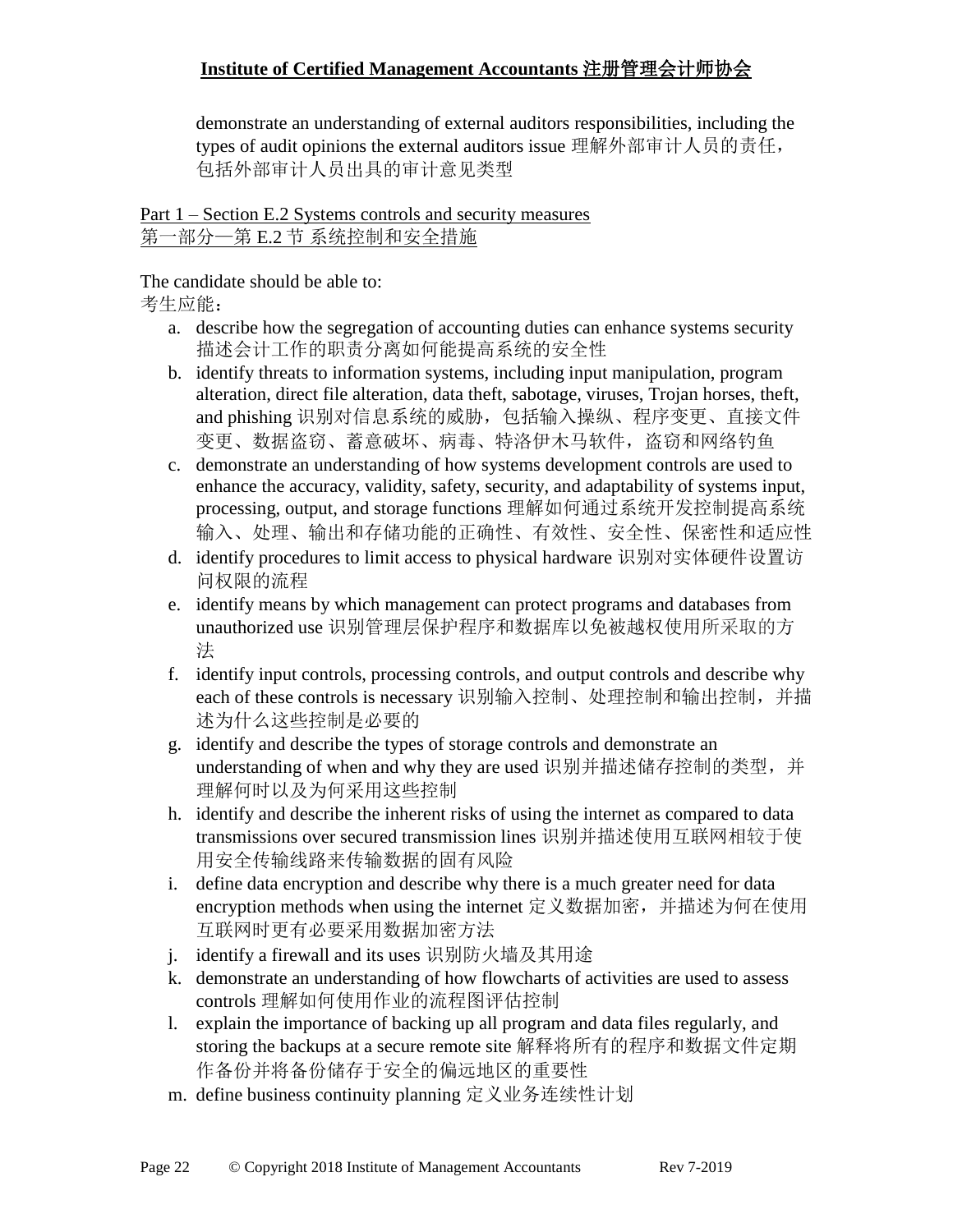demonstrate an understanding of external auditors responsibilities, including the types of audit opinions the external auditors issue 理解外部审计人员的责任，包括外部审计人员出具的审计意见类型

Part 1 – Section E.2 Systems controls and security measures
第一部分—第 E.2 节 系统控制和安全措施

The candidate should be able to:
考生应能：

a. describe how the segregation of accounting duties can enhance systems security 描述会计工作的职责分离如何能提高系统的安全性
b. identify threats to information systems, including input manipulation, program alteration, direct file alteration, data theft, sabotage, viruses, Trojan horses, theft, and phishing 识别对信息系统的威胁，包括输入操纵、程序变更、直接文件变更、数据盗窃、蓄意破坏、病毒、特洛伊木马软件，盗窃和网络钓鱼
c. demonstrate an understanding of how systems development controls are used to enhance the accuracy, validity, safety, security, and adaptability of systems input, processing, output, and storage functions 理解如何通过系统开发控制提高系统输入、处理、输出和存储功能的正确性、有效性、安全性、保密性和适应性
d. identify procedures to limit access to physical hardware 识别对实体硬件设置访问权限的流程
e. identify means by which management can protect programs and databases from unauthorized use 识别管理层保护程序和数据库以免被越权使用所采取的方法
f. identify input controls, processing controls, and output controls and describe why each of these controls is necessary 识别输入控制、处理控制和输出控制，并描述为什么这些控制是必要的
g. identify and describe the types of storage controls and demonstrate an understanding of when and why they are used 识别并描述储存控制的类型，并理解何时以及为何采用这些控制
h. identify and describe the inherent risks of using the internet as compared to data transmissions over secured transmission lines 识别并描述使用互联网相较于使用安全传输线路来传输数据的固有风险
i. define data encryption and describe why there is a much greater need for data encryption methods when using the internet 定义数据加密，并描述为何在使用互联网时更有必要采用数据加密方法
j. identify a firewall and its uses 识别防火墙及其用途
k. demonstrate an understanding of how flowcharts of activities are used to assess controls 理解如何使用作业的流程图评估控制
l. explain the importance of backing up all program and data files regularly, and storing the backups at a secure remote site 解释将所有的程序和数据文件定期作备份并将备份储存于安全的偏远地区的重要性
m. define business continuity planning 定义业务连续性计划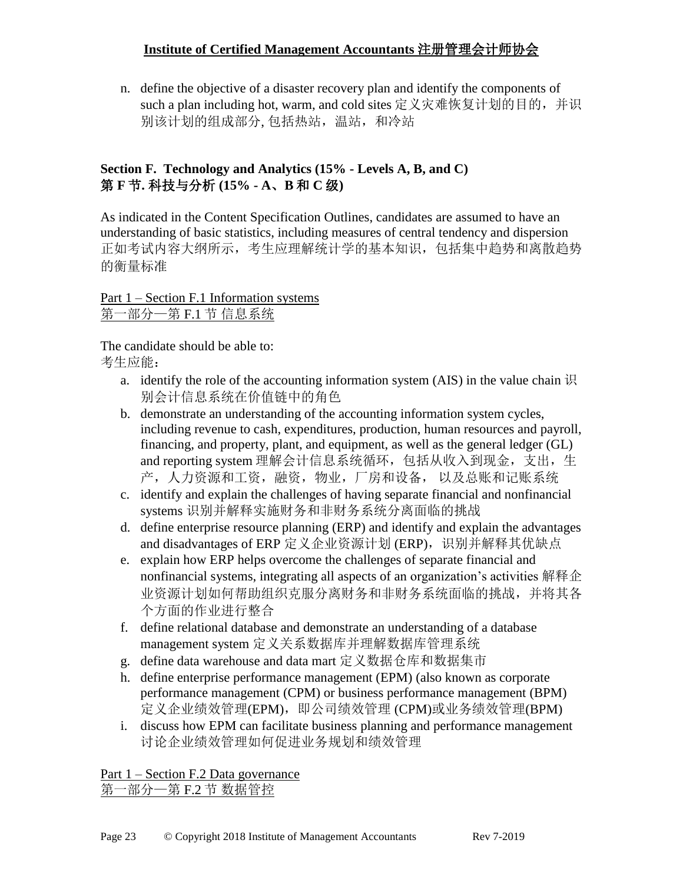n. define the objective of a disaster recovery plan and identify the components of such a plan including hot, warm, and cold sites 定义灾难恢复计划的目的，并识别该计划的组成部分, 包括热站，温站，和冷站

## Section F. Technology and Analytics (15% - Levels A, B, and C)
## 第 F 节. 科技与分析 (15% - A、B 和 C 级)

As indicated in the Content Specification Outlines, candidates are assumed to have an understanding of basic statistics, including measures of central tendency and dispersion 正如考试内容大纲所示，考生应理解统计学的基本知识，包括集中趋势和离散趋势的衡量标准

Part 1 – Section F.1 Information systems
第一部分—第 F.1 节 信息系统

The candidate should be able to:
考生应能：

a. identify the role of the accounting information system (AIS) in the value chain 识别会计信息系统在价值链中的角色
b. demonstrate an understanding of the accounting information system cycles, including revenue to cash, expenditures, production, human resources and payroll, financing, and property, plant, and equipment, as well as the general ledger (GL) and reporting system 理解会计信息系统循环，包括从收入到现金，支出，生产，人力资源和工资，融资，物业，厂房和设备， 以及总账和记账系统
c. identify and explain the challenges of having separate financial and nonfinancial systems 识别并解释实施财务和非财务系统分离面临的挑战
d. define enterprise resource planning (ERP) and identify and explain the advantages and disadvantages of ERP 定义企业资源计划 (ERP)，识别并解释其优缺点
e. explain how ERP helps overcome the challenges of separate financial and nonfinancial systems, integrating all aspects of an organization's activities 解释企业资源计划如何帮助组织克服分离财务和非财务系统面临的挑战，并将其各个方面的作业进行整合
f. define relational database and demonstrate an understanding of a database management system 定义关系数据库并理解数据库管理系统
g. define data warehouse and data mart 定义数据仓库和数据集市
h. define enterprise performance management (EPM) (also known as corporate performance management (CPM) or business performance management (BPM) 定义企业绩效管理(EPM)，即公司绩效管理 (CPM)或业务绩效管理(BPM)
i. discuss how EPM can facilitate business planning and performance management 讨论企业绩效管理如何促进业务规划和绩效管理

Part 1 – Section F.2 Data governance
第一部分—第 F.2 节 数据管控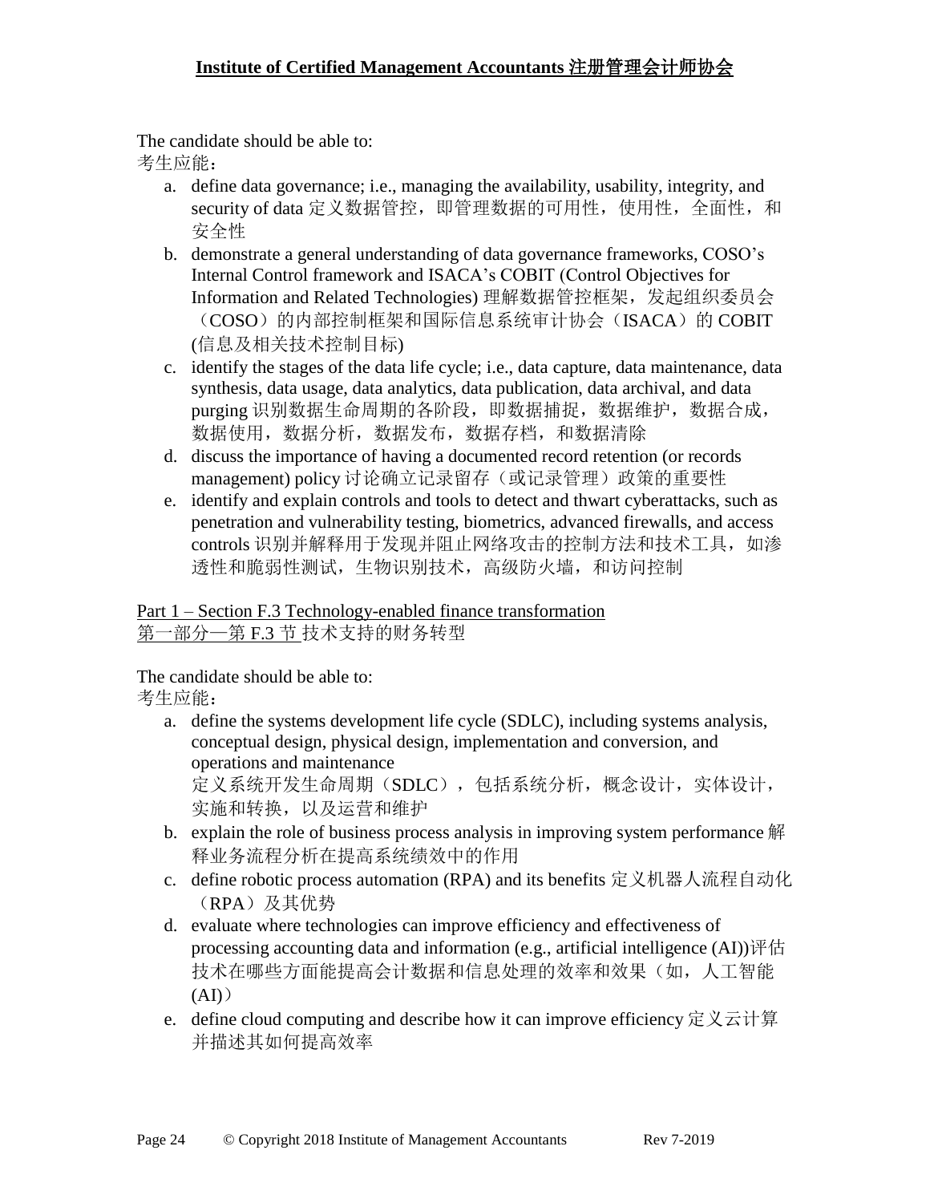The candidate should be able to:
考生应能：

a. define data governance; i.e., managing the availability, usability, integrity, and security of data 定义数据管控，即管理数据的可用性，使用性，全面性，和安全性
b. demonstrate a general understanding of data governance frameworks, COSO's Internal Control framework and ISACA's COBIT (Control Objectives for Information and Related Technologies) 理解数据管控框架，发起组织委员会（COSO）的内部控制框架和国际信息系统审计协会（ISACA）的 COBIT (信息及相关技术控制目标)
c. identify the stages of the data life cycle; i.e., data capture, data maintenance, data synthesis, data usage, data analytics, data publication, data archival, and data purging 识别数据生命周期的各阶段，即数据捕捉，数据维护，数据合成，数据使用，数据分析，数据发布，数据存档，和数据清除
d. discuss the importance of having a documented record retention (or records management) policy 讨论确立记录留存（或记录管理）政策的重要性
e. identify and explain controls and tools to detect and thwart cyberattacks, such as penetration and vulnerability testing, biometrics, advanced firewalls, and access controls 识别并解释用于发现并阻止网络攻击的控制方法和技术工具，如渗透性和脆弱性测试，生物识别技术，高级防火墙，和访问控制

<u>Part 1 – Section F.3 Technology-enabled finance transformation</u>
<u>第一部分—第 F.3 节</u> 技术支持的财务转型

The candidate should be able to:
考生应能：

a. define the systems development life cycle (SDLC), including systems analysis, conceptual design, physical design, implementation and conversion, and operations and maintenance
定义系统开发生命周期（SDLC），包括系统分析，概念设计，实体设计，实施和转换，以及运营和维护
b. explain the role of business process analysis in improving system performance 解释业务流程分析在提高系统绩效中的作用
c. define robotic process automation (RPA) and its benefits 定义机器人流程自动化（RPA）及其优势
d. evaluate where technologies can improve efficiency and effectiveness of processing accounting data and information (e.g., artificial intelligence (AI))评估技术在哪些方面能提高会计数据和信息处理的效率和效果（如，人工智能(AI)）
e. define cloud computing and describe how it can improve efficiency 定义云计算并描述其如何提高效率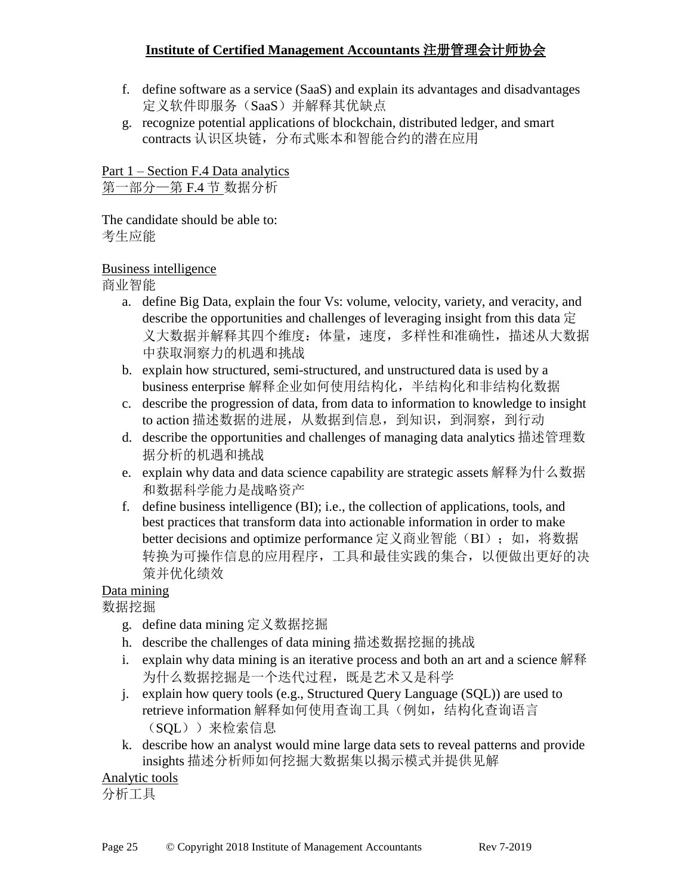f. define software as a service (SaaS) and explain its advantages and disadvantages 定义软件即服务（SaaS）并解释其优缺点
g. recognize potential applications of blockchain, distributed ledger, and smart contracts 认识区块链，分布式账本和智能合约的潜在应用

Part 1 – Section F.4 Data analytics
第一部分—第 F.4 节 数据分析

The candidate should be able to:
考生应能

Business intelligence
商业智能

a. define Big Data, explain the four Vs: volume, velocity, variety, and veracity, and describe the opportunities and challenges of leveraging insight from this data 定义大数据并解释其四个维度：体量，速度，多样性和准确性，描述从大数据中获取洞察力的机遇和挑战
b. explain how structured, semi-structured, and unstructured data is used by a business enterprise 解释企业如何使用结构化，半结构化和非结构化数据
c. describe the progression of data, from data to information to knowledge to insight to action 描述数据的进展，从数据到信息，到知识，到洞察，到行动
d. describe the opportunities and challenges of managing data analytics 描述管理数据分析的机遇和挑战
e. explain why data and data science capability are strategic assets 解释为什么数据和数据科学能力是战略资产
f. define business intelligence (BI); i.e., the collection of applications, tools, and best practices that transform data into actionable information in order to make better decisions and optimize performance 定义商业智能（BI）；如，将数据转换为可操作信息的应用程序，工具和最佳实践的集合，以便做出更好的决策并优化绩效

Data mining
数据挖掘

g. define data mining 定义数据挖掘
h. describe the challenges of data mining 描述数据挖掘的挑战
i. explain why data mining is an iterative process and both an art and a science 解释为什么数据挖掘是一个迭代过程，既是艺术又是科学
j. explain how query tools (e.g., Structured Query Language (SQL)) are used to retrieve information 解释如何使用查询工具（例如，结构化查询语言（SQL））来检索信息
k. describe how an analyst would mine large data sets to reveal patterns and provide insights 描述分析师如何挖掘大数据集以揭示模式并提供见解

Analytic tools
分析工具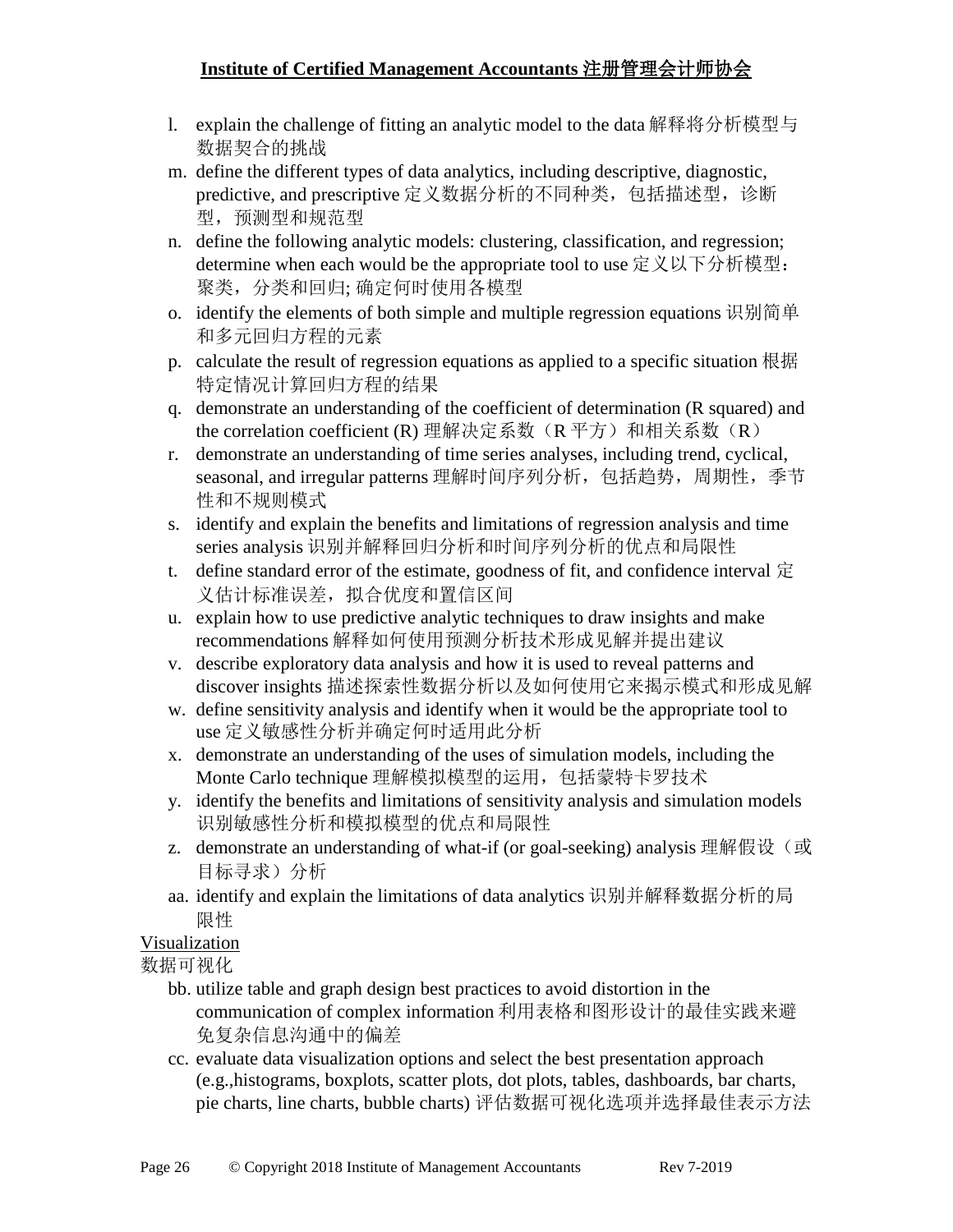l. explain the challenge of fitting an analytic model to the data 解释将分析模型与数据契合的挑战

m. define the different types of data analytics, including descriptive, diagnostic, predictive, and prescriptive 定义数据分析的不同种类，包括描述型，诊断型，预测型和规范型

n. define the following analytic models: clustering, classification, and regression; determine when each would be the appropriate tool to use 定义以下分析模型：聚类，分类和回归; 确定何时使用各模型

o. identify the elements of both simple and multiple regression equations 识别简单和多元回归方程的元素

p. calculate the result of regression equations as applied to a specific situation 根据特定情况计算回归方程的结果

q. demonstrate an understanding of the coefficient of determination (R squared) and the correlation coefficient (R) 理解决定系数（R 平方）和相关系数（R）

r. demonstrate an understanding of time series analyses, including trend, cyclical, seasonal, and irregular patterns 理解时间序列分析，包括趋势，周期性，季节性和不规则模式

s. identify and explain the benefits and limitations of regression analysis and time series analysis 识别并解释回归分析和时间序列分析的优点和局限性

t. define standard error of the estimate, goodness of fit, and confidence interval 定义估计标准误差，拟合优度和置信区间

u. explain how to use predictive analytic techniques to draw insights and make recommendations 解释如何使用预测分析技术形成见解并提出建议

v. describe exploratory data analysis and how it is used to reveal patterns and discover insights 描述探索性数据分析以及如何使用它来揭示模式和形成见解

w. define sensitivity analysis and identify when it would be the appropriate tool to use 定义敏感性分析并确定何时适用此分析

x. demonstrate an understanding of the uses of simulation models, including the Monte Carlo technique 理解模拟模型的运用，包括蒙特卡罗技术

y. identify the benefits and limitations of sensitivity analysis and simulation models 识别敏感性分析和模拟模型的优点和局限性

z. demonstrate an understanding of what-if (or goal-seeking) analysis 理解假设（或目标寻求）分析

aa. identify and explain the limitations of data analytics 识别并解释数据分析的局限性

<u>Visualization</u>

数据可视化

bb. utilize table and graph design best practices to avoid distortion in the communication of complex information 利用表格和图形设计的最佳实践来避免复杂信息沟通中的偏差

cc. evaluate data visualization options and select the best presentation approach (e.g.,histograms, boxplots, scatter plots, dot plots, tables, dashboards, bar charts, pie charts, line charts, bubble charts) 评估数据可视化选项并选择最佳表示方法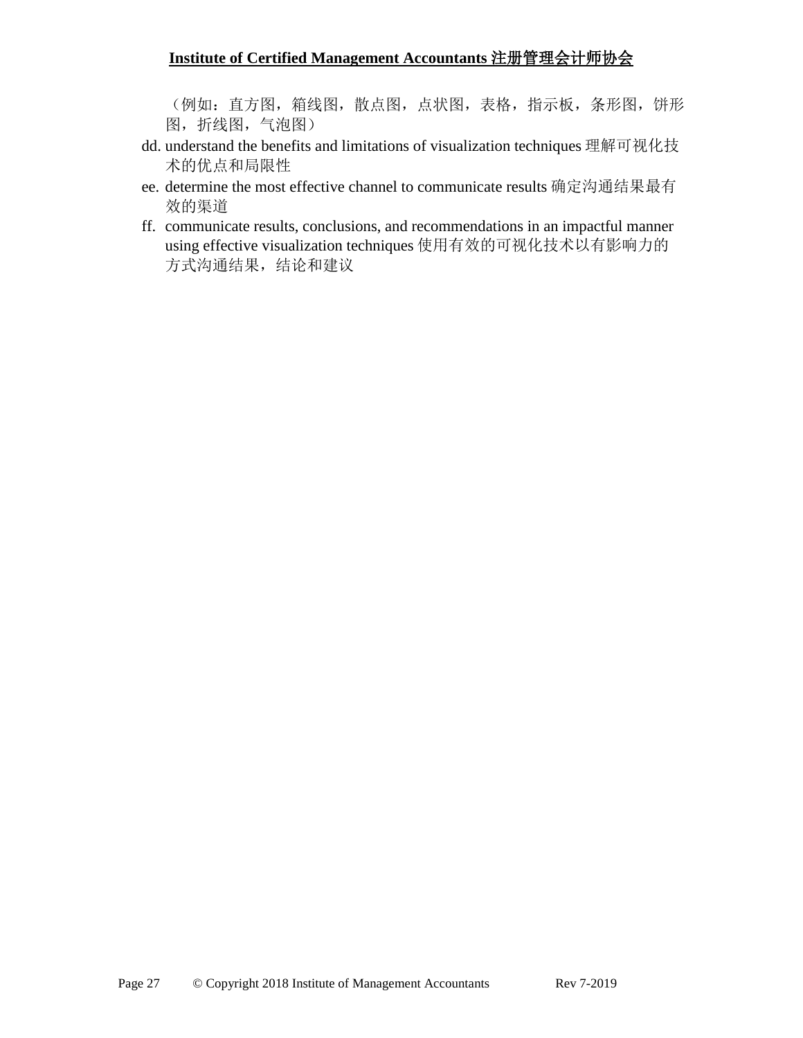（例如：直方图，箱线图，散点图，点状图，表格，指示板，条形图，饼形图，折线图，气泡图）

dd. understand the benefits and limitations of visualization techniques 理解可视化技术的优点和局限性

ee. determine the most effective channel to communicate results 确定沟通结果最有效的渠道

ff. communicate results, conclusions, and recommendations in an impactful manner using effective visualization techniques 使用有效的可视化技术以有影响力的方式沟通结果，结论和建议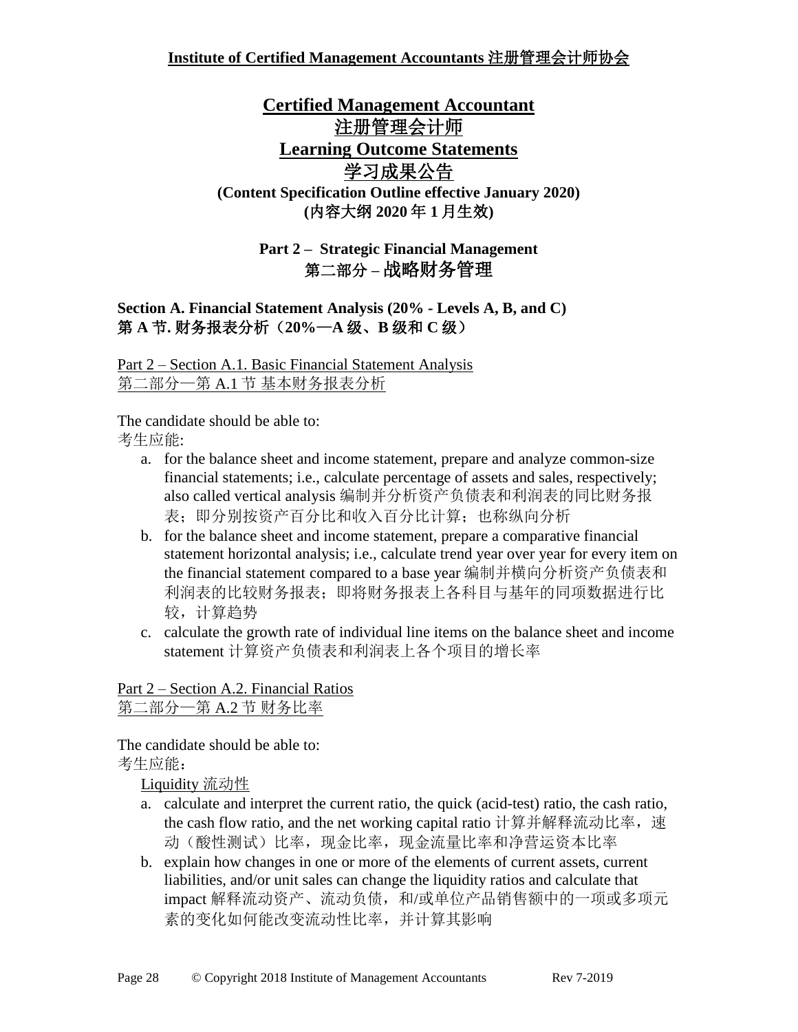**Institute of Certified Management Accountants 注册管理会计师协会**

# Certified Management Accountant
# 注册管理会计师
# Learning Outcome Statements
# 学习成果公告

**(Content Specification Outline effective January 2020)**
**(内容大纲 2020 年 1 月生效)**

## Part 2 – Strategic Financial Management
## 第二部分 – 战略财务管理

### Section A. Financial Statement Analysis (20% - Levels A, B, and C)
### 第 A 节. 财务报表分析（20%—A 级、B 级和 C 级）

Part 2 – Section A.1. Basic Financial Statement Analysis
第二部分—第 A.1 节 基本财务报表分析

The candidate should be able to:
考生应能:

a. for the balance sheet and income statement, prepare and analyze common-size financial statements; i.e., calculate percentage of assets and sales, respectively; also called vertical analysis 编制并分析资产负债表和利润表的同比财务报表；即分别按资产百分比和收入百分比计算；也称纵向分析
b. for the balance sheet and income statement, prepare a comparative financial statement horizontal analysis; i.e., calculate trend year over year for every item on the financial statement compared to a base year 编制并横向分析资产负债表和利润表的比较财务报表；即将财务报表上各科目与基年的同项数据进行比较，计算趋势
c. calculate the growth rate of individual line items on the balance sheet and income statement 计算资产负债表和利润表上各个项目的增长率

Part 2 – Section A.2. Financial Ratios
第二部分—第 A.2 节 财务比率

The candidate should be able to:
考生应能：

Liquidity 流动性

a. calculate and interpret the current ratio, the quick (acid-test) ratio, the cash ratio, the cash flow ratio, and the net working capital ratio 计算并解释流动比率，速动（酸性测试）比率，现金比率，现金流量比率和净营运资本比率
b. explain how changes in one or more of the elements of current assets, current liabilities, and/or unit sales can change the liquidity ratios and calculate that impact 解释流动资产、流动负债，和/或单位产品销售额中的一项或多项元素的变化如何能改变流动性比率，并计算其影响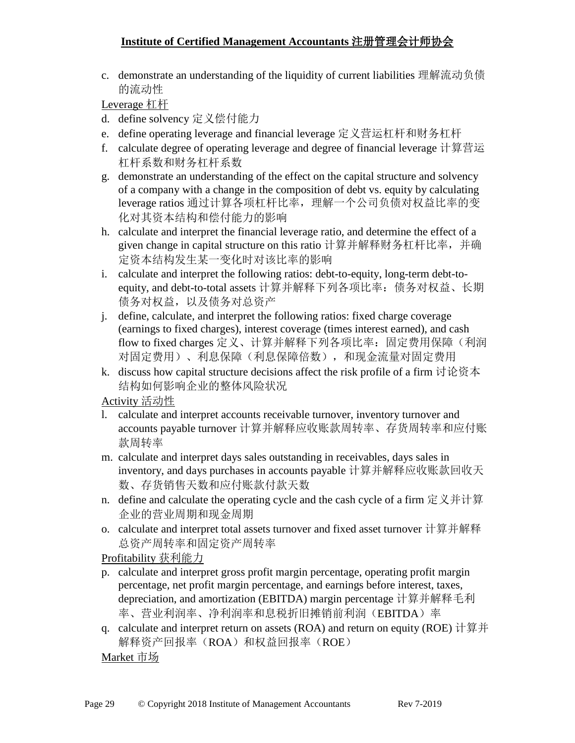c. demonstrate an understanding of the liquidity of current liabilities 理解流动负债的流动性

Leverage 杠杆

d. define solvency 定义偿付能力
e. define operating leverage and financial leverage 定义营运杠杆和财务杠杆
f. calculate degree of operating leverage and degree of financial leverage 计算营运杠杆系数和财务杠杆系数
g. demonstrate an understanding of the effect on the capital structure and solvency of a company with a change in the composition of debt vs. equity by calculating leverage ratios 通过计算各项杠杆比率，理解一个公司负债对权益比率的变化对其资本结构和偿付能力的影响
h. calculate and interpret the financial leverage ratio, and determine the effect of a given change in capital structure on this ratio 计算并解释财务杠杆比率，并确定资本结构发生某一变化时对该比率的影响
i. calculate and interpret the following ratios: debt-to-equity, long-term debt-to-equity, and debt-to-total assets 计算并解释下列各项比率：债务对权益、长期债务对权益，以及债务对总资产
j. define, calculate, and interpret the following ratios: fixed charge coverage (earnings to fixed charges), interest coverage (times interest earned), and cash flow to fixed charges 定义、计算并解释下列各项比率：固定费用保障（利润对固定费用）、利息保障（利息保障倍数），和现金流量对固定费用
k. discuss how capital structure decisions affect the risk profile of a firm 讨论资本结构如何影响企业的整体风险状况

Activity 活动性

l. calculate and interpret accounts receivable turnover, inventory turnover and accounts payable turnover 计算并解释应收账款周转率、存货周转率和应付账款周转率
m. calculate and interpret days sales outstanding in receivables, days sales in inventory, and days purchases in accounts payable 计算并解释应收账款回收天数、存货销售天数和应付账款付款天数
n. define and calculate the operating cycle and the cash cycle of a firm 定义并计算企业的营业周期和现金周期
o. calculate and interpret total assets turnover and fixed asset turnover 计算并解释总资产周转率和固定资产周转率

Profitability 获利能力

p. calculate and interpret gross profit margin percentage, operating profit margin percentage, net profit margin percentage, and earnings before interest, taxes, depreciation, and amortization (EBITDA) margin percentage 计算并解释毛利率、营业利润率、净利润率和息税折旧摊销前利润（EBITDA）率
q. calculate and interpret return on assets (ROA) and return on equity (ROE) 计算并解释资产回报率（ROA）和权益回报率（ROE）

Market 市场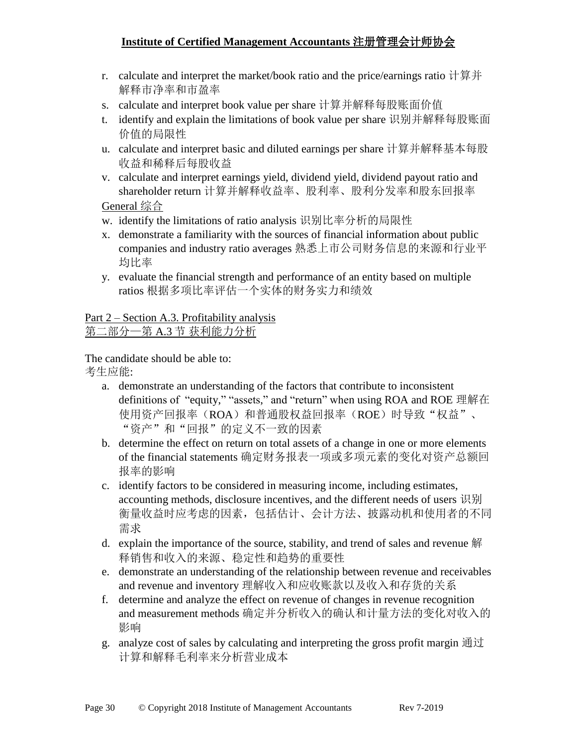r. calculate and interpret the market/book ratio and the price/earnings ratio 计算并解释市净率和市盈率
s. calculate and interpret book value per share 计算并解释每股账面价值
t. identify and explain the limitations of book value per share 识别并解释每股账面价值的局限性
u. calculate and interpret basic and diluted earnings per share 计算并解释基本每股收益和稀释后每股收益
v. calculate and interpret earnings yield, dividend yield, dividend payout ratio and shareholder return 计算并解释收益率、股利率、股利分发率和股东回报率

General 综合

w. identify the limitations of ratio analysis 识别比率分析的局限性
x. demonstrate a familiarity with the sources of financial information about public companies and industry ratio averages 熟悉上市公司财务信息的来源和行业平均比率
y. evaluate the financial strength and performance of an entity based on multiple ratios 根据多项比率评估一个实体的财务实力和绩效

Part 2 – Section A.3. Profitability analysis
第二部分—第 A.3 节 获利能力分析

The candidate should be able to:
考生应能:

a. demonstrate an understanding of the factors that contribute to inconsistent definitions of "equity," "assets," and "return" when using ROA and ROE 理解在使用资产回报率（ROA）和普通股权益回报率（ROE）时导致"权益"、"资产"和"回报"的定义不一致的因素
b. determine the effect on return on total assets of a change in one or more elements of the financial statements 确定财务报表一项或多项元素的变化对资产总额回报率的影响
c. identify factors to be considered in measuring income, including estimates, accounting methods, disclosure incentives, and the different needs of users 识别衡量收益时应考虑的因素，包括估计、会计方法、披露动机和使用者的不同需求
d. explain the importance of the source, stability, and trend of sales and revenue 解释销售和收入的来源、稳定性和趋势的重要性
e. demonstrate an understanding of the relationship between revenue and receivables and revenue and inventory 理解收入和应收账款以及收入和存货的关系
f. determine and analyze the effect on revenue of changes in revenue recognition and measurement methods 确定并分析收入的确认和计量方法的变化对收入的影响
g. analyze cost of sales by calculating and interpreting the gross profit margin 通过计算和解释毛利率来分析营业成本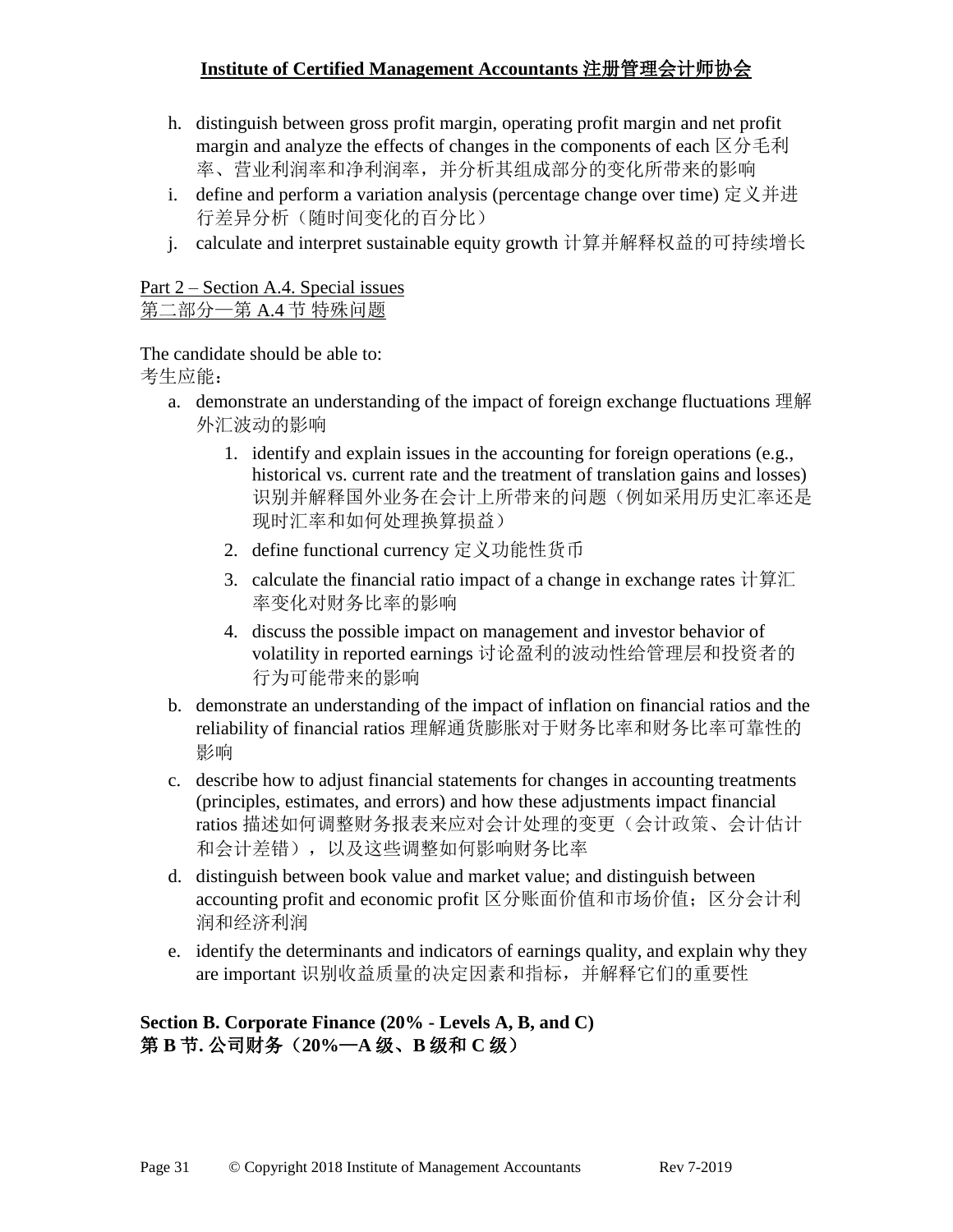h. distinguish between gross profit margin, operating profit margin and net profit margin and analyze the effects of changes in the components of each 区分毛利率、营业利润率和净利润率，并分析其组成部分的变化所带来的影响

i. define and perform a variation analysis (percentage change over time) 定义并进行差异分析（随时间变化的百分比）

j. calculate and interpret sustainable equity growth 计算并解释权益的可持续增长

Part 2 – Section A.4. Special issues
第二部分—第 A.4 节 特殊问题

The candidate should be able to:
考生应能：

a. demonstrate an understanding of the impact of foreign exchange fluctuations 理解外汇波动的影响

   1. identify and explain issues in the accounting for foreign operations (e.g., historical vs. current rate and the treatment of translation gains and losses) 识别并解释国外业务在会计上所带来的问题（例如采用历史汇率还是现时汇率和如何处理换算损益）
   2. define functional currency 定义功能性货币
   3. calculate the financial ratio impact of a change in exchange rates 计算汇率变化对财务比率的影响
   4. discuss the possible impact on management and investor behavior of volatility in reported earnings 讨论盈利的波动性给管理层和投资者的行为可能带来的影响

b. demonstrate an understanding of the impact of inflation on financial ratios and the reliability of financial ratios 理解通货膨胀对于财务比率和财务比率可靠性的影响

c. describe how to adjust financial statements for changes in accounting treatments (principles, estimates, and errors) and how these adjustments impact financial ratios 描述如何调整财务报表来应对会计处理的变更（会计政策、会计估计和会计差错），以及这些调整如何影响财务比率

d. distinguish between book value and market value; and distinguish between accounting profit and economic profit 区分账面价值和市场价值；区分会计利润和经济利润

e. identify the determinants and indicators of earnings quality, and explain why they are important 识别收益质量的决定因素和指标，并解释它们的重要性

**Section B. Corporate Finance (20% - Levels A, B, and C)**
**第 B 节. 公司财务（20%—A 级、B 级和 C 级）**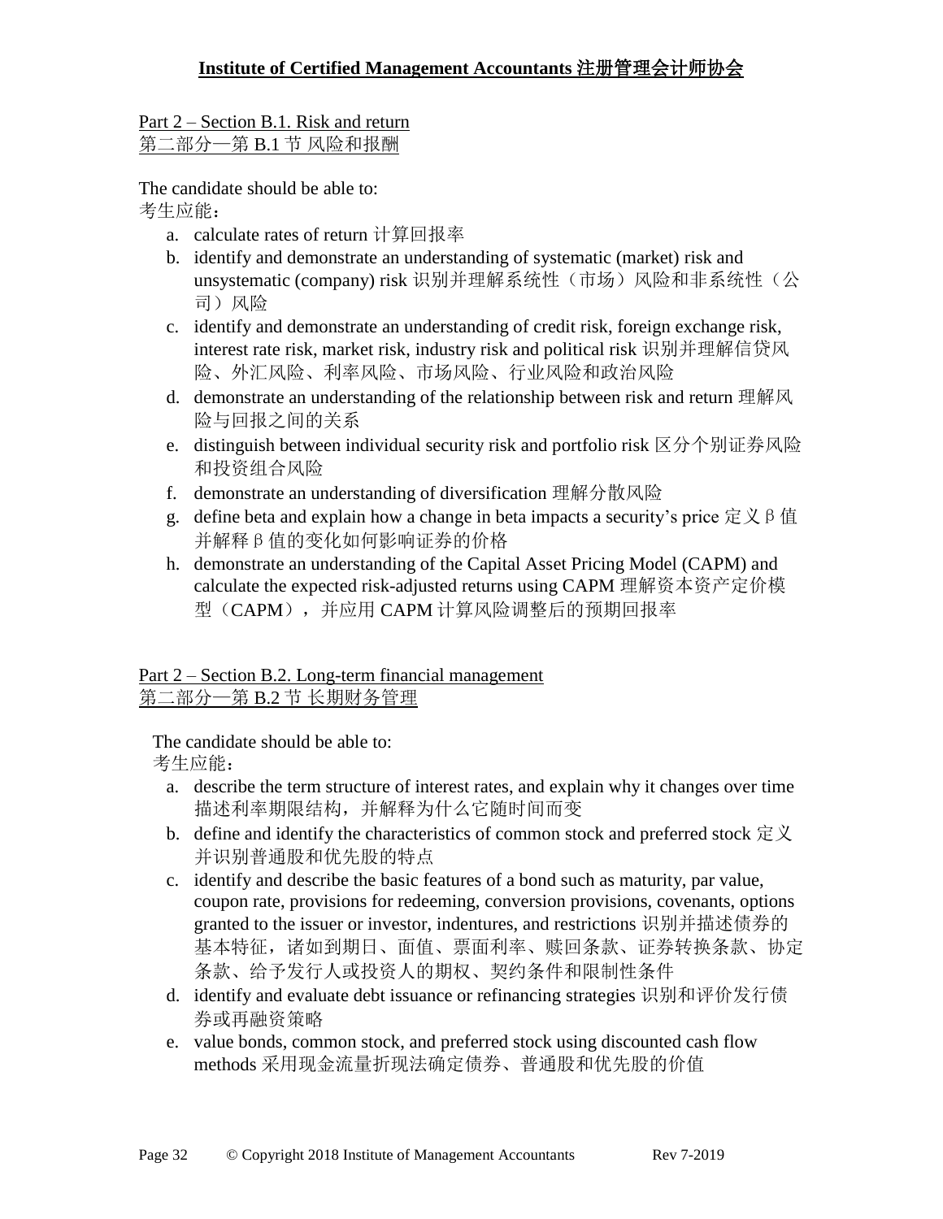Part 2 – Section B.1. Risk and return
第二部分—第 B.1 节 风险和报酬

The candidate should be able to:
考生应能：

a. calculate rates of return 计算回报率
b. identify and demonstrate an understanding of systematic (market) risk and unsystematic (company) risk 识别并理解系统性（市场）风险和非系统性（公司）风险
c. identify and demonstrate an understanding of credit risk, foreign exchange risk, interest rate risk, market risk, industry risk and political risk 识别并理解信贷风险、外汇风险、利率风险、市场风险、行业风险和政治风险
d. demonstrate an understanding of the relationship between risk and return 理解风险与回报之间的关系
e. distinguish between individual security risk and portfolio risk 区分个别证券风险和投资组合风险
f. demonstrate an understanding of diversification 理解分散风险
g. define beta and explain how a change in beta impacts a security's price 定义 β 值并解释 β 值的变化如何影响证券的价格
h. demonstrate an understanding of the Capital Asset Pricing Model (CAPM) and calculate the expected risk-adjusted returns using CAPM 理解资本资产定价模型（CAPM），并应用 CAPM 计算风险调整后的预期回报率

Part 2 – Section B.2. Long-term financial management
第二部分—第 B.2 节 长期财务管理

The candidate should be able to:
考生应能：

a. describe the term structure of interest rates, and explain why it changes over time 描述利率期限结构，并解释为什么它随时间而变
b. define and identify the characteristics of common stock and preferred stock 定义并识别普通股和优先股的特点
c. identify and describe the basic features of a bond such as maturity, par value, coupon rate, provisions for redeeming, conversion provisions, covenants, options granted to the issuer or investor, indentures, and restrictions 识别并描述债券的基本特征，诸如到期日、面值、票面利率、赎回条款、证券转换条款、协定条款、给予发行人或投资人的期权、契约条件和限制性条件
d. identify and evaluate debt issuance or refinancing strategies 识别和评价发行债券或再融资策略
e. value bonds, common stock, and preferred stock using discounted cash flow methods 采用现金流量折现法确定债券、普通股和优先股的价值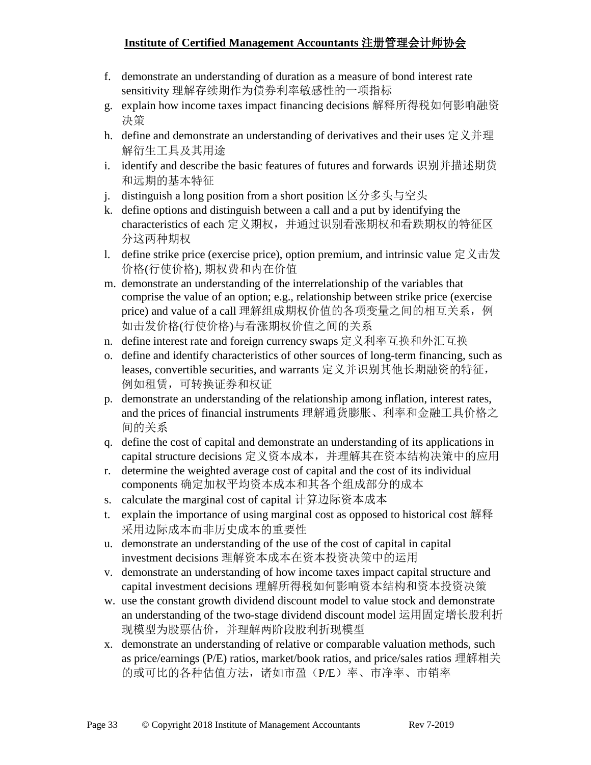f. demonstrate an understanding of duration as a measure of bond interest rate sensitivity 理解存续期作为债券利率敏感性的一项指标
g. explain how income taxes impact financing decisions 解释所得税如何影响融资决策
h. define and demonstrate an understanding of derivatives and their uses 定义并理解衍生工具及其用途
i. identify and describe the basic features of futures and forwards 识别并描述期货和远期的基本特征
j. distinguish a long position from a short position 区分多头与空头
k. define options and distinguish between a call and a put by identifying the characteristics of each 定义期权，并通过识别看涨期权和看跌期权的特征区分这两种期权
l. define strike price (exercise price), option premium, and intrinsic value 定义击发价格(行使价格), 期权费和内在价值
m. demonstrate an understanding of the interrelationship of the variables that comprise the value of an option; e.g., relationship between strike price (exercise price) and value of a call 理解组成期权价值的各项变量之间的相互关系，例如击发价格(行使价格)与看涨期权价值之间的关系
n. define interest rate and foreign currency swaps 定义利率互换和外汇互换
o. define and identify characteristics of other sources of long-term financing, such as leases, convertible securities, and warrants 定义并识别其他长期融资的特征，例如租赁，可转换证券和权证
p. demonstrate an understanding of the relationship among inflation, interest rates, and the prices of financial instruments 理解通货膨胀、利率和金融工具价格之间的关系
q. define the cost of capital and demonstrate an understanding of its applications in capital structure decisions 定义资本成本，并理解其在资本结构决策中的应用
r. determine the weighted average cost of capital and the cost of its individual components 确定加权平均资本成本和其各个组成部分的成本
s. calculate the marginal cost of capital 计算边际资本成本
t. explain the importance of using marginal cost as opposed to historical cost 解释采用边际成本而非历史成本的重要性
u. demonstrate an understanding of the use of the cost of capital in capital investment decisions 理解资本成本在资本投资决策中的运用
v. demonstrate an understanding of how income taxes impact capital structure and capital investment decisions 理解所得税如何影响资本结构和资本投资决策
w. use the constant growth dividend discount model to value stock and demonstrate an understanding of the two-stage dividend discount model 运用固定增长股利折现模型为股票估价，并理解两阶段股利折现模型
x. demonstrate an understanding of relative or comparable valuation methods, such as price/earnings (P/E) ratios, market/book ratios, and price/sales ratios 理解相关的或可比的各种估值方法，诸如市盈（P/E）率、市净率、市销率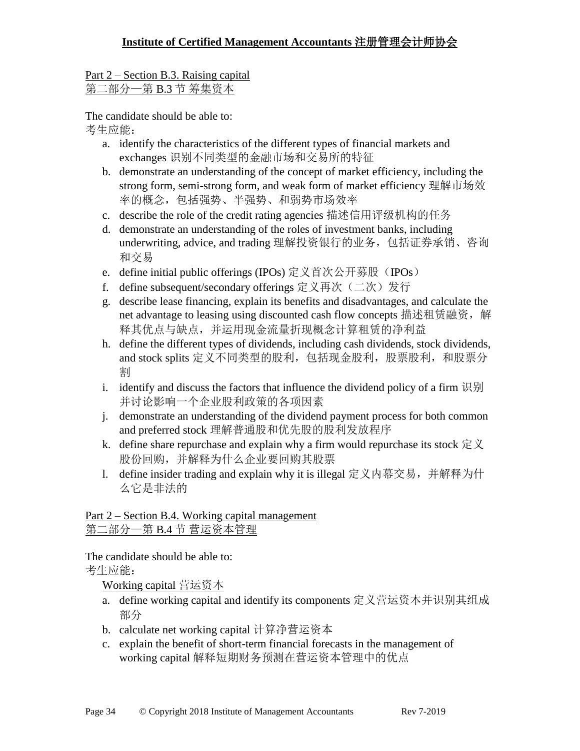Part 2 – Section B.3. Raising capital
第二部分—第 B.3 节 筹集资本

The candidate should be able to:
考生应能：

a. identify the characteristics of the different types of financial markets and exchanges 识别不同类型的金融市场和交易所的特征
b. demonstrate an understanding of the concept of market efficiency, including the strong form, semi-strong form, and weak form of market efficiency 理解市场效率的概念，包括强势、半强势、和弱势市场效率
c. describe the role of the credit rating agencies 描述信用评级机构的任务
d. demonstrate an understanding of the roles of investment banks, including underwriting, advice, and trading 理解投资银行的业务，包括证券承销、咨询和交易
e. define initial public offerings (IPOs) 定义首次公开募股（IPOs）
f. define subsequent/secondary offerings 定义再次（二次）发行
g. describe lease financing, explain its benefits and disadvantages, and calculate the net advantage to leasing using discounted cash flow concepts 描述租赁融资，解释其优点与缺点，并运用现金流量折现概念计算租赁的净利益
h. define the different types of dividends, including cash dividends, stock dividends, and stock splits 定义不同类型的股利，包括现金股利，股票股利，和股票分割
i. identify and discuss the factors that influence the dividend policy of a firm 识别并讨论影响一个企业股利政策的各项因素
j. demonstrate an understanding of the dividend payment process for both common and preferred stock 理解普通股和优先股的股利发放程序
k. define share repurchase and explain why a firm would repurchase its stock 定义股份回购，并解释为什么企业要回购其股票
l. define insider trading and explain why it is illegal 定义内幕交易，并解释为什么它是非法的

Part 2 – Section B.4. Working capital management
第二部分—第 B.4 节 营运资本管理

The candidate should be able to:
考生应能：

Working capital 营运资本

a. define working capital and identify its components 定义营运资本并识别其组成部分
b. calculate net working capital 计算净营运资本
c. explain the benefit of short-term financial forecasts in the management of working capital 解释短期财务预测在营运资本管理中的优点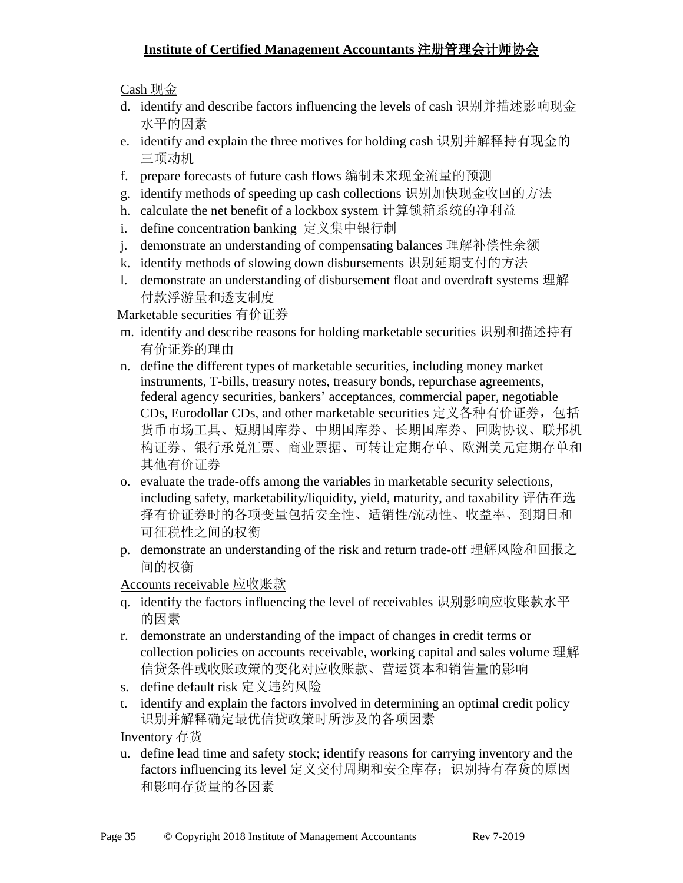Cash 现金

d. identify and describe factors influencing the levels of cash 识别并描述影响现金水平的因素
e. identify and explain the three motives for holding cash 识别并解释持有现金的三项动机
f. prepare forecasts of future cash flows 编制未来现金流量的预测
g. identify methods of speeding up cash collections 识别加快现金收回的方法
h. calculate the net benefit of a lockbox system 计算锁箱系统的净利益
i. define concentration banking 定义集中银行制
j. demonstrate an understanding of compensating balances 理解补偿性余额
k. identify methods of slowing down disbursements 识别延期支付的方法
l. demonstrate an understanding of disbursement float and overdraft systems 理解付款浮游量和透支制度

Marketable securities 有价证券

m. identify and describe reasons for holding marketable securities 识别和描述持有有价证券的理由
n. define the different types of marketable securities, including money market instruments, T-bills, treasury notes, treasury bonds, repurchase agreements, federal agency securities, bankers' acceptances, commercial paper, negotiable CDs, Eurodollar CDs, and other marketable securities 定义各种有价证券，包括货币市场工具、短期国库券、中期国库券、长期国库券、回购协议、联邦机构证券、银行承兑汇票、商业票据、可转让定期存单、欧洲美元定期存单和其他有价证券
o. evaluate the trade-offs among the variables in marketable security selections, including safety, marketability/liquidity, yield, maturity, and taxability 评估在选择有价证券时的各项变量包括安全性、适销性/流动性、收益率、到期日和可征税性之间的权衡
p. demonstrate an understanding of the risk and return trade-off 理解风险和回报之间的权衡

Accounts receivable 应收账款

q. identify the factors influencing the level of receivables 识别影响应收账款水平的因素
r. demonstrate an understanding of the impact of changes in credit terms or collection policies on accounts receivable, working capital and sales volume 理解信贷条件或收账政策的变化对应收账款、营运资本和销售量的影响
s. define default risk 定义违约风险
t. identify and explain the factors involved in determining an optimal credit policy 识别并解释确定最优信贷政策时所涉及的各项因素

Inventory 存货

u. define lead time and safety stock; identify reasons for carrying inventory and the factors influencing its level 定义交付周期和安全库存；识别持有存货的原因和影响存货量的各因素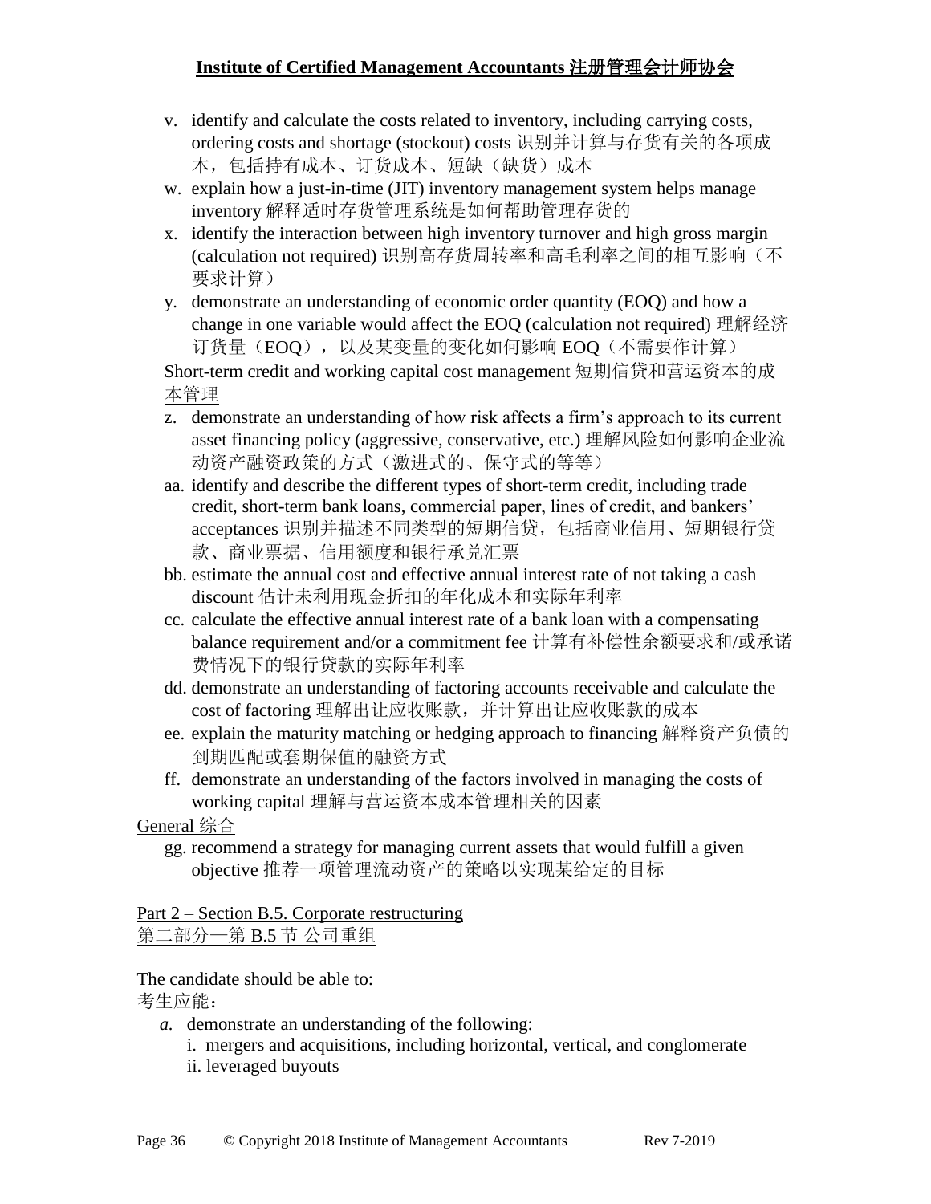v. identify and calculate the costs related to inventory, including carrying costs, ordering costs and shortage (stockout) costs 识别并计算与存货有关的各项成本，包括持有成本、订货成本、短缺（缺货）成本

w. explain how a just-in-time (JIT) inventory management system helps manage inventory 解释适时存货管理系统是如何帮助管理存货的

x. identify the interaction between high inventory turnover and high gross margin (calculation not required) 识别高存货周转率和高毛利率之间的相互影响（不要求计算）

y. demonstrate an understanding of economic order quantity (EOQ) and how a change in one variable would affect the EOQ (calculation not required) 理解经济订货量（EOQ），以及某变量的变化如何影响 EOQ（不需要作计算）

<u>Short-term credit and working capital cost management 短期信贷和营运资本的成本管理</u>

z. demonstrate an understanding of how risk affects a firm's approach to its current asset financing policy (aggressive, conservative, etc.) 理解风险如何影响企业流动资产融资政策的方式（激进式的、保守式的等等）

aa. identify and describe the different types of short-term credit, including trade credit, short-term bank loans, commercial paper, lines of credit, and bankers' acceptances 识别并描述不同类型的短期信贷，包括商业信用、短期银行贷款、商业票据、信用额度和银行承兑汇票

bb. estimate the annual cost and effective annual interest rate of not taking a cash discount 估计未利用现金折扣的年化成本和实际年利率

cc. calculate the effective annual interest rate of a bank loan with a compensating balance requirement and/or a commitment fee 计算有补偿性余额要求和/或承诺费情况下的银行贷款的实际年利率

dd. demonstrate an understanding of factoring accounts receivable and calculate the cost of factoring 理解出让应收账款，并计算出让应收账款的成本

ee. explain the maturity matching or hedging approach to financing 解释资产负债的到期匹配或套期保值的融资方式

ff. demonstrate an understanding of the factors involved in managing the costs of working capital 理解与营运资本成本管理相关的因素

<u>General 综合</u>

gg. recommend a strategy for managing current assets that would fulfill a given objective 推荐一项管理流动资产的策略以实现某给定的目标

<u>Part 2 – Section B.5. Corporate restructuring</u>
<u>第二部分—第 B.5 节 公司重组</u>

The candidate should be able to:
考生应能：

*a.* demonstrate an understanding of the following:
   i. mergers and acquisitions, including horizontal, vertical, and conglomerate
   ii. leveraged buyouts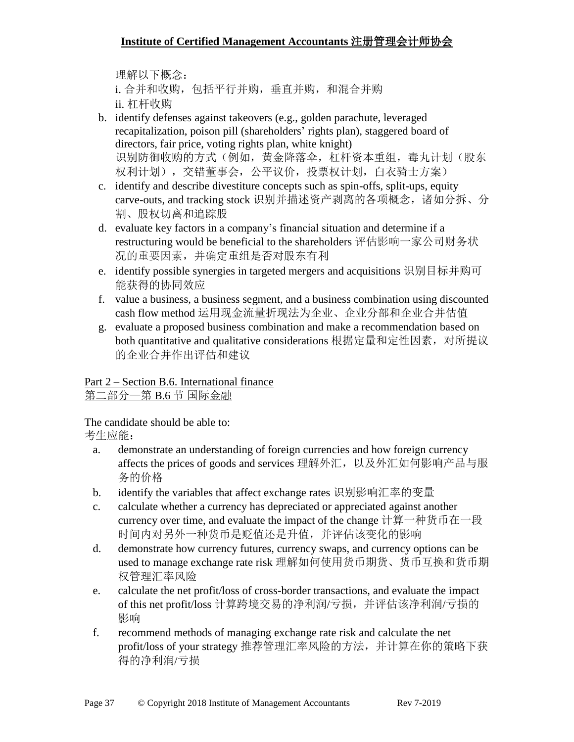理解以下概念：

i. 合并和收购，包括平行并购，垂直并购，和混合并购

ii. 杠杆收购

b. identify defenses against takeovers (e.g., golden parachute, leveraged recapitalization, poison pill (shareholders' rights plan), staggered board of directors, fair price, voting rights plan, white knight) 识别防御收购的方式（例如，黄金降落伞，杠杆资本重组，毒丸计划（股东权利计划），交错董事会，公平议价，投票权计划，白衣骑士方案）
c. identify and describe divestiture concepts such as spin-offs, split-ups, equity carve-outs, and tracking stock 识别并描述资产剥离的各项概念，诸如分拆、分割、股权切离和追踪股
d. evaluate key factors in a company's financial situation and determine if a restructuring would be beneficial to the shareholders 评估影响一家公司财务状况的重要因素，并确定重组是否对股东有利
e. identify possible synergies in targeted mergers and acquisitions 识别目标并购可能获得的协同效应
f. value a business, a business segment, and a business combination using discounted cash flow method 运用现金流量折现法为企业、企业分部和企业合并估值
g. evaluate a proposed business combination and make a recommendation based on both quantitative and qualitative considerations 根据定量和定性因素，对所提议的企业合并作出评估和建议

Part 2 – Section B.6. International finance
第二部分—第 B.6 节 国际金融

The candidate should be able to:
考生应能：

a. demonstrate an understanding of foreign currencies and how foreign currency affects the prices of goods and services 理解外汇，以及外汇如何影响产品与服务的价格
b. identify the variables that affect exchange rates 识别影响汇率的变量
c. calculate whether a currency has depreciated or appreciated against another currency over time, and evaluate the impact of the change 计算一种货币在一段时间内对另外一种货币是贬值还是升值，并评估该变化的影响
d. demonstrate how currency futures, currency swaps, and currency options can be used to manage exchange rate risk 理解如何使用货币期货、货币互换和货币期权管理汇率风险
e. calculate the net profit/loss of cross-border transactions, and evaluate the impact of this net profit/loss 计算跨境交易的净利润/亏损，并评估该净利润/亏损的影响
f. recommend methods of managing exchange rate risk and calculate the net profit/loss of your strategy 推荐管理汇率风险的方法，并计算在你的策略下获得的净利润/亏损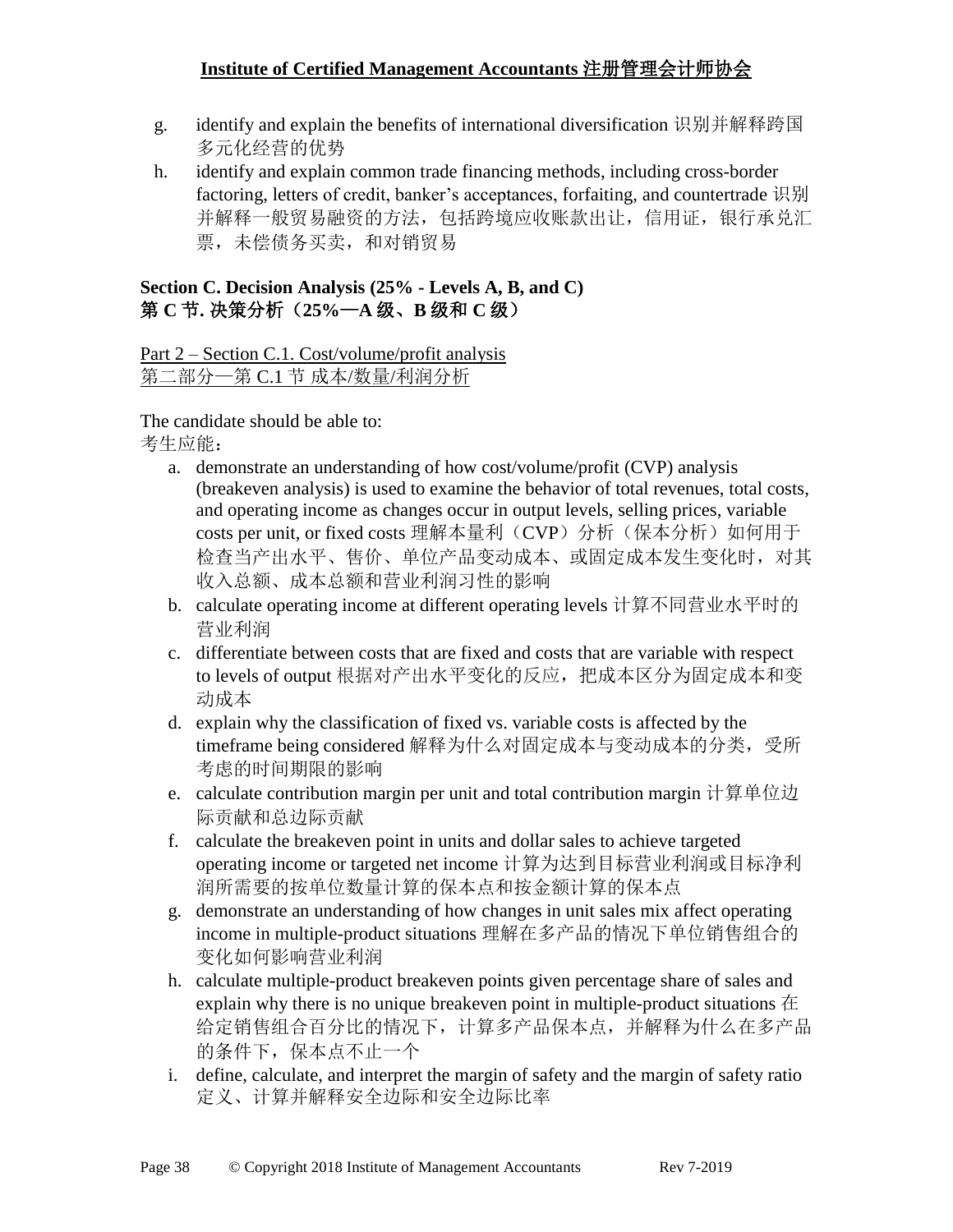g. identify and explain the benefits of international diversification 识别并解释跨国多元化经营的优势
h. identify and explain common trade financing methods, including cross-border factoring, letters of credit, banker's acceptances, forfaiting, and countertrade 识别并解释一般贸易融资的方法，包括跨境应收账款出让，信用证，银行承兑汇票，未偿债务买卖，和对销贸易

## Section C. Decision Analysis (25% - Levels A, B, and C)
## 第 C 节. 决策分析（25%—A 级、B 级和 C 级）

Part 2 – Section C.1. Cost/volume/profit analysis
第二部分—第 C.1 节 成本/数量/利润分析

The candidate should be able to:
考生应能：

a. demonstrate an understanding of how cost/volume/profit (CVP) analysis (breakeven analysis) is used to examine the behavior of total revenues, total costs, and operating income as changes occur in output levels, selling prices, variable costs per unit, or fixed costs 理解本量利（CVP）分析（保本分析）如何用于检查当产出水平、售价、单位产品变动成本、或固定成本发生变化时，对其收入总额、成本总额和营业利润习性的影响
b. calculate operating income at different operating levels 计算不同营业水平时的营业利润
c. differentiate between costs that are fixed and costs that are variable with respect to levels of output 根据对产出水平变化的反应，把成本区分为固定成本和变动成本
d. explain why the classification of fixed vs. variable costs is affected by the timeframe being considered 解释为什么对固定成本与变动成本的分类，受所考虑的时间期限的影响
e. calculate contribution margin per unit and total contribution margin 计算单位边际贡献和总边际贡献
f. calculate the breakeven point in units and dollar sales to achieve targeted operating income or targeted net income 计算为达到目标营业利润或目标净利润所需要的按单位数量计算的保本点和按金额计算的保本点
g. demonstrate an understanding of how changes in unit sales mix affect operating income in multiple-product situations 理解在多产品的情况下单位销售组合的变化如何影响营业利润
h. calculate multiple-product breakeven points given percentage share of sales and explain why there is no unique breakeven point in multiple-product situations 在给定销售组合百分比的情况下，计算多产品保本点，并解释为什么在多产品的条件下，保本点不止一个
i. define, calculate, and interpret the margin of safety and the margin of safety ratio 定义、计算并解释安全边际和安全边际比率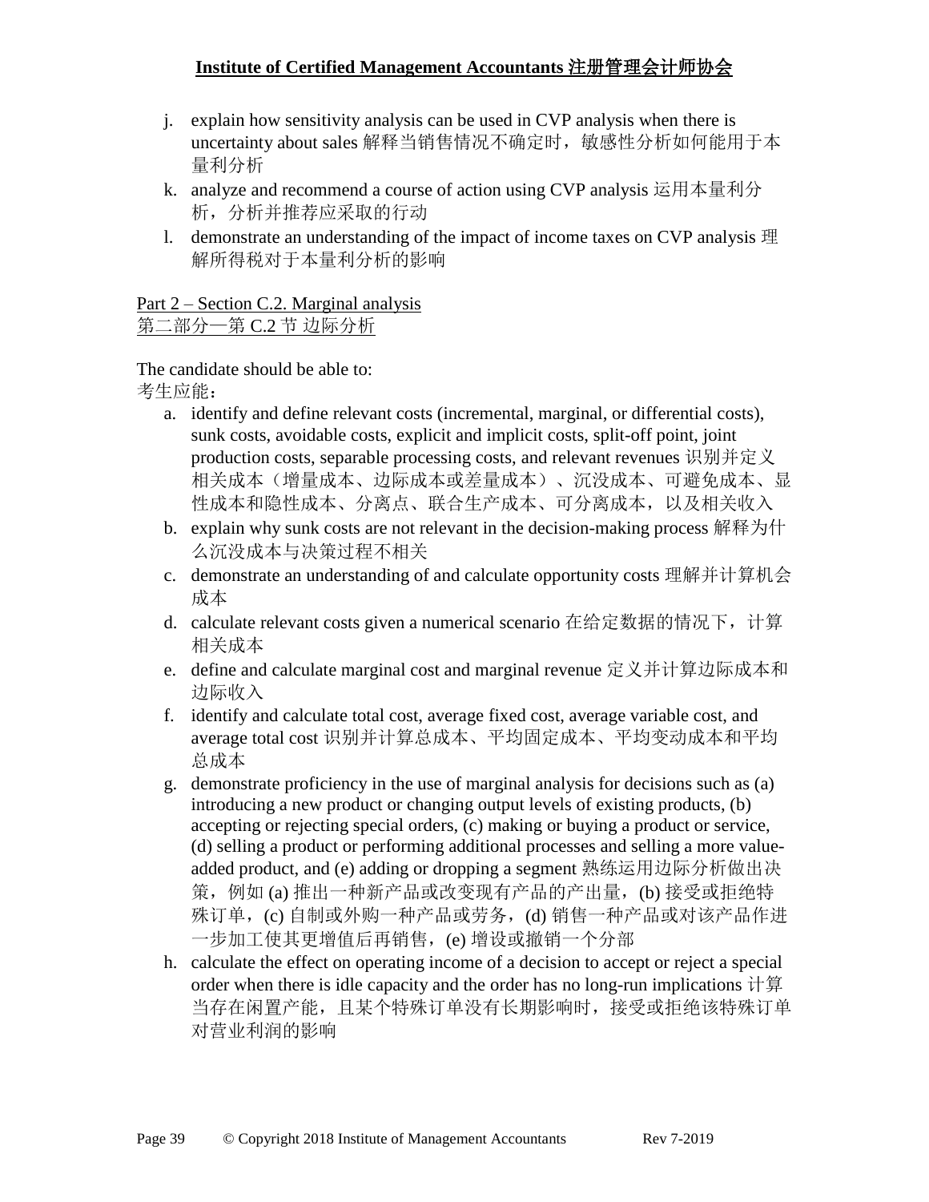j. explain how sensitivity analysis can be used in CVP analysis when there is uncertainty about sales 解释当销售情况不确定时，敏感性分析如何能用于本量利分析
k. analyze and recommend a course of action using CVP analysis 运用本量利分析，分析并推荐应采取的行动
l. demonstrate an understanding of the impact of income taxes on CVP analysis 理解所得税对于本量利分析的影响

Part 2 – Section C.2. Marginal analysis
第二部分—第 C.2 节 边际分析

The candidate should be able to:
考生应能：

a. identify and define relevant costs (incremental, marginal, or differential costs), sunk costs, avoidable costs, explicit and implicit costs, split-off point, joint production costs, separable processing costs, and relevant revenues 识别并定义相关成本（增量成本、边际成本或差量成本）、沉没成本、可避免成本、显性成本和隐性成本、分离点、联合生产成本、可分离成本，以及相关收入
b. explain why sunk costs are not relevant in the decision-making process 解释为什么沉没成本与决策过程不相关
c. demonstrate an understanding of and calculate opportunity costs 理解并计算机会成本
d. calculate relevant costs given a numerical scenario 在给定数据的情况下，计算相关成本
e. define and calculate marginal cost and marginal revenue 定义并计算边际成本和边际收入
f. identify and calculate total cost, average fixed cost, average variable cost, and average total cost 识别并计算总成本、平均固定成本、平均变动成本和平均总成本
g. demonstrate proficiency in the use of marginal analysis for decisions such as (a) introducing a new product or changing output levels of existing products, (b) accepting or rejecting special orders, (c) making or buying a product or service, (d) selling a product or performing additional processes and selling a more value-added product, and (e) adding or dropping a segment 熟练运用边际分析做出决策，例如 (a) 推出一种新产品或改变现有产品的产出量，(b) 接受或拒绝特殊订单，(c) 自制或外购一种产品或劳务，(d) 销售一种产品或对该产品作进一步加工使其更增值后再销售，(e) 增设或撤销一个分部
h. calculate the effect on operating income of a decision to accept or reject a special order when there is idle capacity and the order has no long-run implications 计算当存在闲置产能，且某个特殊订单没有长期影响时，接受或拒绝该特殊订单对营业利润的影响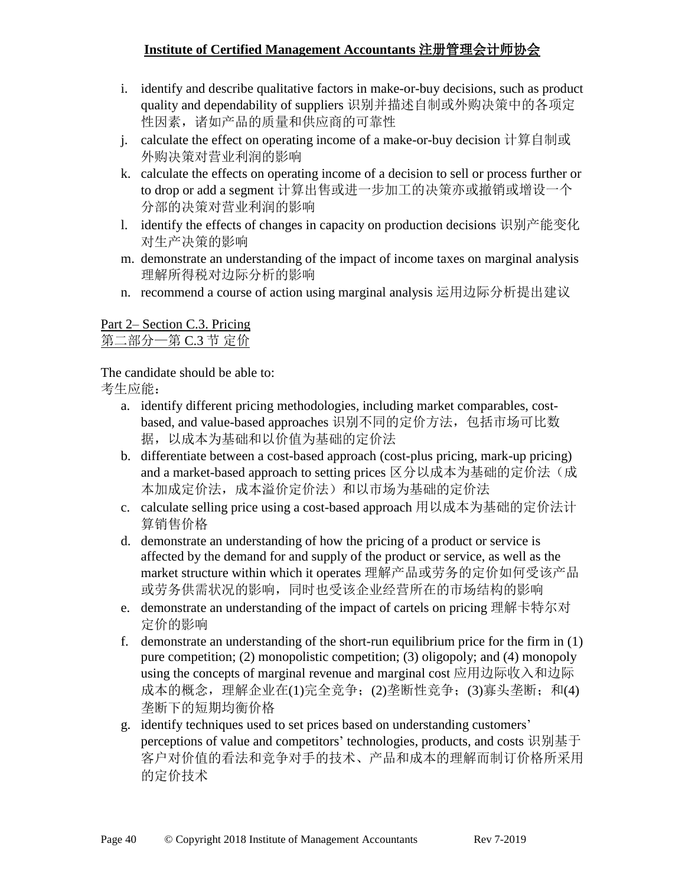i. identify and describe qualitative factors in make-or-buy decisions, such as product quality and dependability of suppliers 识别并描述自制或外购决策中的各项定性因素，诸如产品的质量和供应商的可靠性
j. calculate the effect on operating income of a make-or-buy decision 计算自制或外购决策对营业利润的影响
k. calculate the effects on operating income of a decision to sell or process further or to drop or add a segment 计算出售或进一步加工的决策亦或撤销或增设一个分部的决策对营业利润的影响
l. identify the effects of changes in capacity on production decisions 识别产能变化对生产决策的影响
m. demonstrate an understanding of the impact of income taxes on marginal analysis 理解所得税对边际分析的影响
n. recommend a course of action using marginal analysis 运用边际分析提出建议

Part 2– Section C.3. Pricing
第二部分—第 C.3 节 定价

The candidate should be able to:
考生应能：

a. identify different pricing methodologies, including market comparables, cost-based, and value-based approaches 识别不同的定价方法，包括市场可比数据，以成本为基础和以价值为基础的定价法
b. differentiate between a cost-based approach (cost-plus pricing, mark-up pricing) and a market-based approach to setting prices 区分以成本为基础的定价法（成本加成定价法，成本溢价定价法）和以市场为基础的定价法
c. calculate selling price using a cost-based approach 用以成本为基础的定价法计算销售价格
d. demonstrate an understanding of how the pricing of a product or service is affected by the demand for and supply of the product or service, as well as the market structure within which it operates 理解产品或劳务的定价如何受该产品或劳务供需状况的影响，同时也受该企业经营所在的市场结构的影响
e. demonstrate an understanding of the impact of cartels on pricing 理解卡特尔对定价的影响
f. demonstrate an understanding of the short-run equilibrium price for the firm in (1) pure competition; (2) monopolistic competition; (3) oligopoly; and (4) monopoly using the concepts of marginal revenue and marginal cost 应用边际收入和边际成本的概念，理解企业在(1)完全竞争；(2)垄断性竞争；(3)寡头垄断；和(4)垄断下的短期均衡价格
g. identify techniques used to set prices based on understanding customers' perceptions of value and competitors' technologies, products, and costs 识别基于客户对价值的看法和竞争对手的技术、产品和成本的理解而制订价格所采用的定价技术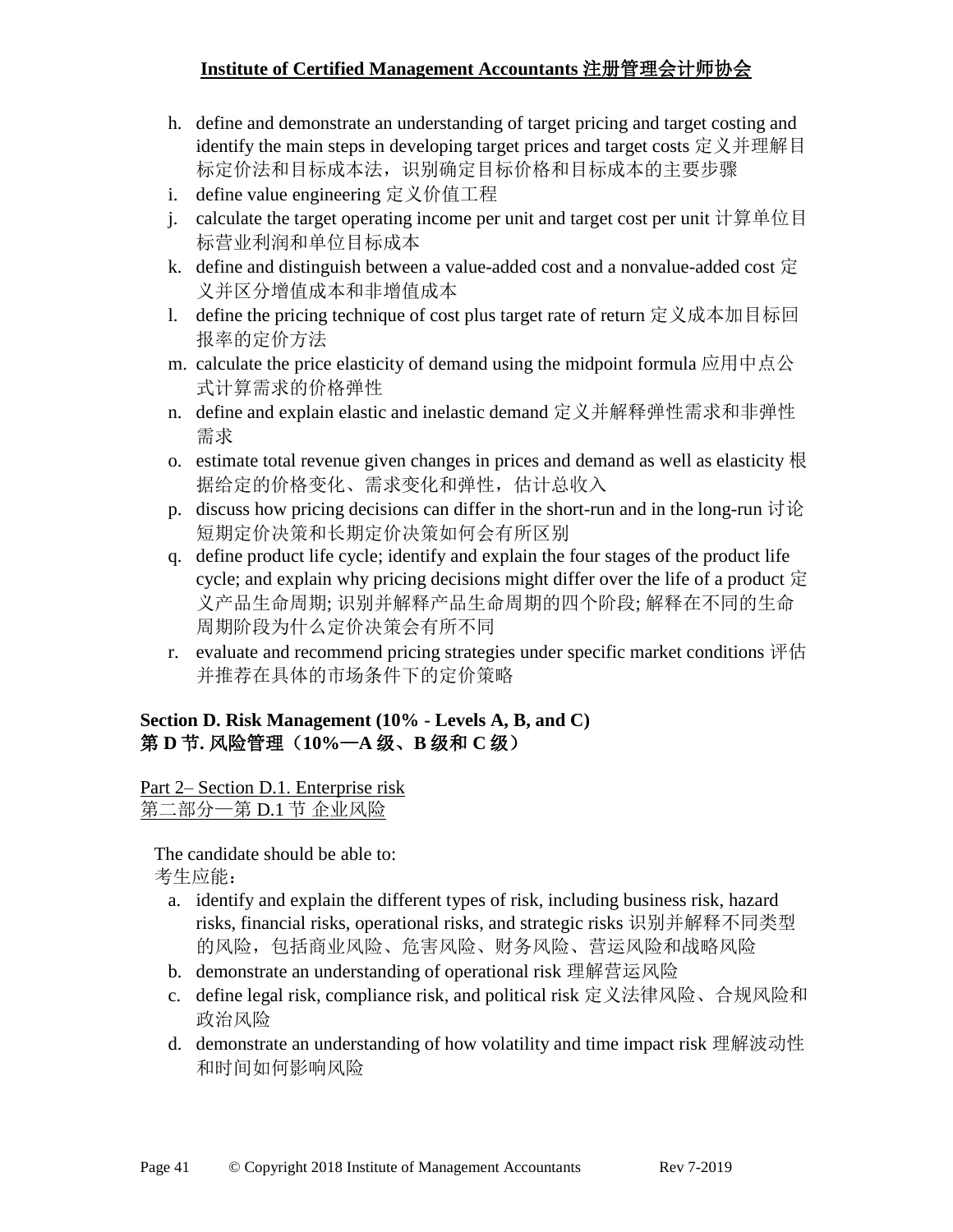h. define and demonstrate an understanding of target pricing and target costing and identify the main steps in developing target prices and target costs 定义并理解目标定价法和目标成本法，识别确定目标价格和目标成本的主要步骤
i. define value engineering 定义价值工程
j. calculate the target operating income per unit and target cost per unit 计算单位目标营业利润和单位目标成本
k. define and distinguish between a value-added cost and a nonvalue-added cost 定义并区分增值成本和非增值成本
l. define the pricing technique of cost plus target rate of return 定义成本加目标回报率的定价方法
m. calculate the price elasticity of demand using the midpoint formula 应用中点公式计算需求的价格弹性
n. define and explain elastic and inelastic demand 定义并解释弹性需求和非弹性需求
o. estimate total revenue given changes in prices and demand as well as elasticity 根据给定的价格变化、需求变化和弹性，估计总收入
p. discuss how pricing decisions can differ in the short-run and in the long-run 讨论短期定价决策和长期定价决策如何会有所区别
q. define product life cycle; identify and explain the four stages of the product life cycle; and explain why pricing decisions might differ over the life of a product 定义产品生命周期; 识别并解释产品生命周期的四个阶段; 解释在不同的生命周期阶段为什么定价决策会有所不同
r. evaluate and recommend pricing strategies under specific market conditions 评估并推荐在具体的市场条件下的定价策略

## Section D. Risk Management (10% - Levels A, B, and C)
## 第 D 节. 风险管理（10%—A 级、B 级和 C 级）

Part 2– Section D.1. Enterprise risk
第二部分—第 D.1 节 企业风险

The candidate should be able to:
考生应能：

a. identify and explain the different types of risk, including business risk, hazard risks, financial risks, operational risks, and strategic risks 识别并解释不同类型的风险，包括商业风险、危害风险、财务风险、营运风险和战略风险
b. demonstrate an understanding of operational risk 理解营运风险
c. define legal risk, compliance risk, and political risk 定义法律风险、合规风险和政治风险
d. demonstrate an understanding of how volatility and time impact risk 理解波动性和时间如何影响风险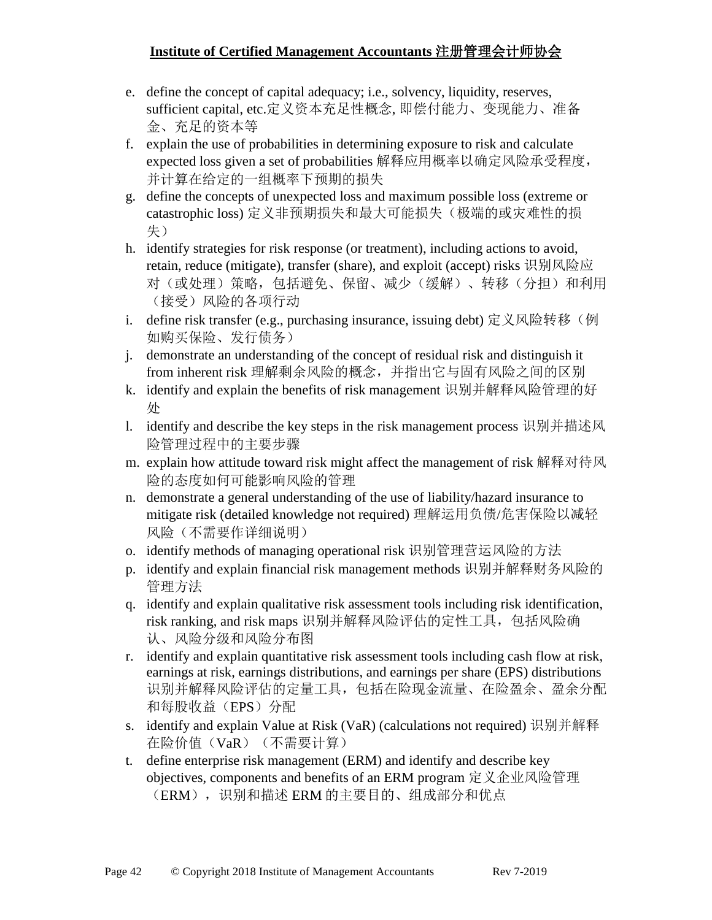e. define the concept of capital adequacy; i.e., solvency, liquidity, reserves, sufficient capital, etc.定义资本充足性概念, 即偿付能力、变现能力、准备金、充足的资本等
f. explain the use of probabilities in determining exposure to risk and calculate expected loss given a set of probabilities 解释应用概率以确定风险承受程度，并计算在给定的一组概率下预期的损失
g. define the concepts of unexpected loss and maximum possible loss (extreme or catastrophic loss) 定义非预期损失和最大可能损失（极端的或灾难性的损失）
h. identify strategies for risk response (or treatment), including actions to avoid, retain, reduce (mitigate), transfer (share), and exploit (accept) risks 识别风险应对（或处理）策略，包括避免、保留、减少（缓解）、转移（分担）和利用（接受）风险的各项行动
i. define risk transfer (e.g., purchasing insurance, issuing debt) 定义风险转移（例如购买保险、发行债务）
j. demonstrate an understanding of the concept of residual risk and distinguish it from inherent risk 理解剩余风险的概念，并指出它与固有风险之间的区别
k. identify and explain the benefits of risk management 识别并解释风险管理的好处
l. identify and describe the key steps in the risk management process 识别并描述风险管理过程中的主要步骤
m. explain how attitude toward risk might affect the management of risk 解释对待风险的态度如何可能影响风险的管理
n. demonstrate a general understanding of the use of liability/hazard insurance to mitigate risk (detailed knowledge not required) 理解运用负债/危害保险以减轻风险（不需要作详细说明）
o. identify methods of managing operational risk 识别管理营运风险的方法
p. identify and explain financial risk management methods 识别并解释财务风险的管理方法
q. identify and explain qualitative risk assessment tools including risk identification, risk ranking, and risk maps 识别并解释风险评估的定性工具，包括风险确认、风险分级和风险分布图
r. identify and explain quantitative risk assessment tools including cash flow at risk, earnings at risk, earnings distributions, and earnings per share (EPS) distributions 识别并解释风险评估的定量工具，包括在险现金流量、在险盈余、盈余分配和每股收益（EPS）分配
s. identify and explain Value at Risk (VaR) (calculations not required) 识别并解释在险价值（VaR）（不需要计算）
t. define enterprise risk management (ERM) and identify and describe key objectives, components and benefits of an ERM program 定义企业风险管理（ERM），识别和描述 ERM 的主要目的、组成部分和优点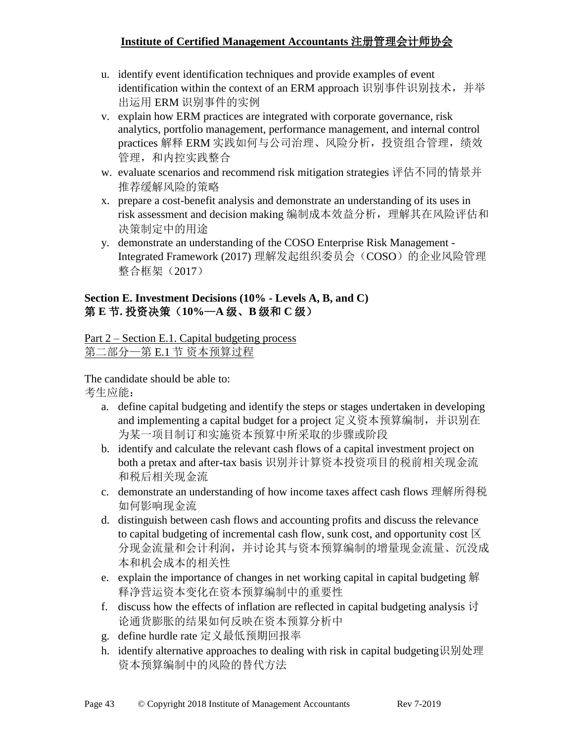u. identify event identification techniques and provide examples of event identification within the context of an ERM approach 识别事件识别技术，并举出运用 ERM 识别事件的实例
v. explain how ERM practices are integrated with corporate governance, risk analytics, portfolio management, performance management, and internal control practices 解释 ERM 实践如何与公司治理、风险分析，投资组合管理，绩效管理，和内控实践整合
w. evaluate scenarios and recommend risk mitigation strategies 评估不同的情景并推荐缓解风险的策略
x. prepare a cost-benefit analysis and demonstrate an understanding of its uses in risk assessment and decision making 编制成本效益分析，理解其在风险评估和决策制定中的用途
y. demonstrate an understanding of the COSO Enterprise Risk Management - Integrated Framework (2017) 理解发起组织委员会（COSO）的企业风险管理整合框架（2017）

**Section E. Investment Decisions (10% - Levels A, B, and C)**
**第 E 节. 投资决策（10%—A 级、B 级和 C 级）**

Part 2 – Section E.1. Capital budgeting process
第二部分—第 E.1 节 资本预算过程

The candidate should be able to:
考生应能：

a. define capital budgeting and identify the steps or stages undertaken in developing and implementing a capital budget for a project 定义资本预算编制，并识别在为某一项目制订和实施资本预算中所采取的步骤或阶段
b. identify and calculate the relevant cash flows of a capital investment project on both a pretax and after-tax basis 识别并计算资本投资项目的税前相关现金流和税后相关现金流
c. demonstrate an understanding of how income taxes affect cash flows 理解所得税如何影响现金流
d. distinguish between cash flows and accounting profits and discuss the relevance to capital budgeting of incremental cash flow, sunk cost, and opportunity cost 区分现金流量和会计利润，并讨论其与资本预算编制的增量现金流量、沉没成本和机会成本的相关性
e. explain the importance of changes in net working capital in capital budgeting 解释净营运资本变化在资本预算编制中的重要性
f. discuss how the effects of inflation are reflected in capital budgeting analysis 讨论通货膨胀的结果如何反映在资本预算分析中
g. define hurdle rate 定义最低预期回报率
h. identify alternative approaches to dealing with risk in capital budgeting识别处理资本预算编制中的风险的替代方法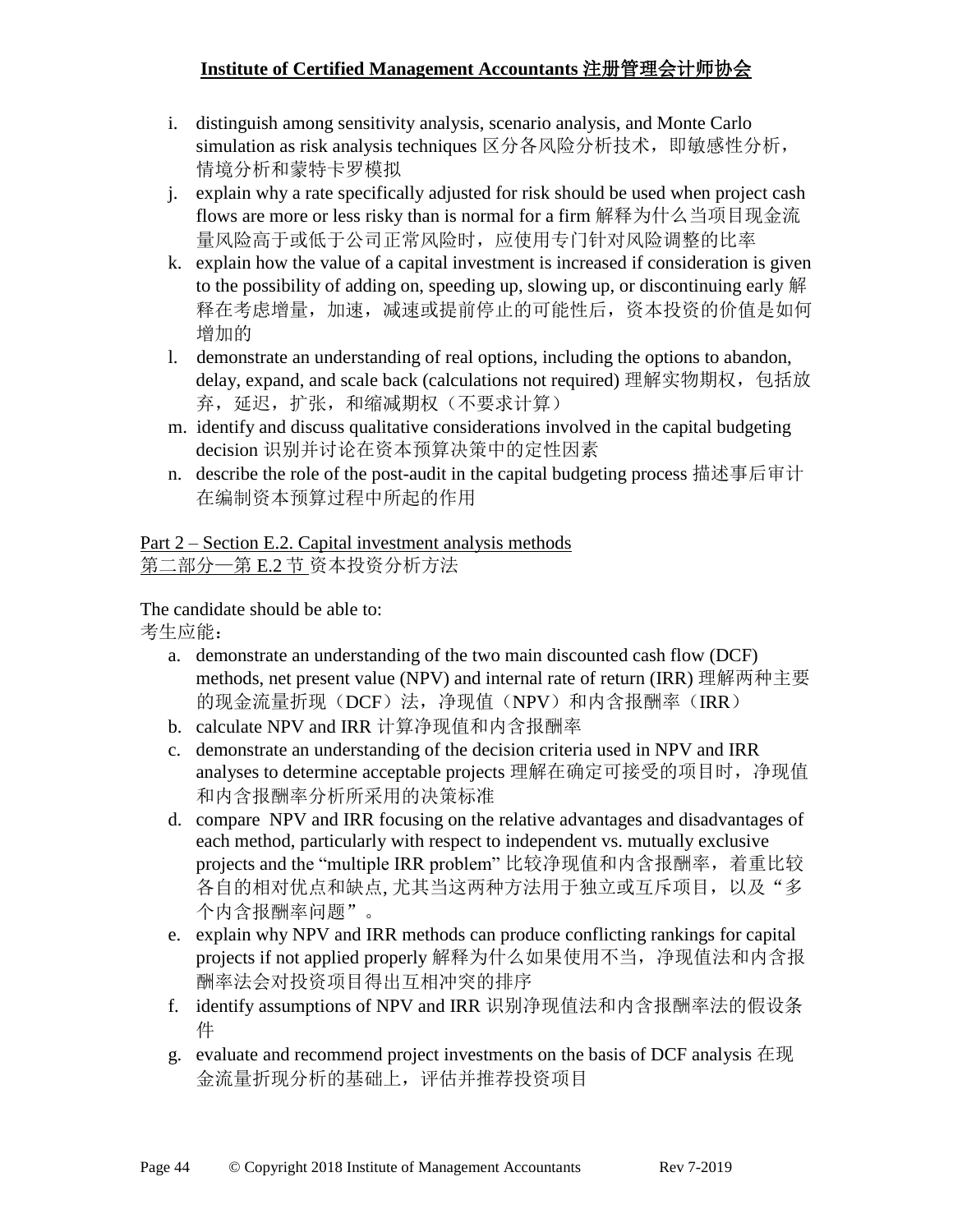i. distinguish among sensitivity analysis, scenario analysis, and Monte Carlo simulation as risk analysis techniques 区分各风险分析技术，即敏感性分析，情境分析和蒙特卡罗模拟
j. explain why a rate specifically adjusted for risk should be used when project cash flows are more or less risky than is normal for a firm 解释为什么当项目现金流量风险高于或低于公司正常风险时，应使用专门针对风险调整的比率
k. explain how the value of a capital investment is increased if consideration is given to the possibility of adding on, speeding up, slowing up, or discontinuing early 解释在考虑增量，加速，减速或提前停止的可能性后，资本投资的价值是如何增加的
l. demonstrate an understanding of real options, including the options to abandon, delay, expand, and scale back (calculations not required) 理解实物期权，包括放弃，延迟，扩张，和缩减期权（不要求计算）
m. identify and discuss qualitative considerations involved in the capital budgeting decision 识别并讨论在资本预算决策中的定性因素
n. describe the role of the post-audit in the capital budgeting process 描述事后审计在编制资本预算过程中所起的作用

Part 2 – Section E.2. Capital investment analysis methods
第二部分—第 E.2 节 资本投资分析方法

The candidate should be able to:
考生应能：

a. demonstrate an understanding of the two main discounted cash flow (DCF) methods, net present value (NPV) and internal rate of return (IRR) 理解两种主要的现金流量折现（DCF）法，净现值（NPV）和内含报酬率（IRR）
b. calculate NPV and IRR 计算净现值和内含报酬率
c. demonstrate an understanding of the decision criteria used in NPV and IRR analyses to determine acceptable projects 理解在确定可接受的项目时，净现值和内含报酬率分析所采用的决策标准
d. compare NPV and IRR focusing on the relative advantages and disadvantages of each method, particularly with respect to independent vs. mutually exclusive projects and the "multiple IRR problem" 比较净现值和内含报酬率，着重比较各自的相对优点和缺点, 尤其当这两种方法用于独立或互斥项目，以及"多个内含报酬率问题"。
e. explain why NPV and IRR methods can produce conflicting rankings for capital projects if not applied properly 解释为什么如果使用不当，净现值法和内含报酬率法会对投资项目得出互相冲突的排序
f. identify assumptions of NPV and IRR 识别净现值法和内含报酬率法的假设条件
g. evaluate and recommend project investments on the basis of DCF analysis 在现金流量折现分析的基础上，评估并推荐投资项目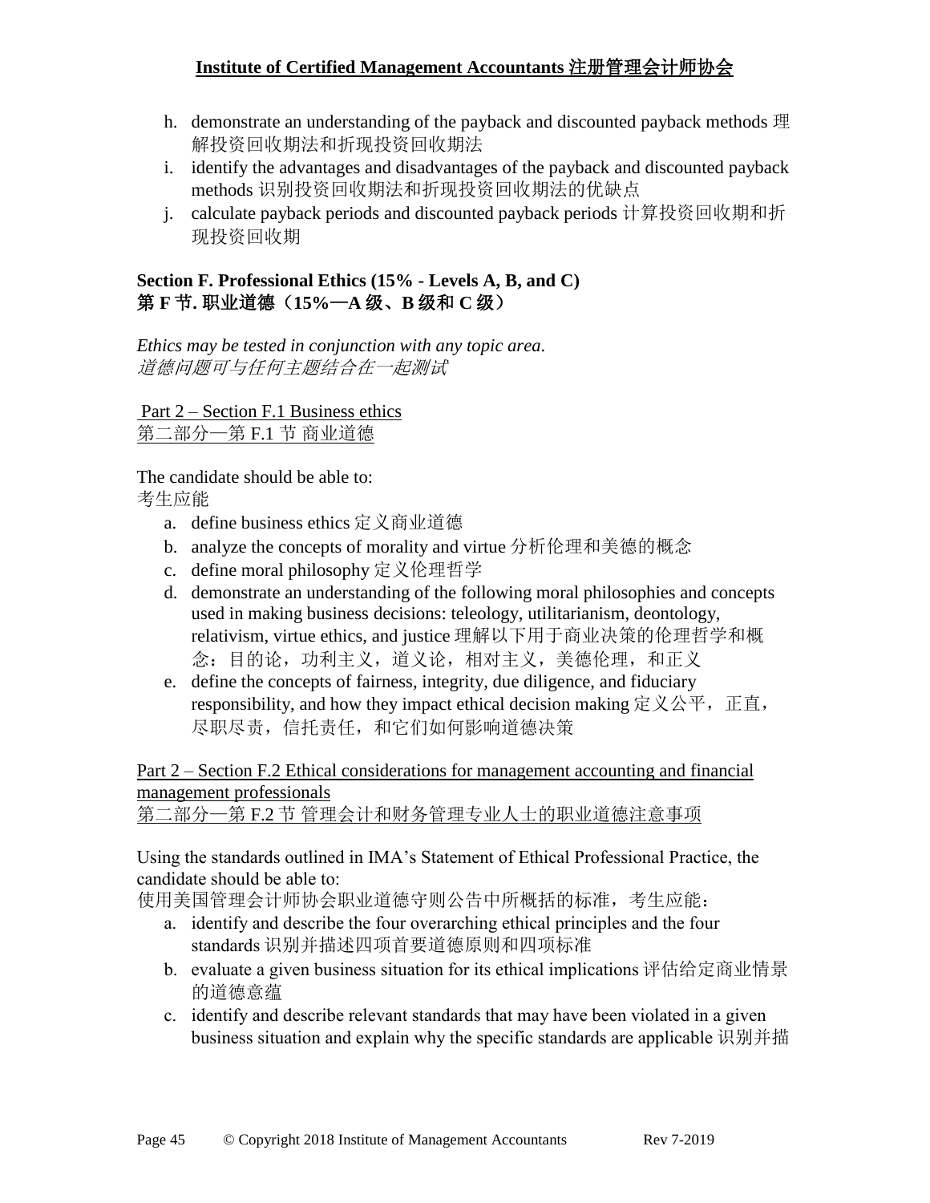h. demonstrate an understanding of the payback and discounted payback methods 理解投资回收期法和折现投资回收期法
i. identify the advantages and disadvantages of the payback and discounted payback methods 识别投资回收期法和折现投资回收期法的优缺点
j. calculate payback periods and discounted payback periods 计算投资回收期和折现投资回收期

**Section F. Professional Ethics (15% - Levels A, B, and C)**
**第 F 节. 职业道德（15%—A 级、B 级和 C 级）**

*Ethics may be tested in conjunction with any topic area.*
*道德问题可与任何主题结合在一起测试*

Part 2 – Section F.1 Business ethics
第二部分—第 F.1 节 商业道德

The candidate should be able to:
考生应能

a. define business ethics 定义商业道德
b. analyze the concepts of morality and virtue 分析伦理和美德的概念
c. define moral philosophy 定义伦理哲学
d. demonstrate an understanding of the following moral philosophies and concepts used in making business decisions: teleology, utilitarianism, deontology, relativism, virtue ethics, and justice 理解以下用于商业决策的伦理哲学和概念：目的论，功利主义，道义论，相对主义，美德伦理，和正义
e. define the concepts of fairness, integrity, due diligence, and fiduciary responsibility, and how they impact ethical decision making 定义公平，正直，尽职尽责，信托责任，和它们如何影响道德决策

Part 2 – Section F.2 Ethical considerations for management accounting and financial management professionals
第二部分—第 F.2 节 管理会计和财务管理专业人士的职业道德注意事项

Using the standards outlined in IMA's Statement of Ethical Professional Practice, the candidate should be able to:
使用美国管理会计师协会职业道德守则公告中所概括的标准，考生应能：

a. identify and describe the four overarching ethical principles and the four standards 识别并描述四项首要道德原则和四项标准
b. evaluate a given business situation for its ethical implications 评估给定商业情景的道德意蕴
c. identify and describe relevant standards that may have been violated in a given business situation and explain why the specific standards are applicable 识别并描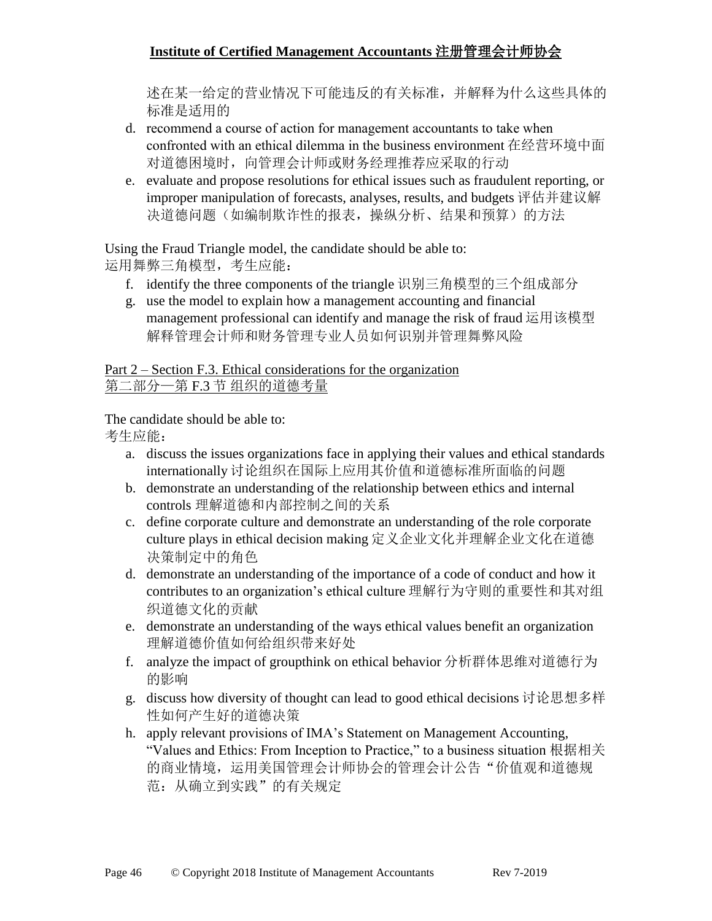述在某一给定的营业情况下可能违反的有关标准，并解释为什么这些具体的标准是适用的

d. recommend a course of action for management accountants to take when confronted with an ethical dilemma in the business environment 在经营环境中面对道德困境时，向管理会计师或财务经理推荐应采取的行动
e. evaluate and propose resolutions for ethical issues such as fraudulent reporting, or improper manipulation of forecasts, analyses, results, and budgets 评估并建议解决道德问题（如编制欺诈性的报表，操纵分析、结果和预算）的方法

Using the Fraud Triangle model, the candidate should be able to:
运用舞弊三角模型，考生应能：

f. identify the three components of the triangle 识别三角模型的三个组成部分
g. use the model to explain how a management accounting and financial management professional can identify and manage the risk of fraud 运用该模型解释管理会计师和财务管理专业人员如何识别并管理舞弊风险

Part 2 – Section F.3. Ethical considerations for the organization
第二部分—第 F.3 节 组织的道德考量

The candidate should be able to:
考生应能：

a. discuss the issues organizations face in applying their values and ethical standards internationally 讨论组织在国际上应用其价值和道德标准所面临的问题
b. demonstrate an understanding of the relationship between ethics and internal controls 理解道德和内部控制之间的关系
c. define corporate culture and demonstrate an understanding of the role corporate culture plays in ethical decision making 定义企业文化并理解企业文化在道德决策制定中的角色
d. demonstrate an understanding of the importance of a code of conduct and how it contributes to an organization's ethical culture 理解行为守则的重要性和其对组织道德文化的贡献
e. demonstrate an understanding of the ways ethical values benefit an organization 理解道德价值如何给组织带来好处
f. analyze the impact of groupthink on ethical behavior 分析群体思维对道德行为的影响
g. discuss how diversity of thought can lead to good ethical decisions 讨论思想多样性如何产生好的道德决策
h. apply relevant provisions of IMA's Statement on Management Accounting, "Values and Ethics: From Inception to Practice," to a business situation 根据相关的商业情境，运用美国管理会计师协会的管理会计公告“价值观和道德规范：从确立到实践”的有关规定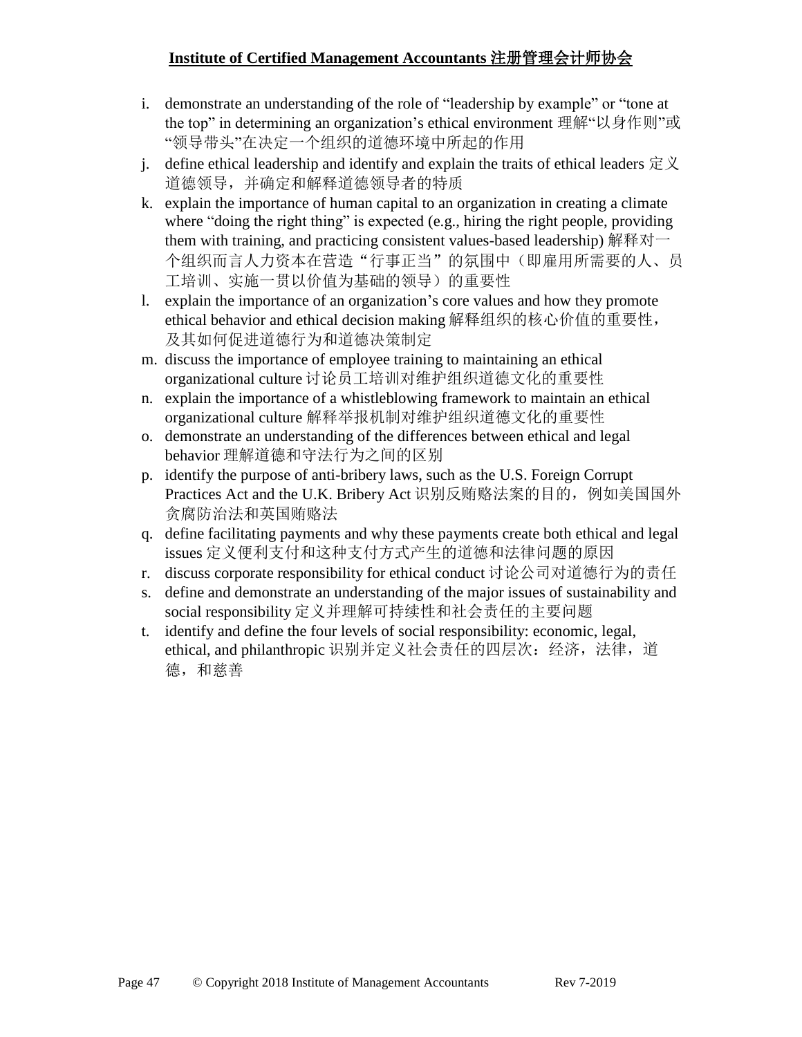i. demonstrate an understanding of the role of "leadership by example" or "tone at the top" in determining an organization's ethical environment 理解"以身作则"或"领导带头"在决定一个组织的道德环境中所起的作用
j. define ethical leadership and identify and explain the traits of ethical leaders 定义道德领导，并确定和解释道德领导者的特质
k. explain the importance of human capital to an organization in creating a climate where "doing the right thing" is expected (e.g., hiring the right people, providing them with training, and practicing consistent values-based leadership) 解释对一个组织而言人力资本在营造"行事正当"的氛围中（即雇用所需要的人、员工培训、实施一贯以价值为基础的领导）的重要性
l. explain the importance of an organization's core values and how they promote ethical behavior and ethical decision making 解释组织的核心价值的重要性，及其如何促进道德行为和道德决策制定
m. discuss the importance of employee training to maintaining an ethical organizational culture 讨论员工培训对维护组织道德文化的重要性
n. explain the importance of a whistleblowing framework to maintain an ethical organizational culture 解释举报机制对维护组织道德文化的重要性
o. demonstrate an understanding of the differences between ethical and legal behavior 理解道德和守法行为之间的区别
p. identify the purpose of anti-bribery laws, such as the U.S. Foreign Corrupt Practices Act and the U.K. Bribery Act 识别反贿赂法案的目的，例如美国国外贪腐防治法和英国贿赂法
q. define facilitating payments and why these payments create both ethical and legal issues 定义便利支付和这种支付方式产生的道德和法律问题的原因
r. discuss corporate responsibility for ethical conduct 讨论公司对道德行为的责任
s. define and demonstrate an understanding of the major issues of sustainability and social responsibility 定义并理解可持续性和社会责任的主要问题
t. identify and define the four levels of social responsibility: economic, legal, ethical, and philanthropic 识别并定义社会责任的四层次：经济，法律，道德，和慈善